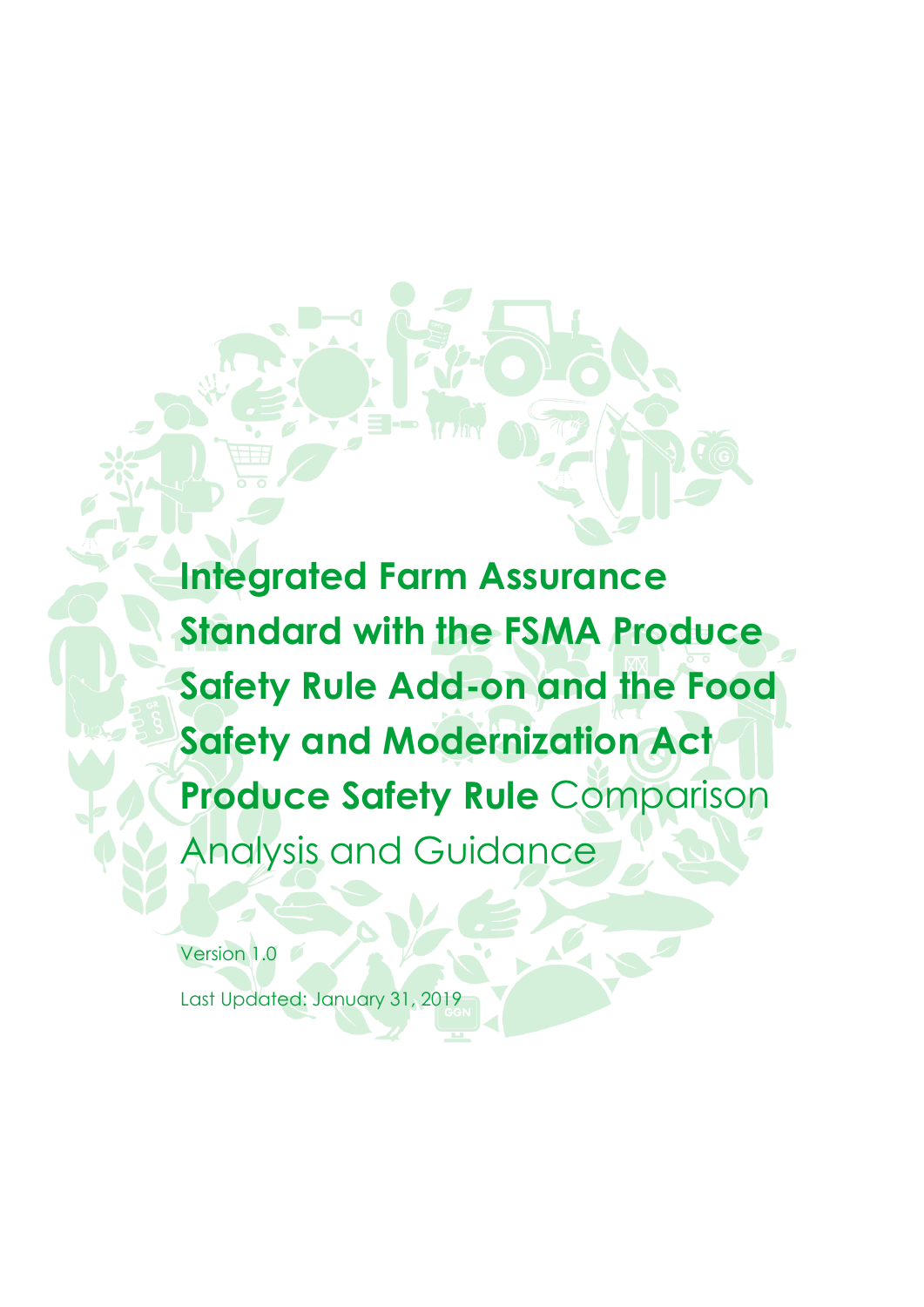# **Integrated Farm Assurance Standard with the FSMA Produce Safety Rule Add-on and the Food Safety and Modernization Act Produce Safety Rule** Comparison Analysis and Guidance

Version 1.0

Last Updated: January 31, 2019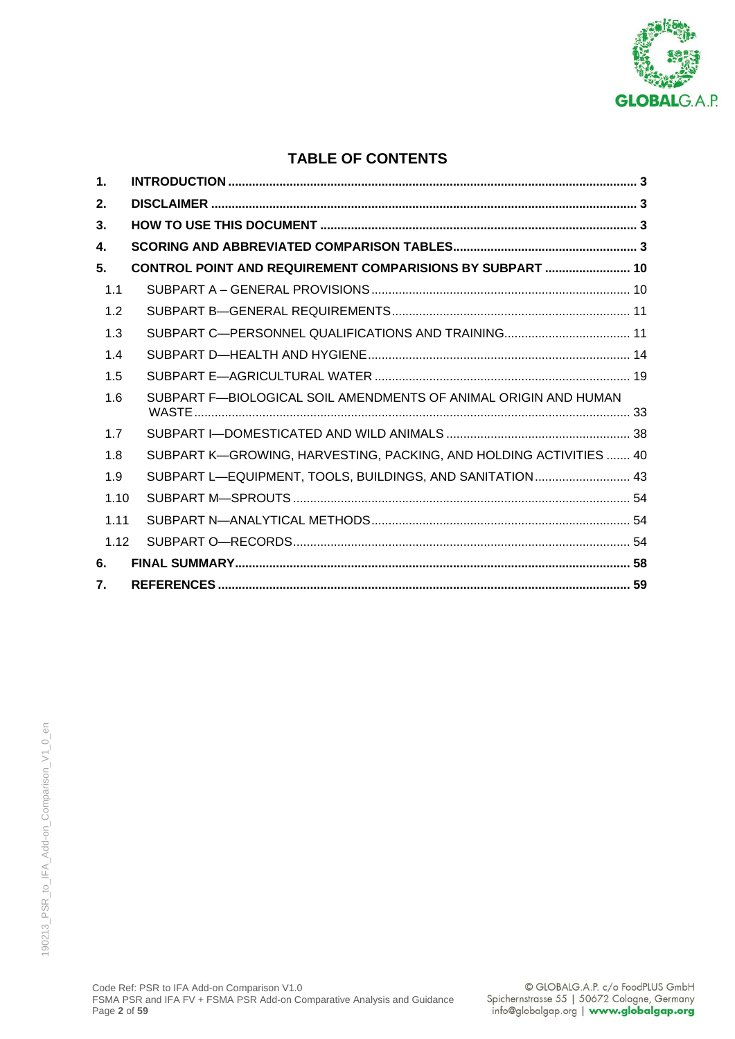## TABLE OF CONTENTS

| | | |
|---|---|---|
| **1.** | **INTRODUCTION** | **3** |
| **2.** | **DISCLAIMER** | **3** |
| **3.** | **HOW TO USE THIS DOCUMENT** | **3** |
| **4.** | **SCORING AND ABBREVIATED COMPARISON TABLES** | **3** |
| **5.** | **CONTROL POINT AND REQUIREMENT COMPARISIONS BY SUBPART** | **10** |
| 1.1 | SUBPART A – GENERAL PROVISIONS | 10 |
| 1.2 | SUBPART B—GENERAL REQUIREMENTS | 11 |
| 1.3 | SUBPART C—PERSONNEL QUALIFICATIONS AND TRAINING | 11 |
| 1.4 | SUBPART D—HEALTH AND HYGIENE | 14 |
| 1.5 | SUBPART E—AGRICULTURAL WATER | 19 |
| 1.6 | SUBPART F—BIOLOGICAL SOIL AMENDMENTS OF ANIMAL ORIGIN AND HUMAN WASTE | 33 |
| 1.7 | SUBPART I—DOMESTICATED AND WILD ANIMALS | 38 |
| 1.8 | SUBPART K—GROWING, HARVESTING, PACKING, AND HOLDING ACTIVITIES | 40 |
| 1.9 | SUBPART L—EQUIPMENT, TOOLS, BUILDINGS, AND SANITATION | 43 |
| 1.10 | SUBPART M—SPROUTS | 54 |
| 1.11 | SUBPART N—ANALYTICAL METHODS | 54 |
| 1.12 | SUBPART O—RECORDS | 54 |
| **6.** | **FINAL SUMMARY** | **58** |
| **7.** | **REFERENCES** | **59** |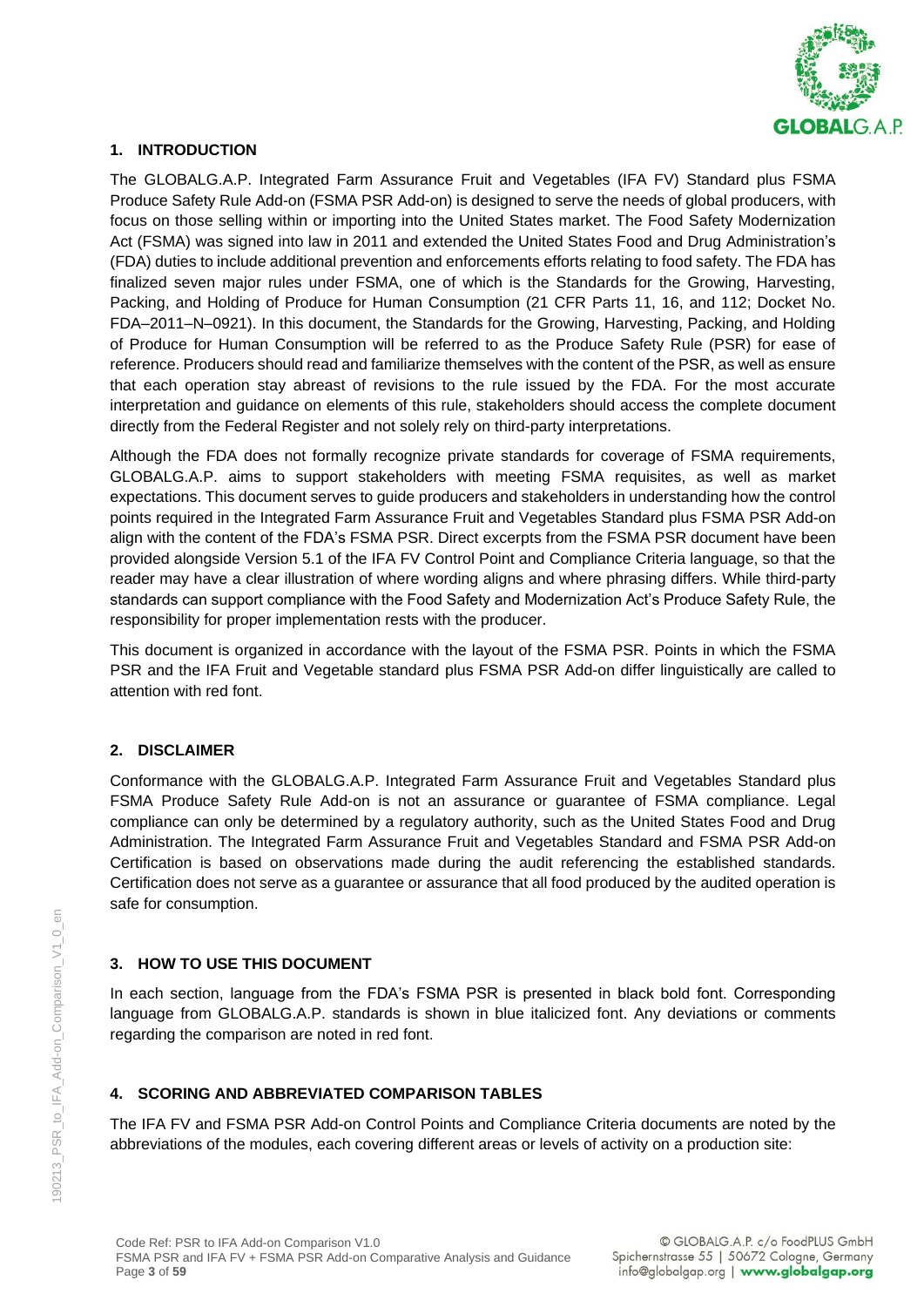## 1. INTRODUCTION

The GLOBALG.A.P. Integrated Farm Assurance Fruit and Vegetables (IFA FV) Standard plus FSMA Produce Safety Rule Add-on (FSMA PSR Add-on) is designed to serve the needs of global producers, with focus on those selling within or importing into the United States market. The Food Safety Modernization Act (FSMA) was signed into law in 2011 and extended the United States Food and Drug Administration's (FDA) duties to include additional prevention and enforcements efforts relating to food safety. The FDA has finalized seven major rules under FSMA, one of which is the Standards for the Growing, Harvesting, Packing, and Holding of Produce for Human Consumption (21 CFR Parts 11, 16, and 112; Docket No. FDA–2011–N–0921). In this document, the Standards for the Growing, Harvesting, Packing, and Holding of Produce for Human Consumption will be referred to as the Produce Safety Rule (PSR) for ease of reference. Producers should read and familiarize themselves with the content of the PSR, as well as ensure that each operation stay abreast of revisions to the rule issued by the FDA. For the most accurate interpretation and guidance on elements of this rule, stakeholders should access the complete document directly from the Federal Register and not solely rely on third-party interpretations.

Although the FDA does not formally recognize private standards for coverage of FSMA requirements, GLOBALG.A.P. aims to support stakeholders with meeting FSMA requisites, as well as market expectations. This document serves to guide producers and stakeholders in understanding how the control points required in the Integrated Farm Assurance Fruit and Vegetables Standard plus FSMA PSR Add-on align with the content of the FDA's FSMA PSR. Direct excerpts from the FSMA PSR document have been provided alongside Version 5.1 of the IFA FV Control Point and Compliance Criteria language, so that the reader may have a clear illustration of where wording aligns and where phrasing differs. While third-party standards can support compliance with the Food Safety and Modernization Act's Produce Safety Rule, the responsibility for proper implementation rests with the producer.

This document is organized in accordance with the layout of the FSMA PSR. Points in which the FSMA PSR and the IFA Fruit and Vegetable standard plus FSMA PSR Add-on differ linguistically are called to attention with red font.

## 2. DISCLAIMER

Conformance with the GLOBALG.A.P. Integrated Farm Assurance Fruit and Vegetables Standard plus FSMA Produce Safety Rule Add-on is not an assurance or guarantee of FSMA compliance. Legal compliance can only be determined by a regulatory authority, such as the United States Food and Drug Administration. The Integrated Farm Assurance Fruit and Vegetables Standard and FSMA PSR Add-on Certification is based on observations made during the audit referencing the established standards. Certification does not serve as a guarantee or assurance that all food produced by the audited operation is safe for consumption.

## 3. HOW TO USE THIS DOCUMENT

In each section, language from the FDA's FSMA PSR is presented in black bold font. Corresponding language from GLOBALG.A.P. standards is shown in blue italicized font. Any deviations or comments regarding the comparison are noted in red font.

## 4. SCORING AND ABBREVIATED COMPARISON TABLES

The IFA FV and FSMA PSR Add-on Control Points and Compliance Criteria documents are noted by the abbreviations of the modules, each covering different areas or levels of activity on a production site: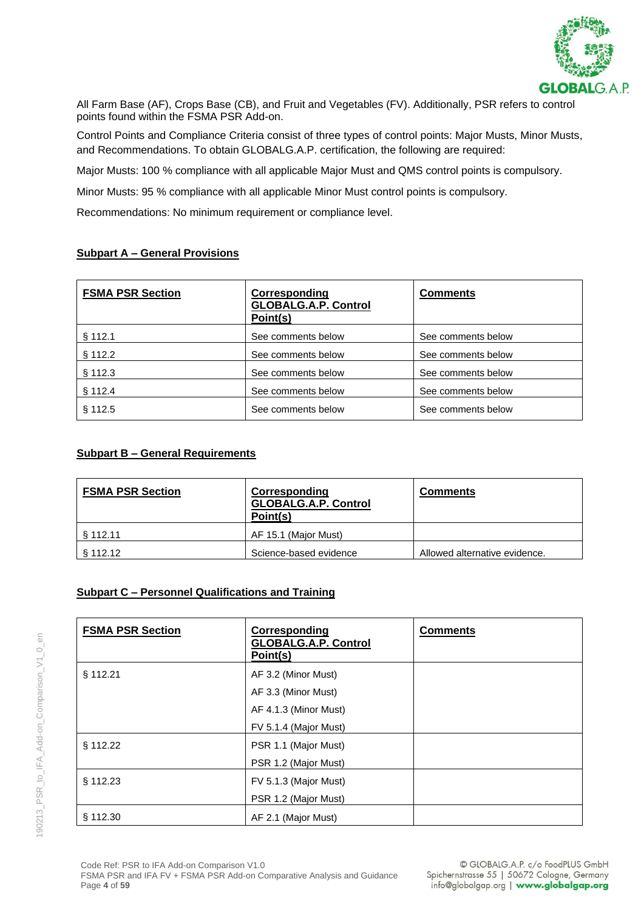All Farm Base (AF), Crops Base (CB), and Fruit and Vegetables (FV). Additionally, PSR refers to control points found within the FSMA PSR Add-on.

Control Points and Compliance Criteria consist of three types of control points: Major Musts, Minor Musts, and Recommendations. To obtain GLOBALG.A.P. certification, the following are required:

Major Musts: 100 % compliance with all applicable Major Must and QMS control points is compulsory.

Minor Musts: 95 % compliance with all applicable Minor Must control points is compulsory.

Recommendations: No minimum requirement or compliance level.

## Subpart A – General Provisions

| FSMA PSR Section | Corresponding GLOBALG.A.P. Control Point(s) | Comments |
|---|---|---|
| § 112.1 | See comments below | See comments below |
| § 112.2 | See comments below | See comments below |
| § 112.3 | See comments below | See comments below |
| § 112.4 | See comments below | See comments below |
| § 112.5 | See comments below | See comments below |

## Subpart B – General Requirements

| FSMA PSR Section | Corresponding GLOBALG.A.P. Control Point(s) | Comments |
|---|---|---|
| § 112.11 | AF 15.1 (Major Must) | |
| § 112.12 | Science-based evidence | Allowed alternative evidence. |

## Subpart C – Personnel Qualifications and Training

| FSMA PSR Section | Corresponding GLOBALG.A.P. Control Point(s) | Comments |
|---|---|---|
| § 112.21 | AF 3.2 (Minor Must)<br>AF 3.3 (Minor Must)<br>AF 4.1.3 (Minor Must)<br>FV 5.1.4 (Major Must) | |
| § 112.22 | PSR 1.1 (Major Must)<br>PSR 1.2 (Major Must) | |
| § 112.23 | FV 5.1.3 (Major Must)<br>PSR 1.2 (Major Must) | |
| § 112.30 | AF 2.1 (Major Must) | |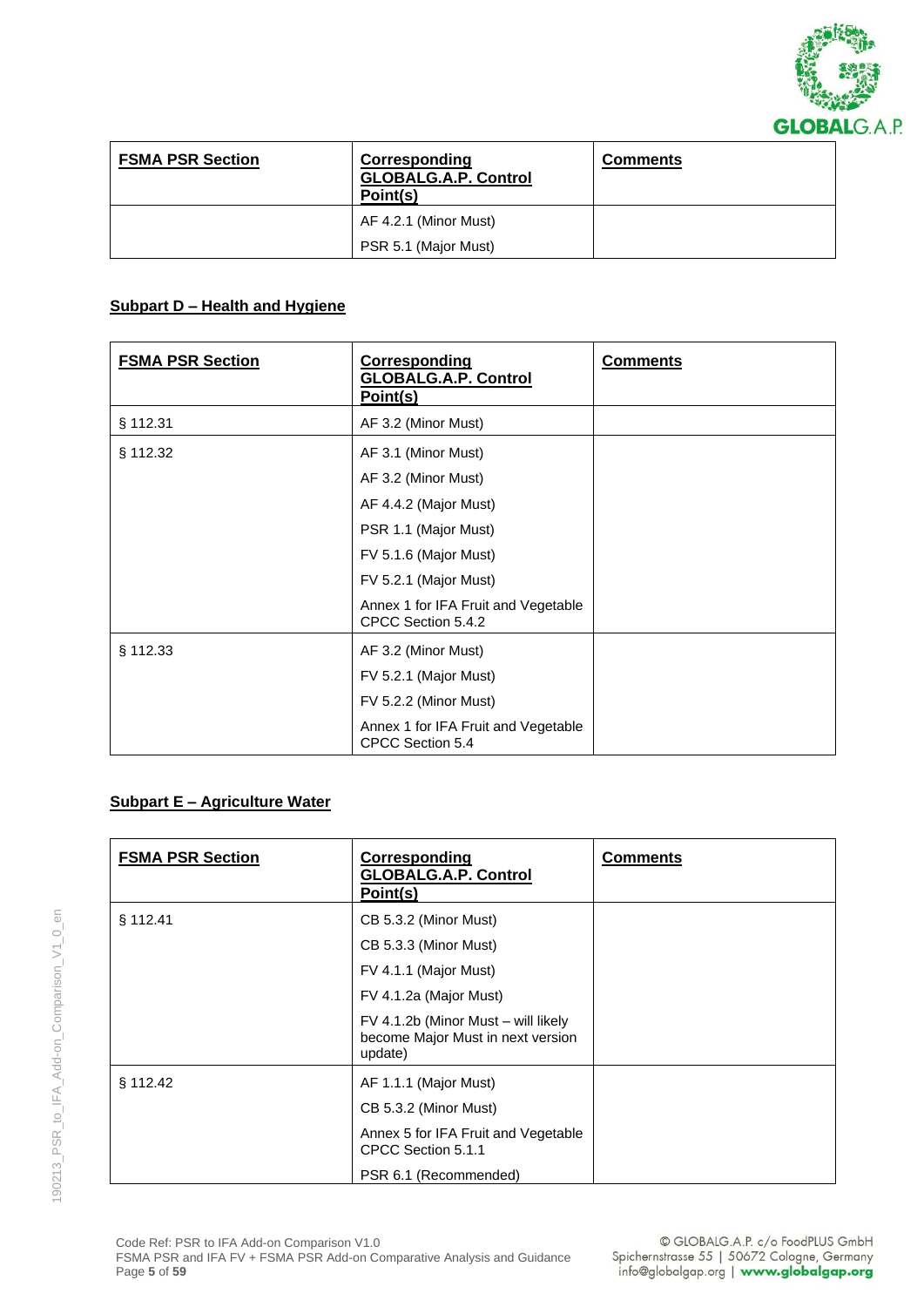| FSMA PSR Section | Corresponding GLOBALG.A.P. Control Point(s) | Comments |
|---|---|---|
| | AF 4.2.1 (Minor Must) | |
| | PSR 5.1 (Major Must) | |

## Subpart D – Health and Hygiene

| FSMA PSR Section | Corresponding GLOBALG.A.P. Control Point(s) | Comments |
|---|---|---|
| § 112.31 | AF 3.2 (Minor Must) | |
| § 112.32 | AF 3.1 (Minor Must)<br>AF 3.2 (Minor Must)<br>AF 4.4.2 (Major Must)<br>PSR 1.1 (Major Must)<br>FV 5.1.6 (Major Must)<br>FV 5.2.1 (Major Must)<br>Annex 1 for IFA Fruit and Vegetable CPCC Section 5.4.2 | |
| § 112.33 | AF 3.2 (Minor Must)<br>FV 5.2.1 (Major Must)<br>FV 5.2.2 (Minor Must)<br>Annex 1 for IFA Fruit and Vegetable CPCC Section 5.4 | |

## Subpart E – Agriculture Water

| FSMA PSR Section | Corresponding GLOBALG.A.P. Control Point(s) | Comments |
|---|---|---|
| § 112.41 | CB 5.3.2 (Minor Must)<br>CB 5.3.3 (Minor Must)<br>FV 4.1.1 (Major Must)<br>FV 4.1.2a (Major Must)<br>FV 4.1.2b (Minor Must – will likely become Major Must in next version update) | |
| § 112.42 | AF 1.1.1 (Major Must)<br>CB 5.3.2 (Minor Must)<br>Annex 5 for IFA Fruit and Vegetable CPCC Section 5.1.1<br>PSR 6.1 (Recommended) | |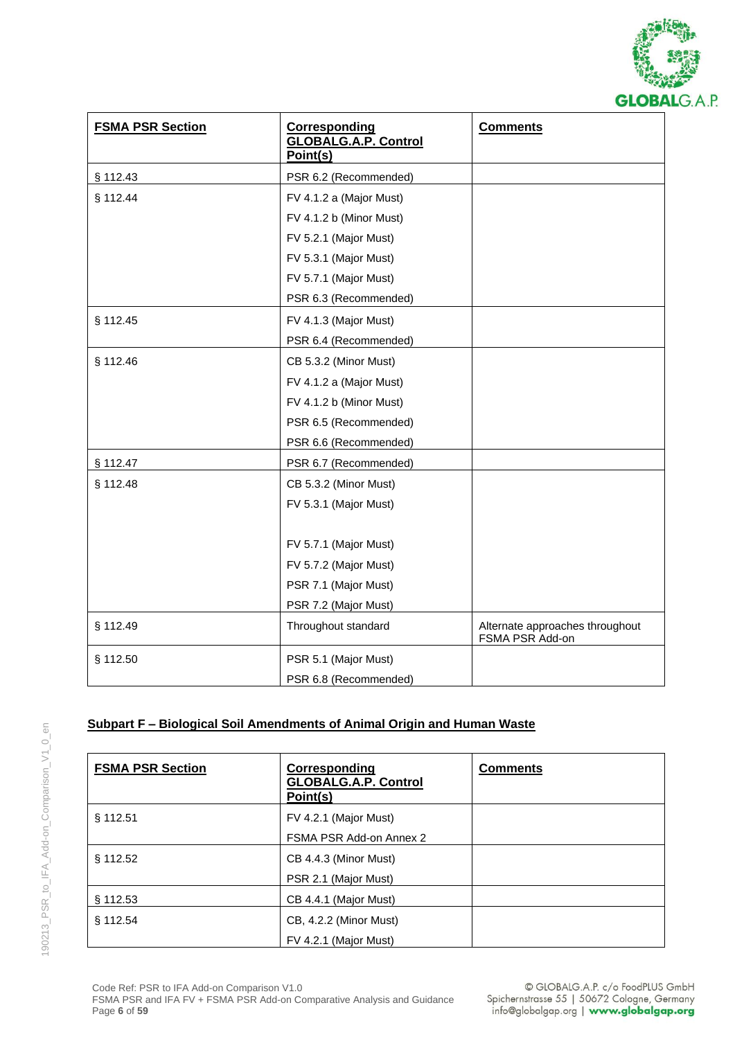| FSMA PSR Section | Corresponding GLOBALG.A.P. Control Point(s) | Comments |
|---|---|---|
| § 112.43 | PSR 6.2 (Recommended) | |
| § 112.44 | FV 4.1.2 a (Major Must)<br>FV 4.1.2 b (Minor Must)<br>FV 5.2.1 (Major Must)<br>FV 5.3.1 (Major Must)<br>FV 5.7.1 (Major Must)<br>PSR 6.3 (Recommended) | |
| § 112.45 | FV 4.1.3 (Major Must)<br>PSR 6.4 (Recommended) | |
| § 112.46 | CB 5.3.2 (Minor Must)<br>FV 4.1.2 a (Major Must)<br>FV 4.1.2 b (Minor Must)<br>PSR 6.5 (Recommended)<br>PSR 6.6 (Recommended) | |
| § 112.47 | PSR 6.7 (Recommended) | |
| § 112.48 | CB 5.3.2 (Minor Must)<br>FV 5.3.1 (Major Must)<br>FV 5.7.1 (Major Must)<br>FV 5.7.2 (Major Must)<br>PSR 7.1 (Major Must)<br>PSR 7.2 (Major Must) | |
| § 112.49 | Throughout standard | Alternate approaches throughout FSMA PSR Add-on |
| § 112.50 | PSR 5.1 (Major Must)<br>PSR 6.8 (Recommended) | |

## Subpart F – Biological Soil Amendments of Animal Origin and Human Waste

| FSMA PSR Section | Corresponding GLOBALG.A.P. Control Point(s) | Comments |
|---|---|---|
| § 112.51 | FV 4.2.1 (Major Must)<br>FSMA PSR Add-on Annex 2 | |
| § 112.52 | CB 4.4.3 (Minor Must)<br>PSR 2.1 (Major Must) | |
| § 112.53 | CB 4.4.1 (Major Must) | |
| § 112.54 | CB, 4.2.2 (Minor Must)<br>FV 4.2.1 (Major Must) | |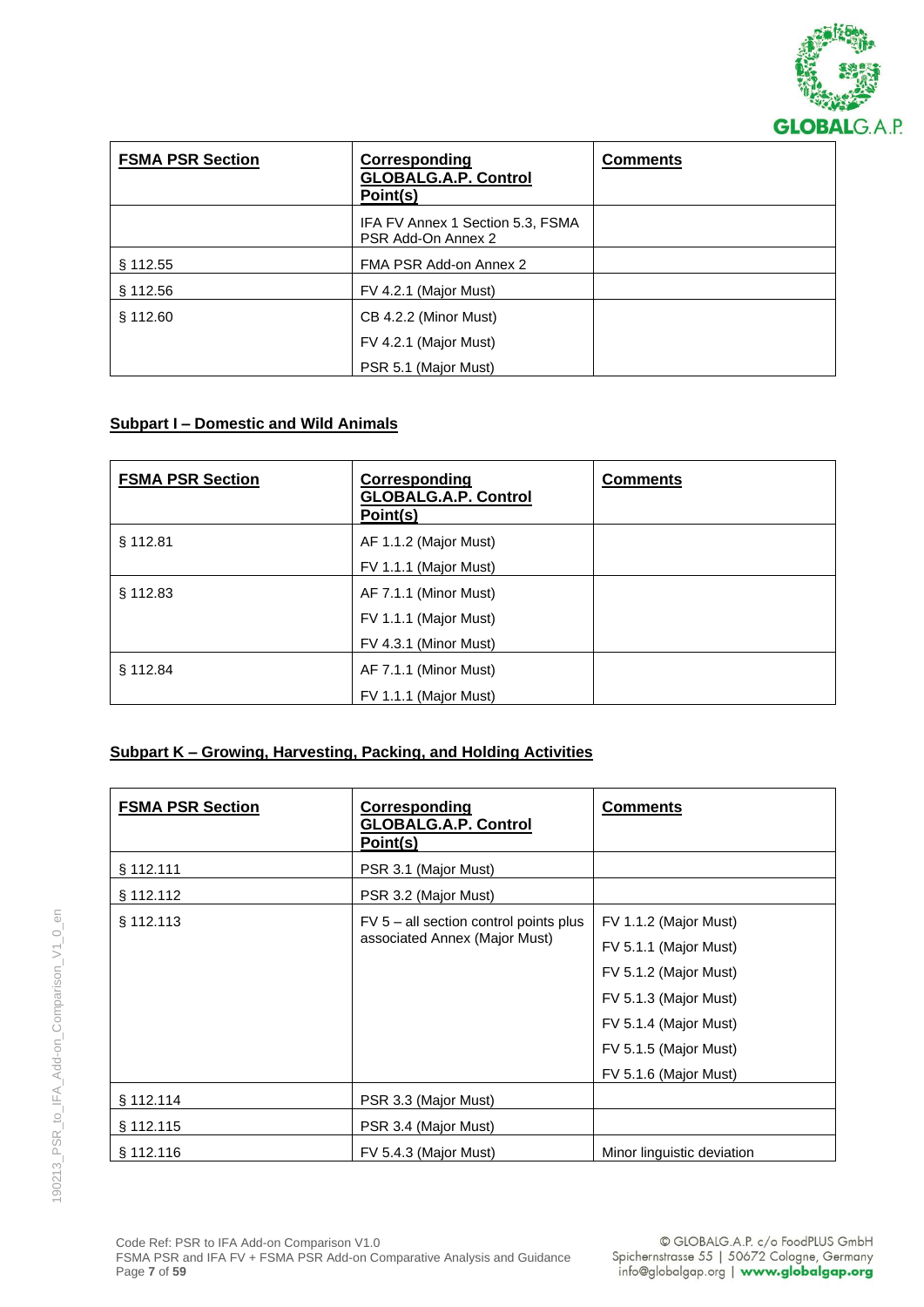| FSMA PSR Section | Corresponding GLOBALG.A.P. Control Point(s) | Comments |
|---|---|---|
| | IFA FV Annex 1 Section 5.3, FSMA PSR Add-On Annex 2 | |
| § 112.55 | FMA PSR Add-on Annex 2 | |
| § 112.56 | FV 4.2.1 (Major Must) | |
| § 112.60 | CB 4.2.2 (Minor Must)<br>FV 4.2.1 (Major Must)<br>PSR 5.1 (Major Must) | |

## Subpart I – Domestic and Wild Animals

| FSMA PSR Section | Corresponding GLOBALG.A.P. Control Point(s) | Comments |
|---|---|---|
| § 112.81 | AF 1.1.2 (Major Must)<br>FV 1.1.1 (Major Must) | |
| § 112.83 | AF 7.1.1 (Minor Must)<br>FV 1.1.1 (Major Must)<br>FV 4.3.1 (Minor Must) | |
| § 112.84 | AF 7.1.1 (Minor Must)<br>FV 1.1.1 (Major Must) | |

## Subpart K – Growing, Harvesting, Packing, and Holding Activities

| FSMA PSR Section | Corresponding GLOBALG.A.P. Control Point(s) | Comments |
|---|---|---|
| § 112.111 | PSR 3.1 (Major Must) | |
| § 112.112 | PSR 3.2 (Major Must) | |
| § 112.113 | FV 5 – all section control points plus associated Annex (Major Must) | FV 1.1.2 (Major Must)<br>FV 5.1.1 (Major Must)<br>FV 5.1.2 (Major Must)<br>FV 5.1.3 (Major Must)<br>FV 5.1.4 (Major Must)<br>FV 5.1.5 (Major Must)<br>FV 5.1.6 (Major Must) |
| § 112.114 | PSR 3.3 (Major Must) | |
| § 112.115 | PSR 3.4 (Major Must) | |
| § 112.116 | FV 5.4.3 (Major Must) | Minor linguistic deviation |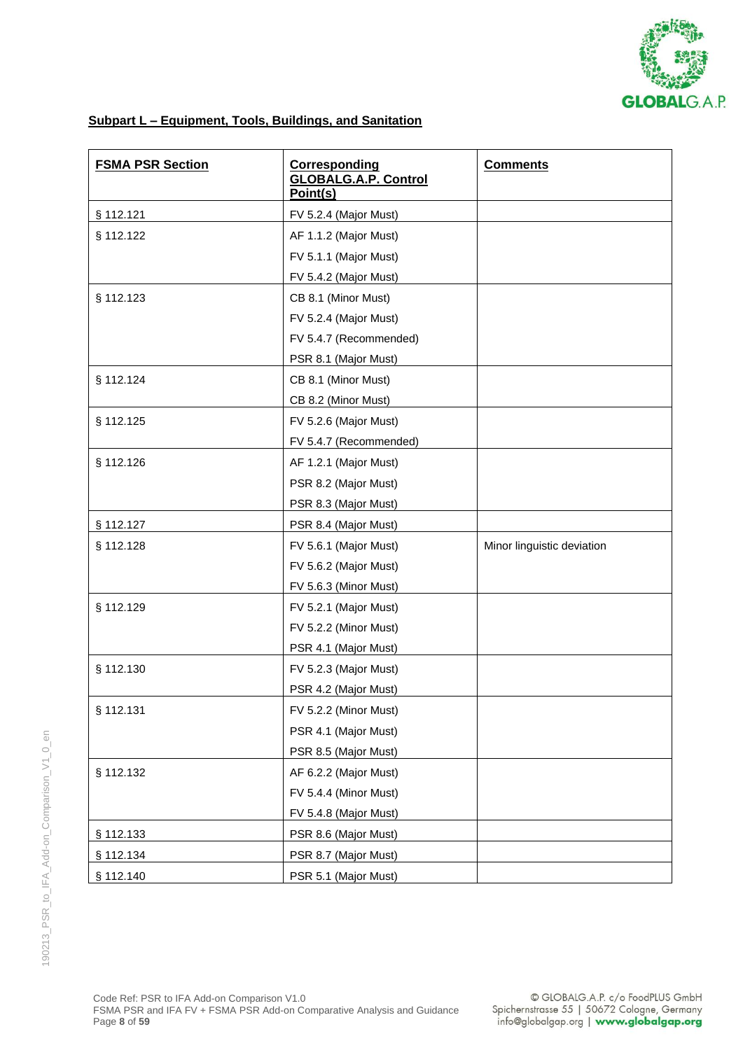**Subpart L – Equipment, Tools, Buildings, and Sanitation**

| FSMA PSR Section | Corresponding GLOBALG.A.P. Control Point(s) | Comments |
|---|---|---|
| § 112.121 | FV 5.2.4 (Major Must) | |
| § 112.122 | AF 1.1.2 (Major Must)<br>FV 5.1.1 (Major Must)<br>FV 5.4.2 (Major Must) | |
| § 112.123 | CB 8.1 (Minor Must)<br>FV 5.2.4 (Major Must)<br>FV 5.4.7 (Recommended)<br>PSR 8.1 (Major Must) | |
| § 112.124 | CB 8.1 (Minor Must)<br>CB 8.2 (Minor Must) | |
| § 112.125 | FV 5.2.6 (Major Must)<br>FV 5.4.7 (Recommended) | |
| § 112.126 | AF 1.2.1 (Major Must)<br>PSR 8.2 (Major Must)<br>PSR 8.3 (Major Must) | |
| § 112.127 | PSR 8.4 (Major Must) | |
| § 112.128 | FV 5.6.1 (Major Must)<br>FV 5.6.2 (Major Must)<br>FV 5.6.3 (Minor Must) | Minor linguistic deviation |
| § 112.129 | FV 5.2.1 (Major Must)<br>FV 5.2.2 (Minor Must)<br>PSR 4.1 (Major Must) | |
| § 112.130 | FV 5.2.3 (Major Must)<br>PSR 4.2 (Major Must) | |
| § 112.131 | FV 5.2.2 (Minor Must)<br>PSR 4.1 (Major Must)<br>PSR 8.5 (Major Must) | |
| § 112.132 | AF 6.2.2 (Major Must)<br>FV 5.4.4 (Minor Must)<br>FV 5.4.8 (Major Must) | |
| § 112.133 | PSR 8.6 (Major Must) | |
| § 112.134 | PSR 8.7 (Major Must) | |
| § 112.140 | PSR 5.1 (Major Must) | |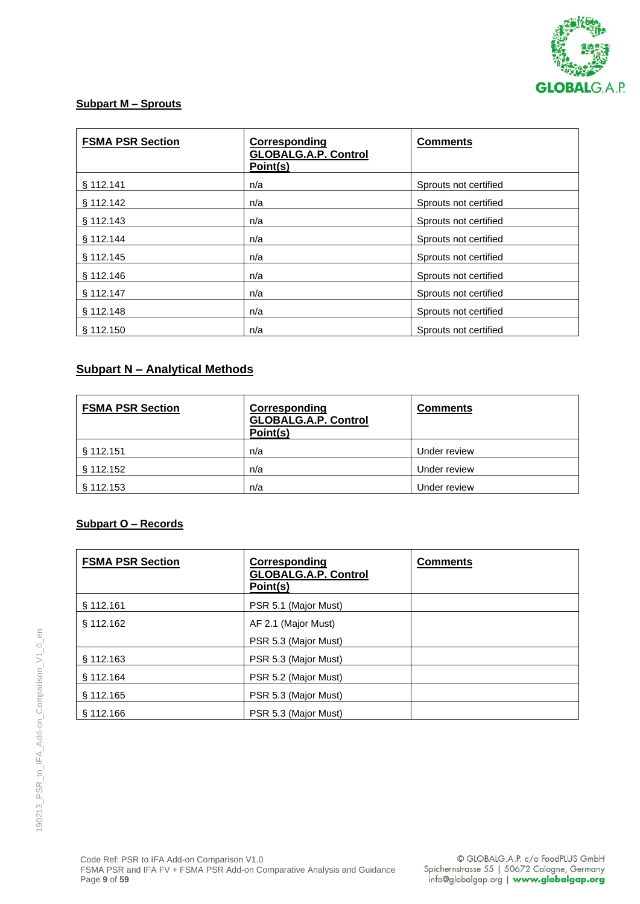## Subpart M – Sprouts

| FSMA PSR Section | Corresponding GLOBALG.A.P. Control Point(s) | Comments |
|---|---|---|
| § 112.141 | n/a | Sprouts not certified |
| § 112.142 | n/a | Sprouts not certified |
| § 112.143 | n/a | Sprouts not certified |
| § 112.144 | n/a | Sprouts not certified |
| § 112.145 | n/a | Sprouts not certified |
| § 112.146 | n/a | Sprouts not certified |
| § 112.147 | n/a | Sprouts not certified |
| § 112.148 | n/a | Sprouts not certified |
| § 112.150 | n/a | Sprouts not certified |

## Subpart N – Analytical Methods

| FSMA PSR Section | Corresponding GLOBALG.A.P. Control Point(s) | Comments |
|---|---|---|
| § 112.151 | n/a | Under review |
| § 112.152 | n/a | Under review |
| § 112.153 | n/a | Under review |

## Subpart O – Records

| FSMA PSR Section | Corresponding GLOBALG.A.P. Control Point(s) | Comments |
|---|---|---|
| § 112.161 | PSR 5.1 (Major Must) | |
| § 112.162 | AF 2.1 (Major Must)<br>PSR 5.3 (Major Must) | |
| § 112.163 | PSR 5.3 (Major Must) | |
| § 112.164 | PSR 5.2 (Major Must) | |
| § 112.165 | PSR 5.3 (Major Must) | |
| § 112.166 | PSR 5.3 (Major Must) | |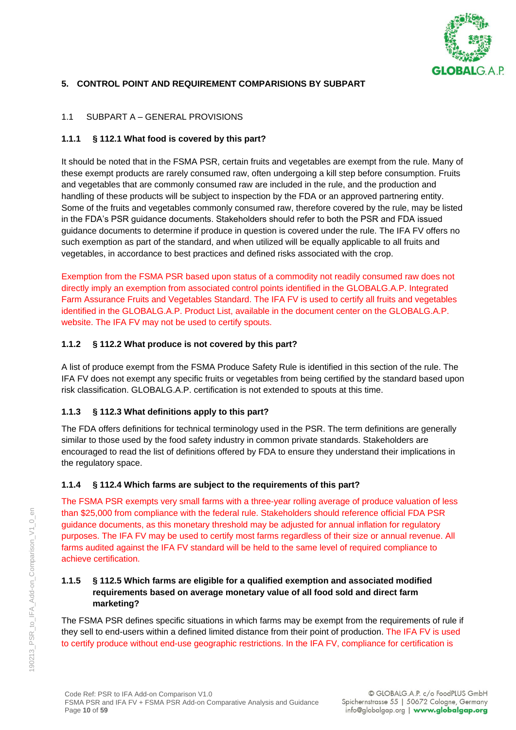## 5. CONTROL POINT AND REQUIREMENT COMPARISIONS BY SUBPART

### 1.1 SUBPART A – GENERAL PROVISIONS

#### 1.1.1 § 112.1 What food is covered by this part?

It should be noted that in the FSMA PSR, certain fruits and vegetables are exempt from the rule. Many of these exempt products are rarely consumed raw, often undergoing a kill step before consumption. Fruits and vegetables that are commonly consumed raw are included in the rule, and the production and handling of these products will be subject to inspection by the FDA or an approved partnering entity. Some of the fruits and vegetables commonly consumed raw, therefore covered by the rule, may be listed in the FDA's PSR guidance documents. Stakeholders should refer to both the PSR and FDA issued guidance documents to determine if produce in question is covered under the rule. The IFA FV offers no such exemption as part of the standard, and when utilized will be equally applicable to all fruits and vegetables, in accordance to best practices and defined risks associated with the crop.

Exemption from the FSMA PSR based upon status of a commodity not readily consumed raw does not directly imply an exemption from associated control points identified in the GLOBALG.A.P. Integrated Farm Assurance Fruits and Vegetables Standard. The IFA FV is used to certify all fruits and vegetables identified in the GLOBALG.A.P. Product List, available in the document center on the GLOBALG.A.P. website. The IFA FV may not be used to certify spouts.

#### 1.1.2 § 112.2 What produce is not covered by this part?

A list of produce exempt from the FSMA Produce Safety Rule is identified in this section of the rule. The IFA FV does not exempt any specific fruits or vegetables from being certified by the standard based upon risk classification. GLOBALG.A.P. certification is not extended to spouts at this time.

#### 1.1.3 § 112.3 What definitions apply to this part?

The FDA offers definitions for technical terminology used in the PSR. The term definitions are generally similar to those used by the food safety industry in common private standards. Stakeholders are encouraged to read the list of definitions offered by FDA to ensure they understand their implications in the regulatory space.

#### 1.1.4 § 112.4 Which farms are subject to the requirements of this part?

The FSMA PSR exempts very small farms with a three-year rolling average of produce valuation of less than $25,000 from compliance with the federal rule. Stakeholders should reference official FDA PSR guidance documents, as this monetary threshold may be adjusted for annual inflation for regulatory purposes. The IFA FV may be used to certify most farms regardless of their size or annual revenue. All farms audited against the IFA FV standard will be held to the same level of required compliance to achieve certification.

#### 1.1.5 § 112.5 Which farms are eligible for a qualified exemption and associated modified requirements based on average monetary value of all food sold and direct farm marketing?

The FSMA PSR defines specific situations in which farms may be exempt from the requirements of rule if they sell to end-users within a defined limited distance from their point of production. The IFA FV is used to certify produce without end-use geographic restrictions. In the IFA FV, compliance for certification is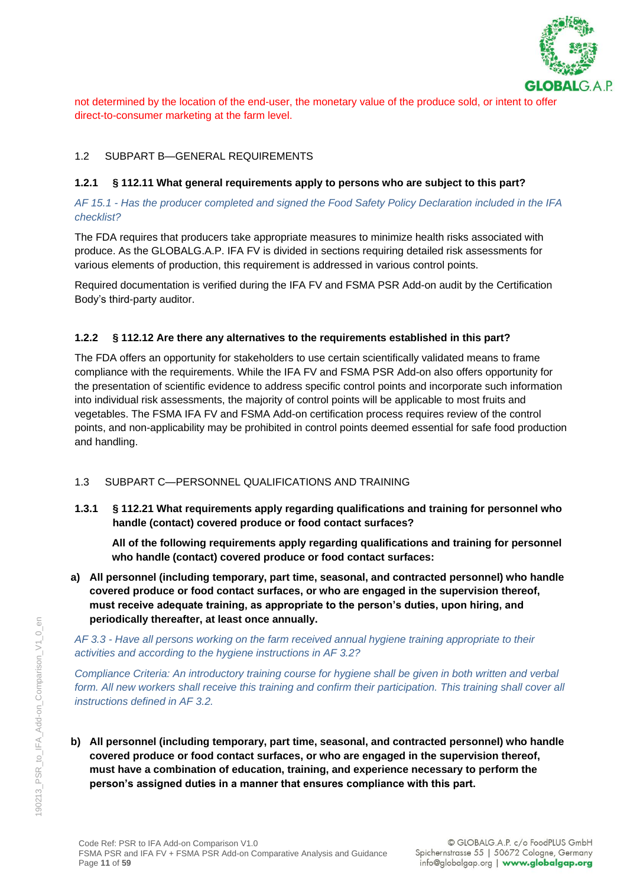not determined by the location of the end-user, the monetary value of the produce sold, or intent to offer direct-to-consumer marketing at the farm level.

## 1.2 SUBPART B—GENERAL REQUIREMENTS

### 1.2.1 § 112.11 What general requirements apply to persons who are subject to this part?

*AF 15.1 - Has the producer completed and signed the Food Safety Policy Declaration included in the IFA checklist?*

The FDA requires that producers take appropriate measures to minimize health risks associated with produce. As the GLOBALG.A.P. IFA FV is divided in sections requiring detailed risk assessments for various elements of production, this requirement is addressed in various control points.

Required documentation is verified during the IFA FV and FSMA PSR Add-on audit by the Certification Body's third-party auditor.

### 1.2.2 § 112.12 Are there any alternatives to the requirements established in this part?

The FDA offers an opportunity for stakeholders to use certain scientifically validated means to frame compliance with the requirements. While the IFA FV and FSMA PSR Add-on also offers opportunity for the presentation of scientific evidence to address specific control points and incorporate such information into individual risk assessments, the majority of control points will be applicable to most fruits and vegetables. The FSMA IFA FV and FSMA Add-on certification process requires review of the control points, and non-applicability may be prohibited in control points deemed essential for safe food production and handling.

## 1.3 SUBPART C—PERSONNEL QUALIFICATIONS AND TRAINING

### 1.3.1 § 112.21 What requirements apply regarding qualifications and training for personnel who handle (contact) covered produce or food contact surfaces?

**All of the following requirements apply regarding qualifications and training for personnel who handle (contact) covered produce or food contact surfaces:**

**a) All personnel (including temporary, part time, seasonal, and contracted personnel) who handle covered produce or food contact surfaces, or who are engaged in the supervision thereof, must receive adequate training, as appropriate to the person's duties, upon hiring, and periodically thereafter, at least once annually.**

*AF 3.3 - Have all persons working on the farm received annual hygiene training appropriate to their activities and according to the hygiene instructions in AF 3.2?*

*Compliance Criteria: An introductory training course for hygiene shall be given in both written and verbal form. All new workers shall receive this training and confirm their participation. This training shall cover all instructions defined in AF 3.2.*

**b) All personnel (including temporary, part time, seasonal, and contracted personnel) who handle covered produce or food contact surfaces, or who are engaged in the supervision thereof, must have a combination of education, training, and experience necessary to perform the person's assigned duties in a manner that ensures compliance with this part.**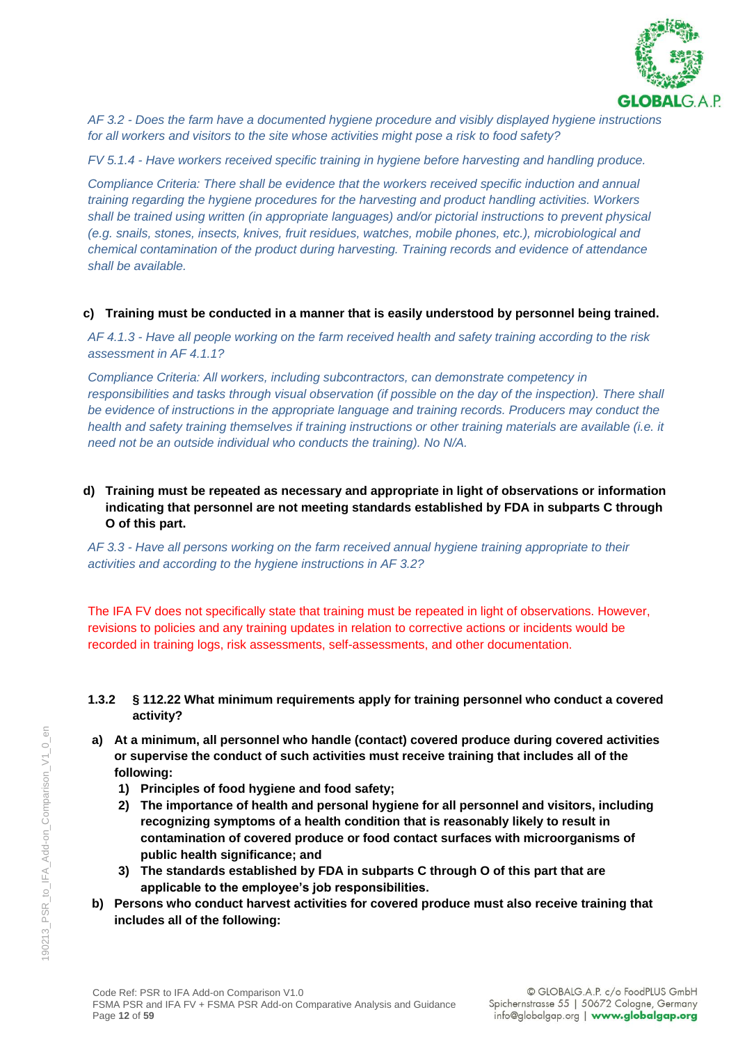*AF 3.2 - Does the farm have a documented hygiene procedure and visibly displayed hygiene instructions for all workers and visitors to the site whose activities might pose a risk to food safety?*

*FV 5.1.4 - Have workers received specific training in hygiene before harvesting and handling produce.*

*Compliance Criteria: There shall be evidence that the workers received specific induction and annual training regarding the hygiene procedures for the harvesting and product handling activities. Workers shall be trained using written (in appropriate languages) and/or pictorial instructions to prevent physical (e.g. snails, stones, insects, knives, fruit residues, watches, mobile phones, etc.), microbiological and chemical contamination of the product during harvesting. Training records and evidence of attendance shall be available.*

**c) Training must be conducted in a manner that is easily understood by personnel being trained.**

*AF 4.1.3 - Have all people working on the farm received health and safety training according to the risk assessment in AF 4.1.1?*

*Compliance Criteria: All workers, including subcontractors, can demonstrate competency in responsibilities and tasks through visual observation (if possible on the day of the inspection). There shall be evidence of instructions in the appropriate language and training records. Producers may conduct the health and safety training themselves if training instructions or other training materials are available (i.e. it need not be an outside individual who conducts the training). No N/A.*

**d) Training must be repeated as necessary and appropriate in light of observations or information indicating that personnel are not meeting standards established by FDA in subparts C through O of this part.**

*AF 3.3 - Have all persons working on the farm received annual hygiene training appropriate to their activities and according to the hygiene instructions in AF 3.2?*

The IFA FV does not specifically state that training must be repeated in light of observations. However, revisions to policies and any training updates in relation to corrective actions or incidents would be recorded in training logs, risk assessments, self-assessments, and other documentation.

### 1.3.2 § 112.22 What minimum requirements apply for training personnel who conduct a covered activity?

**a) At a minimum, all personnel who handle (contact) covered produce during covered activities or supervise the conduct of such activities must receive training that includes all of the following:**

1) **Principles of food hygiene and food safety;**
2) **The importance of health and personal hygiene for all personnel and visitors, including recognizing symptoms of a health condition that is reasonably likely to result in contamination of covered produce or food contact surfaces with microorganisms of public health significance; and**
3) **The standards established by FDA in subparts C through O of this part that are applicable to the employee's job responsibilities.**

**b) Persons who conduct harvest activities for covered produce must also receive training that includes all of the following:**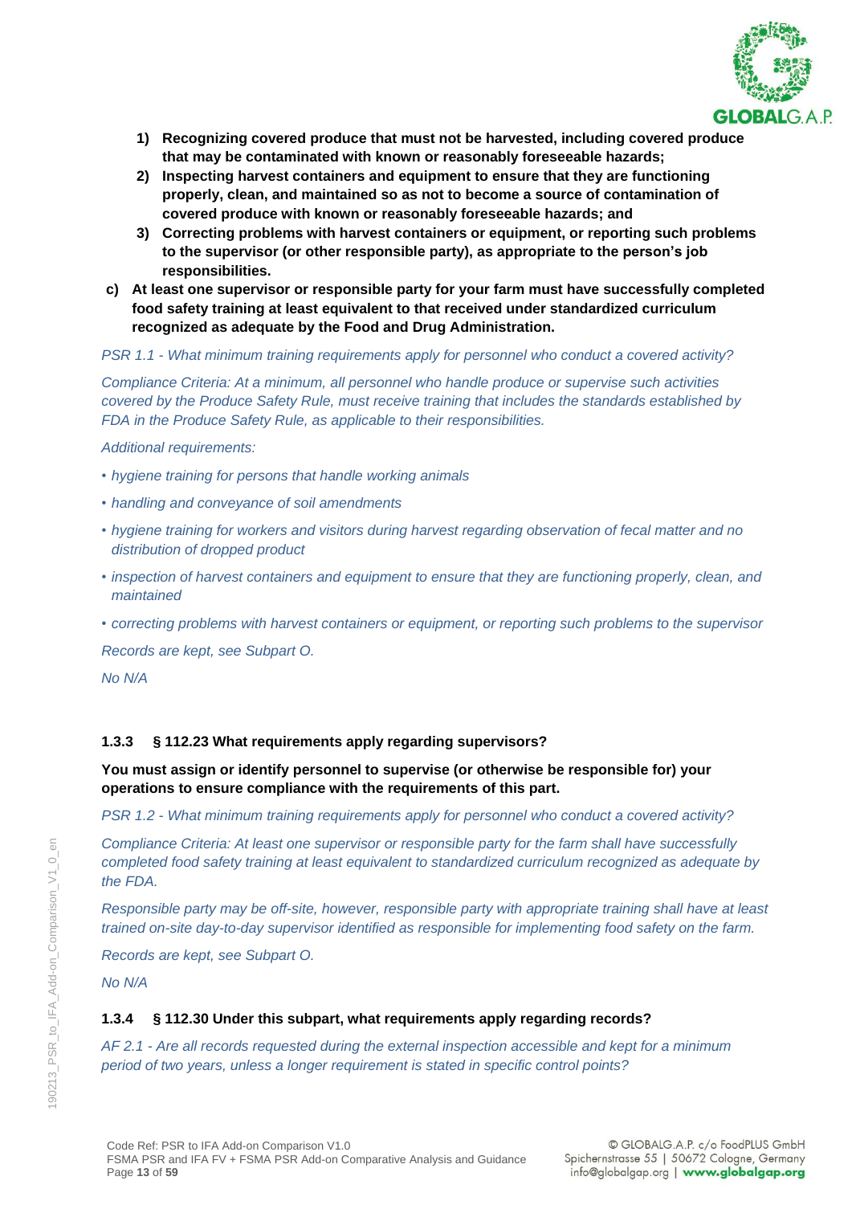1) **Recognizing covered produce that must not be harvested, including covered produce that may be contaminated with known or reasonably foreseeable hazards;**
2) **Inspecting harvest containers and equipment to ensure that they are functioning properly, clean, and maintained so as not to become a source of contamination of covered produce with known or reasonably foreseeable hazards; and**
3) **Correcting problems with harvest containers or equipment, or reporting such problems to the supervisor (or other responsible party), as appropriate to the person's job responsibilities.**

c) **At least one supervisor or responsible party for your farm must have successfully completed food safety training at least equivalent to that received under standardized curriculum recognized as adequate by the Food and Drug Administration.**

*PSR 1.1 - What minimum training requirements apply for personnel who conduct a covered activity?*

*Compliance Criteria: At a minimum, all personnel who handle produce or supervise such activities covered by the Produce Safety Rule, must receive training that includes the standards established by FDA in the Produce Safety Rule, as applicable to their responsibilities.*

*Additional requirements:*

- *hygiene training for persons that handle working animals*
- *handling and conveyance of soil amendments*
- *hygiene training for workers and visitors during harvest regarding observation of fecal matter and no distribution of dropped product*
- *inspection of harvest containers and equipment to ensure that they are functioning properly, clean, and maintained*
- *correcting problems with harvest containers or equipment, or reporting such problems to the supervisor*

*Records are kept, see Subpart O.*

*No N/A*

### 1.3.3 § 112.23 What requirements apply regarding supervisors?

**You must assign or identify personnel to supervise (or otherwise be responsible for) your operations to ensure compliance with the requirements of this part.**

*PSR 1.2 - What minimum training requirements apply for personnel who conduct a covered activity?*

*Compliance Criteria: At least one supervisor or responsible party for the farm shall have successfully completed food safety training at least equivalent to standardized curriculum recognized as adequate by the FDA.*

*Responsible party may be off-site, however, responsible party with appropriate training shall have at least trained on-site day-to-day supervisor identified as responsible for implementing food safety on the farm.*

*Records are kept, see Subpart O.*

*No N/A*

### 1.3.4 § 112.30 Under this subpart, what requirements apply regarding records?

*AF 2.1 - Are all records requested during the external inspection accessible and kept for a minimum period of two years, unless a longer requirement is stated in specific control points?*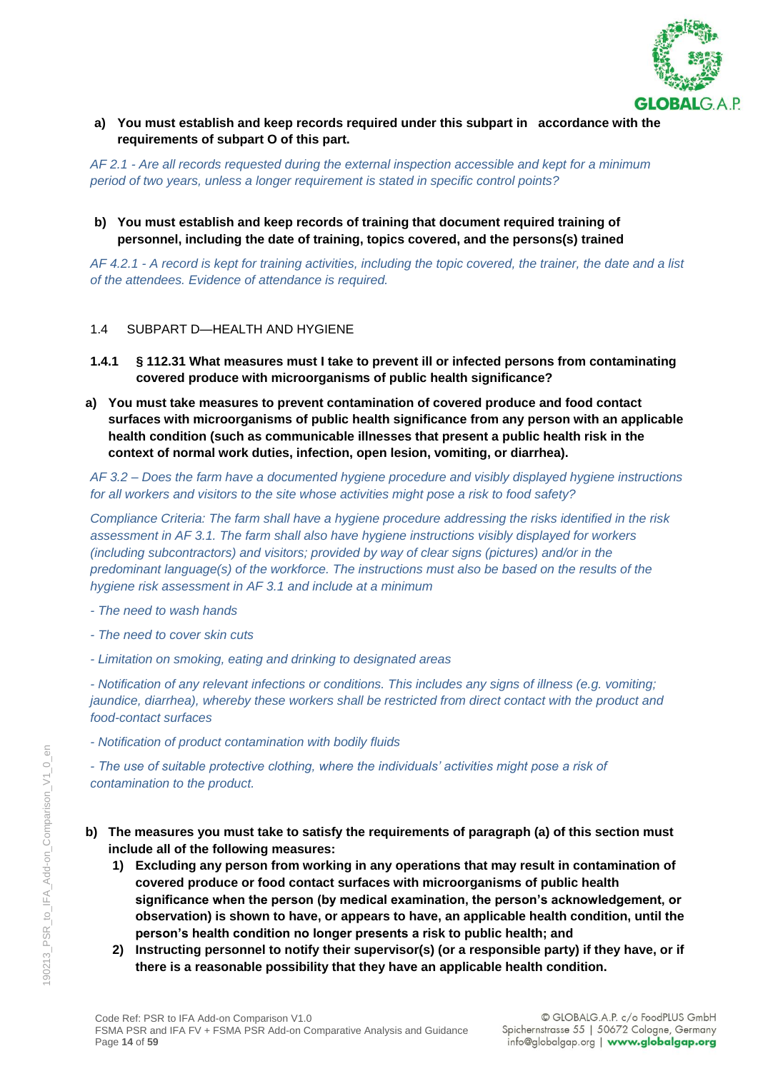**a) You must establish and keep records required under this subpart in accordance with the requirements of subpart O of this part.**

*AF 2.1 - Are all records requested during the external inspection accessible and kept for a minimum period of two years, unless a longer requirement is stated in specific control points?*

**b) You must establish and keep records of training that document required training of personnel, including the date of training, topics covered, and the persons(s) trained**

*AF 4.2.1 - A record is kept for training activities, including the topic covered, the trainer, the date and a list of the attendees. Evidence of attendance is required.*

## 1.4 SUBPART D—HEALTH AND HYGIENE

### 1.4.1 § 112.31 What measures must I take to prevent ill or infected persons from contaminating covered produce with microorganisms of public health significance?

**a) You must take measures to prevent contamination of covered produce and food contact surfaces with microorganisms of public health significance from any person with an applicable health condition (such as communicable illnesses that present a public health risk in the context of normal work duties, infection, open lesion, vomiting, or diarrhea).**

*AF 3.2 – Does the farm have a documented hygiene procedure and visibly displayed hygiene instructions for all workers and visitors to the site whose activities might pose a risk to food safety?*

*Compliance Criteria: The farm shall have a hygiene procedure addressing the risks identified in the risk assessment in AF 3.1. The farm shall also have hygiene instructions visibly displayed for workers (including subcontractors) and visitors; provided by way of clear signs (pictures) and/or in the predominant language(s) of the workforce. The instructions must also be based on the results of the hygiene risk assessment in AF 3.1 and include at a minimum*

*- The need to wash hands*

*- The need to cover skin cuts*

*- Limitation on smoking, eating and drinking to designated areas*

*- Notification of any relevant infections or conditions. This includes any signs of illness (e.g. vomiting; jaundice, diarrhea), whereby these workers shall be restricted from direct contact with the product and food-contact surfaces*

*- Notification of product contamination with bodily fluids*

*- The use of suitable protective clothing, where the individuals' activities might pose a risk of contamination to the product.*

**b) The measures you must take to satisfy the requirements of paragraph (a) of this section must include all of the following measures:**

1) **Excluding any person from working in any operations that may result in contamination of covered produce or food contact surfaces with microorganisms of public health significance when the person (by medical examination, the person's acknowledgement, or observation) is shown to have, or appears to have, an applicable health condition, until the person's health condition no longer presents a risk to public health; and**
2) **Instructing personnel to notify their supervisor(s) (or a responsible party) if they have, or if there is a reasonable possibility that they have an applicable health condition.**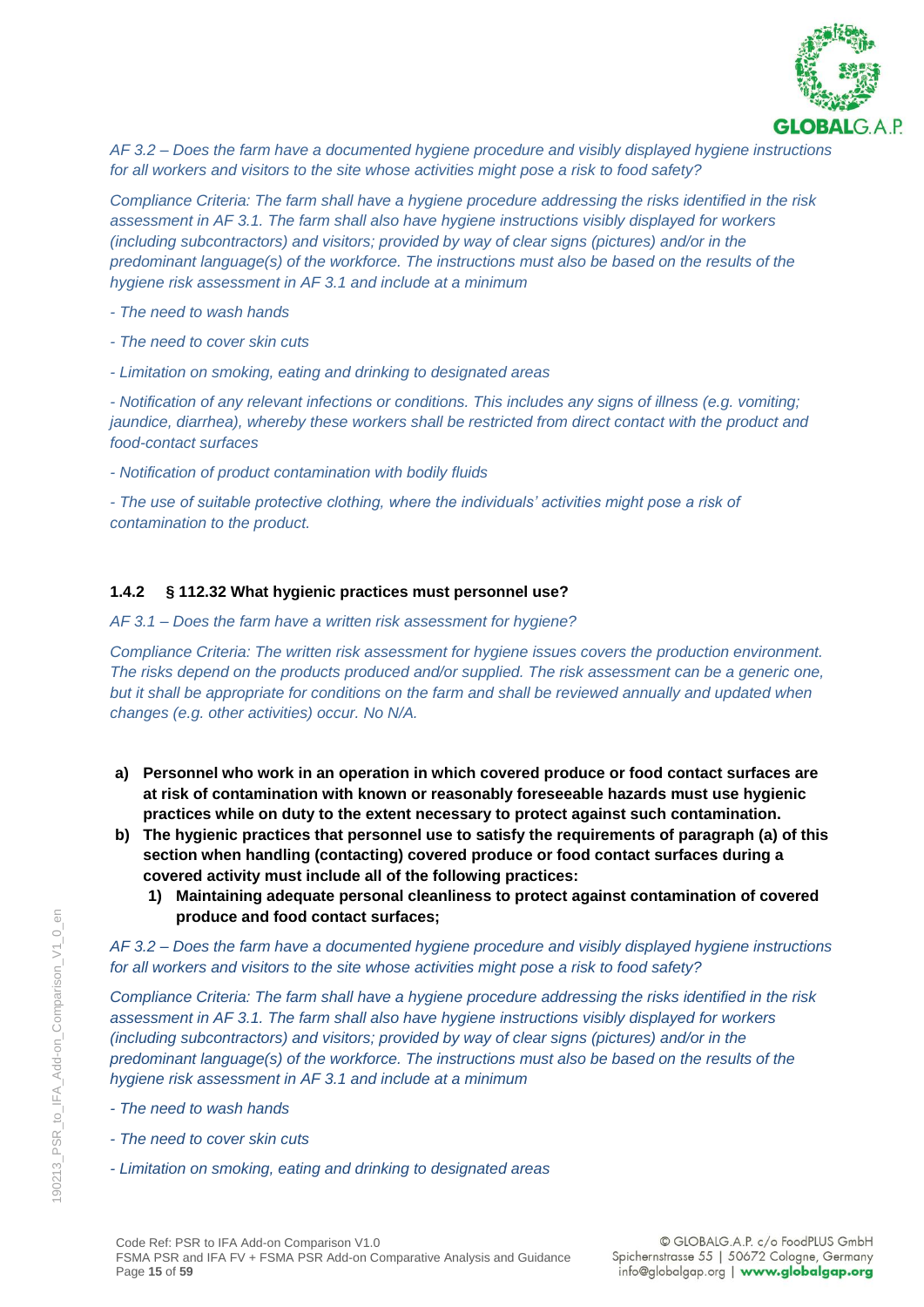*AF 3.2 – Does the farm have a documented hygiene procedure and visibly displayed hygiene instructions for all workers and visitors to the site whose activities might pose a risk to food safety?*

*Compliance Criteria: The farm shall have a hygiene procedure addressing the risks identified in the risk assessment in AF 3.1. The farm shall also have hygiene instructions visibly displayed for workers (including subcontractors) and visitors; provided by way of clear signs (pictures) and/or in the predominant language(s) of the workforce. The instructions must also be based on the results of the hygiene risk assessment in AF 3.1 and include at a minimum*

*- The need to wash hands*

*- The need to cover skin cuts*

*- Limitation on smoking, eating and drinking to designated areas*

*- Notification of any relevant infections or conditions. This includes any signs of illness (e.g. vomiting; jaundice, diarrhea), whereby these workers shall be restricted from direct contact with the product and food-contact surfaces*

*- Notification of product contamination with bodily fluids*

*- The use of suitable protective clothing, where the individuals' activities might pose a risk of contamination to the product.*

### 1.4.2 § 112.32 What hygienic practices must personnel use?

*AF 3.1 – Does the farm have a written risk assessment for hygiene?*

*Compliance Criteria: The written risk assessment for hygiene issues covers the production environment. The risks depend on the products produced and/or supplied. The risk assessment can be a generic one, but it shall be appropriate for conditions on the farm and shall be reviewed annually and updated when changes (e.g. other activities) occur. No N/A.*

**a) Personnel who work in an operation in which covered produce or food contact surfaces are at risk of contamination with known or reasonably foreseeable hazards must use hygienic practices while on duty to the extent necessary to protect against such contamination.**

**b) The hygienic practices that personnel use to satisfy the requirements of paragraph (a) of this section when handling (contacting) covered produce or food contact surfaces during a covered activity must include all of the following practices:**

   **1) Maintaining adequate personal cleanliness to protect against contamination of covered produce and food contact surfaces;**

*AF 3.2 – Does the farm have a documented hygiene procedure and visibly displayed hygiene instructions for all workers and visitors to the site whose activities might pose a risk to food safety?*

*Compliance Criteria: The farm shall have a hygiene procedure addressing the risks identified in the risk assessment in AF 3.1. The farm shall also have hygiene instructions visibly displayed for workers (including subcontractors) and visitors; provided by way of clear signs (pictures) and/or in the predominant language(s) of the workforce. The instructions must also be based on the results of the hygiene risk assessment in AF 3.1 and include at a minimum*

*- The need to wash hands*

*- The need to cover skin cuts*

*- Limitation on smoking, eating and drinking to designated areas*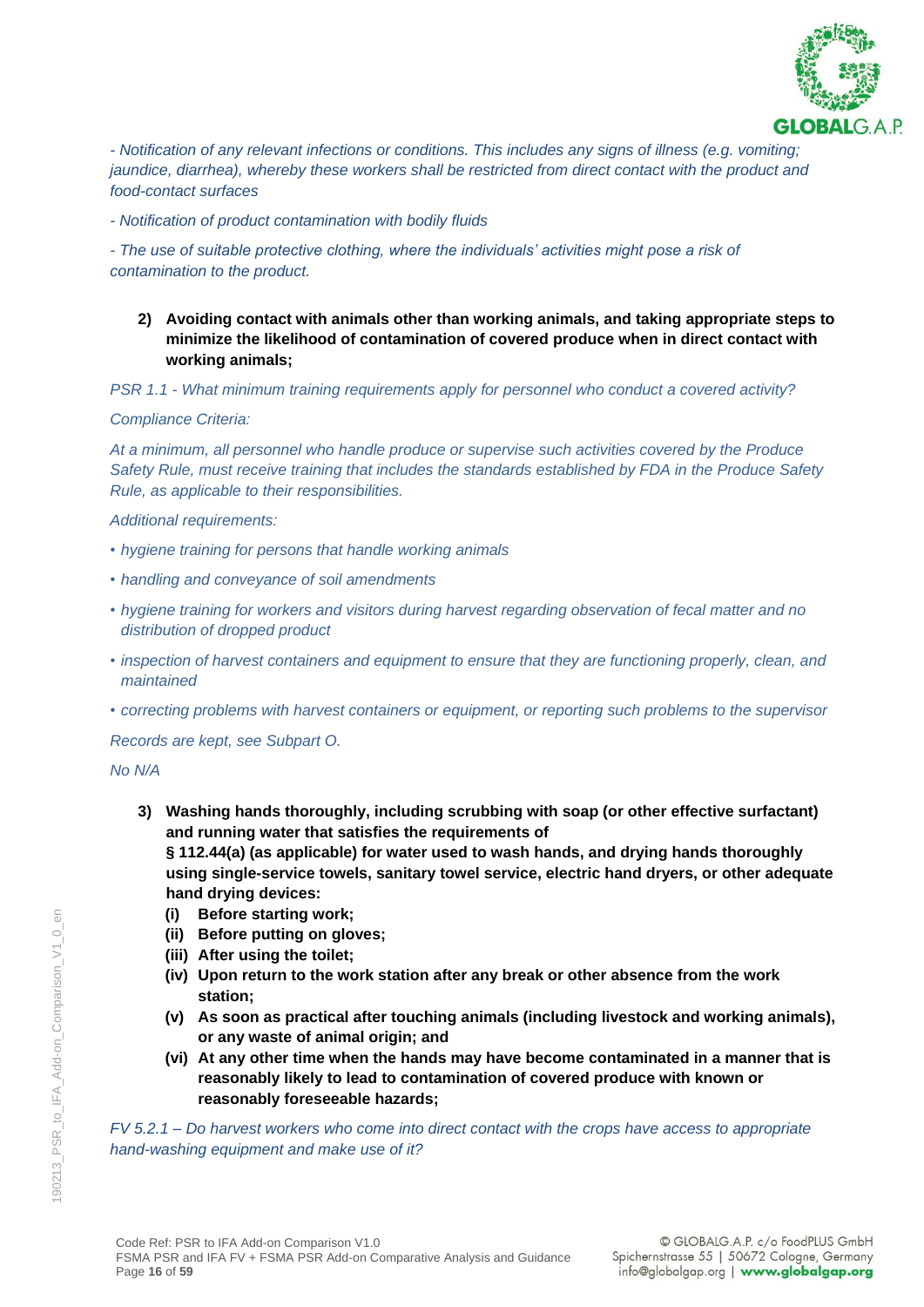*- Notification of any relevant infections or conditions. This includes any signs of illness (e.g. vomiting; jaundice, diarrhea), whereby these workers shall be restricted from direct contact with the product and food-contact surfaces*

*- Notification of product contamination with bodily fluids*

*- The use of suitable protective clothing, where the individuals' activities might pose a risk of contamination to the product.*

2) **Avoiding contact with animals other than working animals, and taking appropriate steps to minimize the likelihood of contamination of covered produce when in direct contact with working animals;**

*PSR 1.1 - What minimum training requirements apply for personnel who conduct a covered activity?*

*Compliance Criteria:*

*At a minimum, all personnel who handle produce or supervise such activities covered by the Produce Safety Rule, must receive training that includes the standards established by FDA in the Produce Safety Rule, as applicable to their responsibilities.*

*Additional requirements:*

- *hygiene training for persons that handle working animals*
- *handling and conveyance of soil amendments*
- *hygiene training for workers and visitors during harvest regarding observation of fecal matter and no distribution of dropped product*
- *inspection of harvest containers and equipment to ensure that they are functioning properly, clean, and maintained*
- *correcting problems with harvest containers or equipment, or reporting such problems to the supervisor*

*Records are kept, see Subpart O.*

*No N/A*

3) **Washing hands thoroughly, including scrubbing with soap (or other effective surfactant) and running water that satisfies the requirements of § 112.44(a) (as applicable) for water used to wash hands, and drying hands thoroughly using single-service towels, sanitary towel service, electric hand dryers, or other adequate hand drying devices:**
   - **(i) Before starting work;**
   - **(ii) Before putting on gloves;**
   - **(iii) After using the toilet;**
   - **(iv) Upon return to the work station after any break or other absence from the work station;**
   - **(v) As soon as practical after touching animals (including livestock and working animals), or any waste of animal origin; and**
   - **(vi) At any other time when the hands may have become contaminated in a manner that is reasonably likely to lead to contamination of covered produce with known or reasonably foreseeable hazards;**

*FV 5.2.1 – Do harvest workers who come into direct contact with the crops have access to appropriate hand-washing equipment and make use of it?*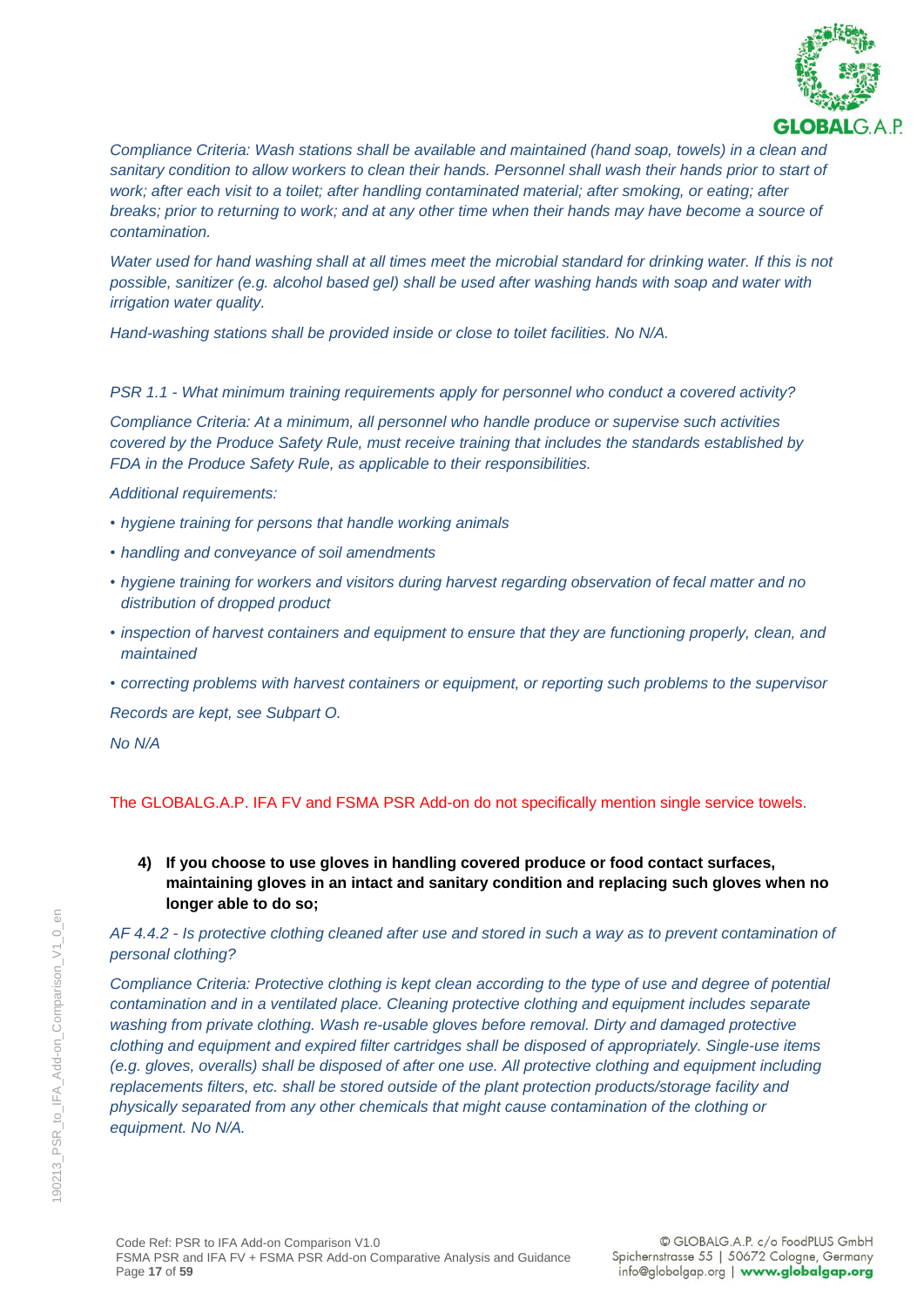*Compliance Criteria: Wash stations shall be available and maintained (hand soap, towels) in a clean and sanitary condition to allow workers to clean their hands. Personnel shall wash their hands prior to start of work; after each visit to a toilet; after handling contaminated material; after smoking, or eating; after breaks; prior to returning to work; and at any other time when their hands may have become a source of contamination.*

*Water used for hand washing shall at all times meet the microbial standard for drinking water. If this is not possible, sanitizer (e.g. alcohol based gel) shall be used after washing hands with soap and water with irrigation water quality.*

*Hand-washing stations shall be provided inside or close to toilet facilities. No N/A.*

*PSR 1.1 - What minimum training requirements apply for personnel who conduct a covered activity?*

*Compliance Criteria: At a minimum, all personnel who handle produce or supervise such activities covered by the Produce Safety Rule, must receive training that includes the standards established by FDA in the Produce Safety Rule, as applicable to their responsibilities.*

*Additional requirements:*

- *hygiene training for persons that handle working animals*
- *handling and conveyance of soil amendments*
- *hygiene training for workers and visitors during harvest regarding observation of fecal matter and no distribution of dropped product*
- *inspection of harvest containers and equipment to ensure that they are functioning properly, clean, and maintained*
- *correcting problems with harvest containers or equipment, or reporting such problems to the supervisor*

*Records are kept, see Subpart O.*

*No N/A*

The GLOBALG.A.P. IFA FV and FSMA PSR Add-on do not specifically mention single service towels.

4) **If you choose to use gloves in handling covered produce or food contact surfaces, maintaining gloves in an intact and sanitary condition and replacing such gloves when no longer able to do so;**

*AF 4.4.2 - Is protective clothing cleaned after use and stored in such a way as to prevent contamination of personal clothing?*

*Compliance Criteria: Protective clothing is kept clean according to the type of use and degree of potential contamination and in a ventilated place. Cleaning protective clothing and equipment includes separate washing from private clothing. Wash re-usable gloves before removal. Dirty and damaged protective clothing and equipment and expired filter cartridges shall be disposed of appropriately. Single-use items (e.g. gloves, overalls) shall be disposed of after one use. All protective clothing and equipment including replacements filters, etc. shall be stored outside of the plant protection products/storage facility and physically separated from any other chemicals that might cause contamination of the clothing or equipment. No N/A.*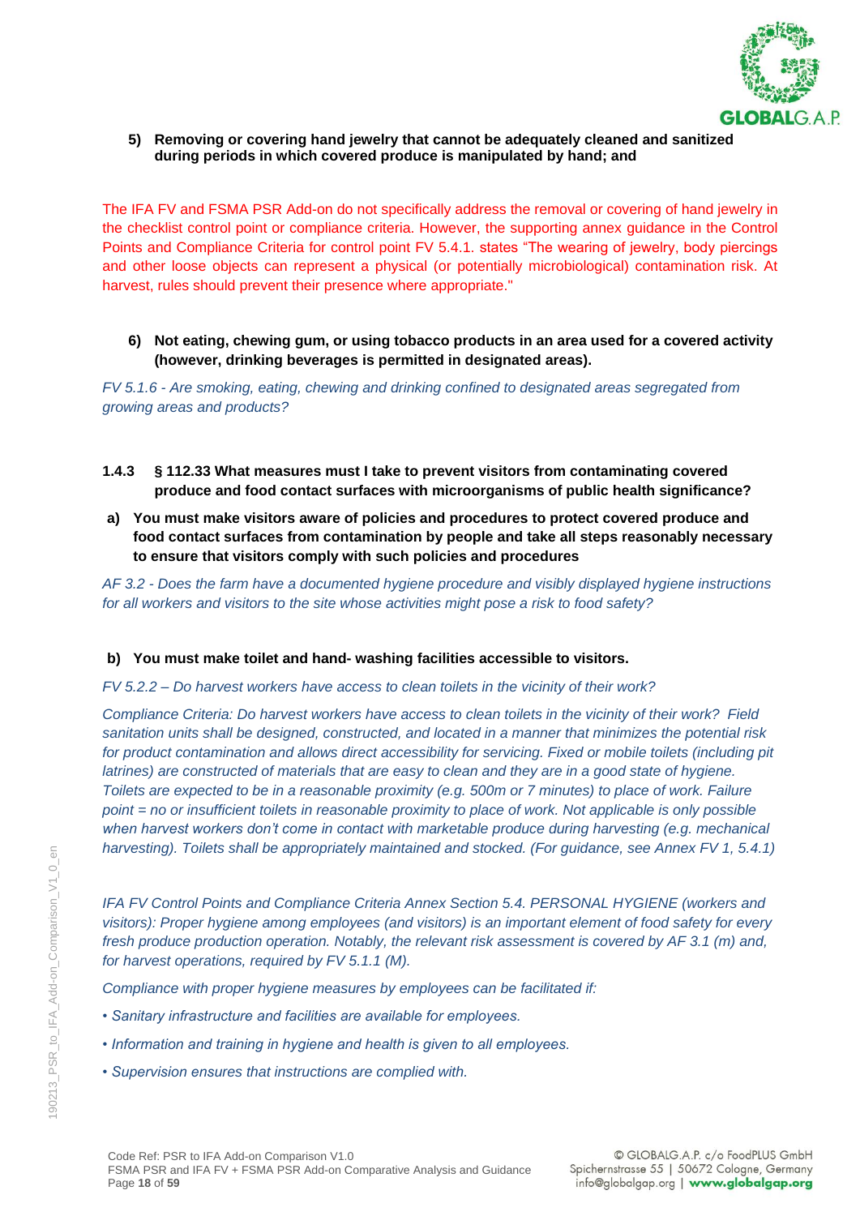**5) Removing or covering hand jewelry that cannot be adequately cleaned and sanitized during periods in which covered produce is manipulated by hand; and**

The IFA FV and FSMA PSR Add-on do not specifically address the removal or covering of hand jewelry in the checklist control point or compliance criteria. However, the supporting annex guidance in the Control Points and Compliance Criteria for control point FV 5.4.1. states "The wearing of jewelry, body piercings and other loose objects can represent a physical (or potentially microbiological) contamination risk. At harvest, rules should prevent their presence where appropriate."

**6) Not eating, chewing gum, or using tobacco products in an area used for a covered activity (however, drinking beverages is permitted in designated areas).**

*FV 5.1.6 - Are smoking, eating, chewing and drinking confined to designated areas segregated from growing areas and products?*

### 1.4.3 § 112.33 What measures must I take to prevent visitors from contaminating covered produce and food contact surfaces with microorganisms of public health significance?

**a) You must make visitors aware of policies and procedures to protect covered produce and food contact surfaces from contamination by people and take all steps reasonably necessary to ensure that visitors comply with such policies and procedures**

*AF 3.2 - Does the farm have a documented hygiene procedure and visibly displayed hygiene instructions for all workers and visitors to the site whose activities might pose a risk to food safety?*

**b) You must make toilet and hand- washing facilities accessible to visitors.**

*FV 5.2.2 – Do harvest workers have access to clean toilets in the vicinity of their work?*

*Compliance Criteria: Do harvest workers have access to clean toilets in the vicinity of their work? Field sanitation units shall be designed, constructed, and located in a manner that minimizes the potential risk for product contamination and allows direct accessibility for servicing. Fixed or mobile toilets (including pit latrines) are constructed of materials that are easy to clean and they are in a good state of hygiene. Toilets are expected to be in a reasonable proximity (e.g. 500m or 7 minutes) to place of work. Failure point = no or insufficient toilets in reasonable proximity to place of work. Not applicable is only possible when harvest workers don't come in contact with marketable produce during harvesting (e.g. mechanical harvesting). Toilets shall be appropriately maintained and stocked. (For guidance, see Annex FV 1, 5.4.1)*

*IFA FV Control Points and Compliance Criteria Annex Section 5.4. PERSONAL HYGIENE (workers and visitors): Proper hygiene among employees (and visitors) is an important element of food safety for every fresh produce production operation. Notably, the relevant risk assessment is covered by AF 3.1 (m) and, for harvest operations, required by FV 5.1.1 (M).*

*Compliance with proper hygiene measures by employees can be facilitated if:*

- *Sanitary infrastructure and facilities are available for employees.*
- *Information and training in hygiene and health is given to all employees.*
- *Supervision ensures that instructions are complied with.*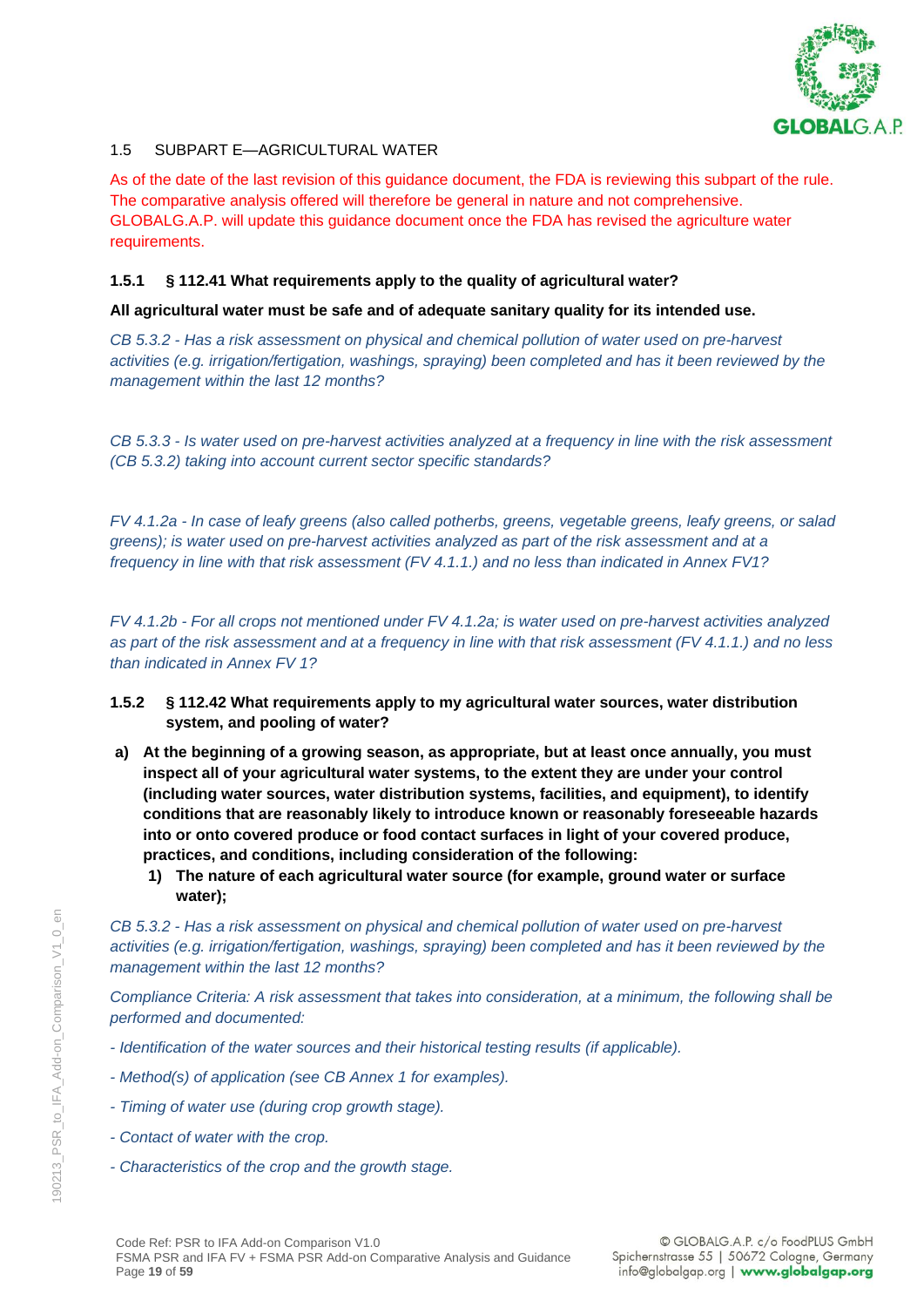## 1.5 SUBPART E—AGRICULTURAL WATER

As of the date of the last revision of this guidance document, the FDA is reviewing this subpart of the rule. The comparative analysis offered will therefore be general in nature and not comprehensive. GLOBALG.A.P. will update this guidance document once the FDA has revised the agriculture water requirements.

### 1.5.1 § 112.41 What requirements apply to the quality of agricultural water?

**All agricultural water must be safe and of adequate sanitary quality for its intended use.**

*CB 5.3.2 - Has a risk assessment on physical and chemical pollution of water used on pre-harvest activities (e.g. irrigation/fertigation, washings, spraying) been completed and has it been reviewed by the management within the last 12 months?*

*CB 5.3.3 - Is water used on pre-harvest activities analyzed at a frequency in line with the risk assessment (CB 5.3.2) taking into account current sector specific standards?*

*FV 4.1.2a - In case of leafy greens (also called potherbs, greens, vegetable greens, leafy greens, or salad greens); is water used on pre-harvest activities analyzed as part of the risk assessment and at a frequency in line with that risk assessment (FV 4.1.1.) and no less than indicated in Annex FV1?*

*FV 4.1.2b - For all crops not mentioned under FV 4.1.2a; is water used on pre-harvest activities analyzed as part of the risk assessment and at a frequency in line with that risk assessment (FV 4.1.1.) and no less than indicated in Annex FV 1?*

### 1.5.2 § 112.42 What requirements apply to my agricultural water sources, water distribution system, and pooling of water?

a) **At the beginning of a growing season, as appropriate, but at least once annually, you must inspect all of your agricultural water systems, to the extent they are under your control (including water sources, water distribution systems, facilities, and equipment), to identify conditions that are reasonably likely to introduce known or reasonably foreseeable hazards into or onto covered produce or food contact surfaces in light of your covered produce, practices, and conditions, including consideration of the following:**
   1) **The nature of each agricultural water source (for example, ground water or surface water);**

*CB 5.3.2 - Has a risk assessment on physical and chemical pollution of water used on pre-harvest activities (e.g. irrigation/fertigation, washings, spraying) been completed and has it been reviewed by the management within the last 12 months?*

*Compliance Criteria: A risk assessment that takes into consideration, at a minimum, the following shall be performed and documented:*

*- Identification of the water sources and their historical testing results (if applicable).*

*- Method(s) of application (see CB Annex 1 for examples).*

*- Timing of water use (during crop growth stage).*

*- Contact of water with the crop.*

*- Characteristics of the crop and the growth stage.*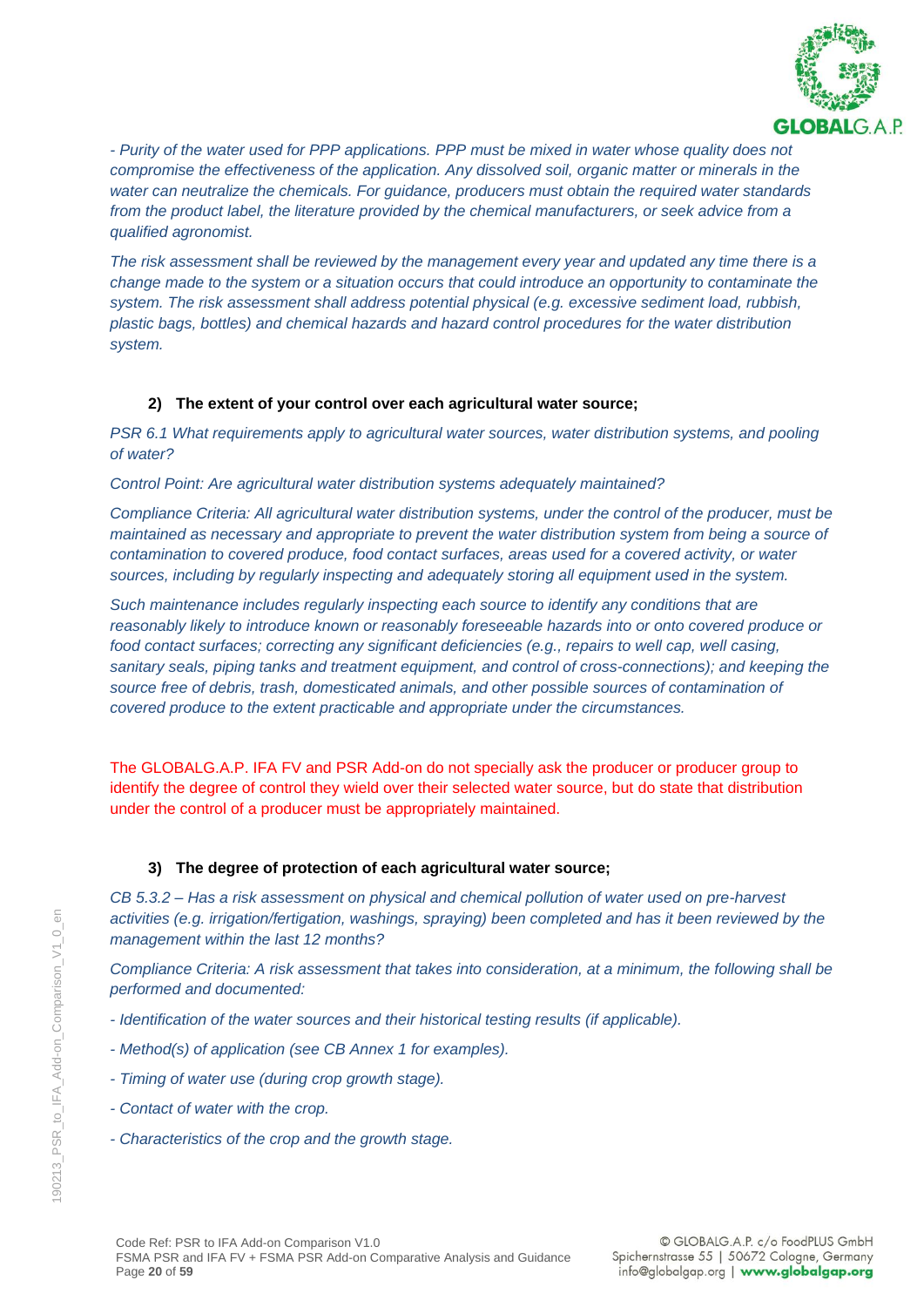*- Purity of the water used for PPP applications. PPP must be mixed in water whose quality does not compromise the effectiveness of the application. Any dissolved soil, organic matter or minerals in the water can neutralize the chemicals. For guidance, producers must obtain the required water standards from the product label, the literature provided by the chemical manufacturers, or seek advice from a qualified agronomist.*

*The risk assessment shall be reviewed by the management every year and updated any time there is a change made to the system or a situation occurs that could introduce an opportunity to contaminate the system. The risk assessment shall address potential physical (e.g. excessive sediment load, rubbish, plastic bags, bottles) and chemical hazards and hazard control procedures for the water distribution system.*

**2) The extent of your control over each agricultural water source;**

*PSR 6.1 What requirements apply to agricultural water sources, water distribution systems, and pooling of water?*

*Control Point: Are agricultural water distribution systems adequately maintained?*

*Compliance Criteria: All agricultural water distribution systems, under the control of the producer, must be maintained as necessary and appropriate to prevent the water distribution system from being a source of contamination to covered produce, food contact surfaces, areas used for a covered activity, or water sources, including by regularly inspecting and adequately storing all equipment used in the system.*

*Such maintenance includes regularly inspecting each source to identify any conditions that are reasonably likely to introduce known or reasonably foreseeable hazards into or onto covered produce or food contact surfaces; correcting any significant deficiencies (e.g., repairs to well cap, well casing, sanitary seals, piping tanks and treatment equipment, and control of cross-connections); and keeping the source free of debris, trash, domesticated animals, and other possible sources of contamination of covered produce to the extent practicable and appropriate under the circumstances.*

The GLOBALG.A.P. IFA FV and PSR Add-on do not specially ask the producer or producer group to identify the degree of control they wield over their selected water source, but do state that distribution under the control of a producer must be appropriately maintained.

**3) The degree of protection of each agricultural water source;**

*CB 5.3.2 – Has a risk assessment on physical and chemical pollution of water used on pre-harvest activities (e.g. irrigation/fertigation, washings, spraying) been completed and has it been reviewed by the management within the last 12 months?*

*Compliance Criteria: A risk assessment that takes into consideration, at a minimum, the following shall be performed and documented:*

*- Identification of the water sources and their historical testing results (if applicable).*

*- Method(s) of application (see CB Annex 1 for examples).*

*- Timing of water use (during crop growth stage).*

*- Contact of water with the crop.*

*- Characteristics of the crop and the growth stage.*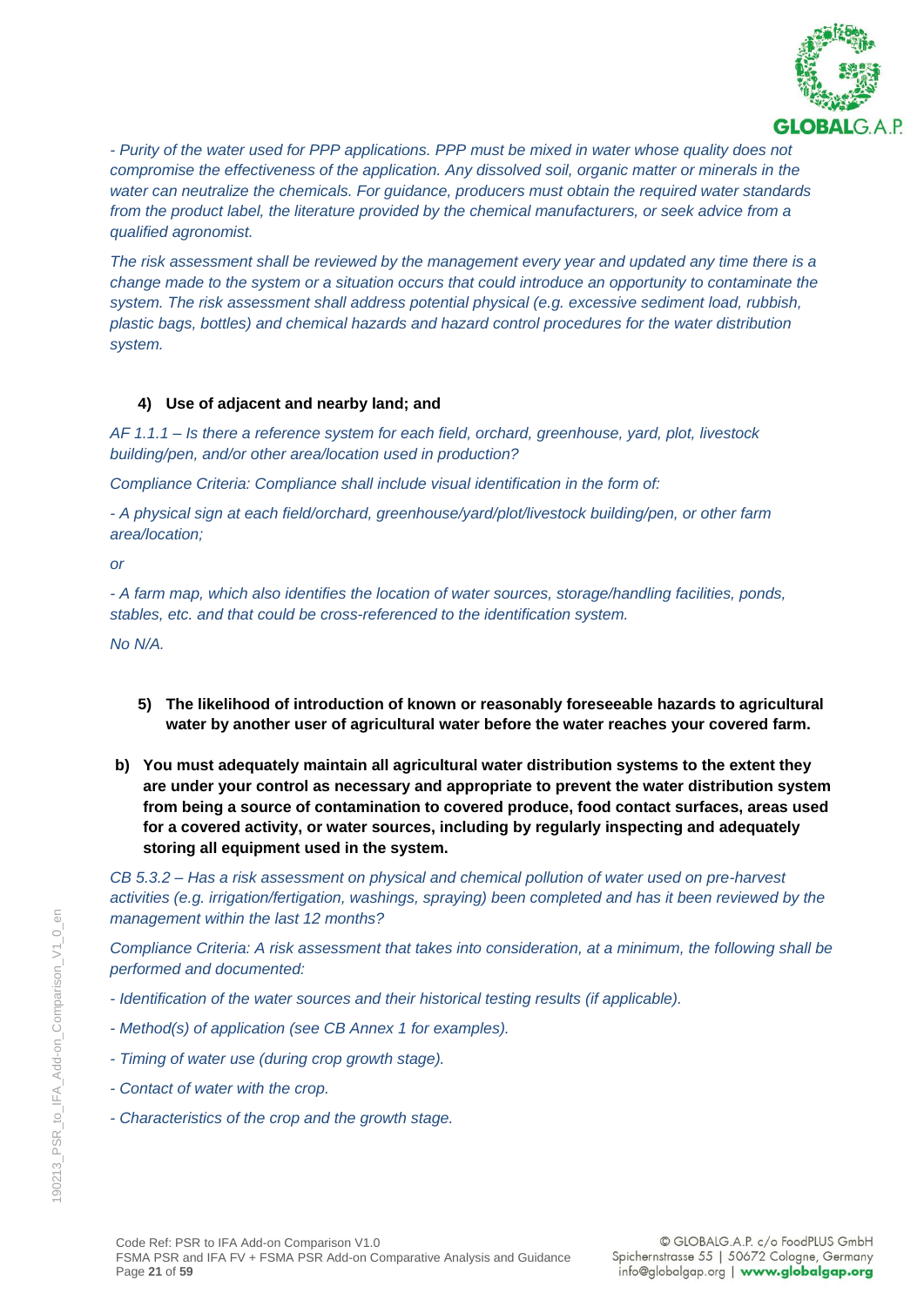*- Purity of the water used for PPP applications. PPP must be mixed in water whose quality does not compromise the effectiveness of the application. Any dissolved soil, organic matter or minerals in the water can neutralize the chemicals. For guidance, producers must obtain the required water standards from the product label, the literature provided by the chemical manufacturers, or seek advice from a qualified agronomist.*

*The risk assessment shall be reviewed by the management every year and updated any time there is a change made to the system or a situation occurs that could introduce an opportunity to contaminate the system. The risk assessment shall address potential physical (e.g. excessive sediment load, rubbish, plastic bags, bottles) and chemical hazards and hazard control procedures for the water distribution system.*

**4) Use of adjacent and nearby land; and**

*AF 1.1.1 – Is there a reference system for each field, orchard, greenhouse, yard, plot, livestock building/pen, and/or other area/location used in production?*

*Compliance Criteria: Compliance shall include visual identification in the form of:*

*- A physical sign at each field/orchard, greenhouse/yard/plot/livestock building/pen, or other farm area/location;*

*or*

*- A farm map, which also identifies the location of water sources, storage/handling facilities, ponds, stables, etc. and that could be cross-referenced to the identification system.*

*No N/A.*

**5) The likelihood of introduction of known or reasonably foreseeable hazards to agricultural water by another user of agricultural water before the water reaches your covered farm.**

**b) You must adequately maintain all agricultural water distribution systems to the extent they are under your control as necessary and appropriate to prevent the water distribution system from being a source of contamination to covered produce, food contact surfaces, areas used for a covered activity, or water sources, including by regularly inspecting and adequately storing all equipment used in the system.**

*CB 5.3.2 – Has a risk assessment on physical and chemical pollution of water used on pre-harvest activities (e.g. irrigation/fertigation, washings, spraying) been completed and has it been reviewed by the management within the last 12 months?*

*Compliance Criteria: A risk assessment that takes into consideration, at a minimum, the following shall be performed and documented:*

*- Identification of the water sources and their historical testing results (if applicable).*

*- Method(s) of application (see CB Annex 1 for examples).*

*- Timing of water use (during crop growth stage).*

*- Contact of water with the crop.*

*- Characteristics of the crop and the growth stage.*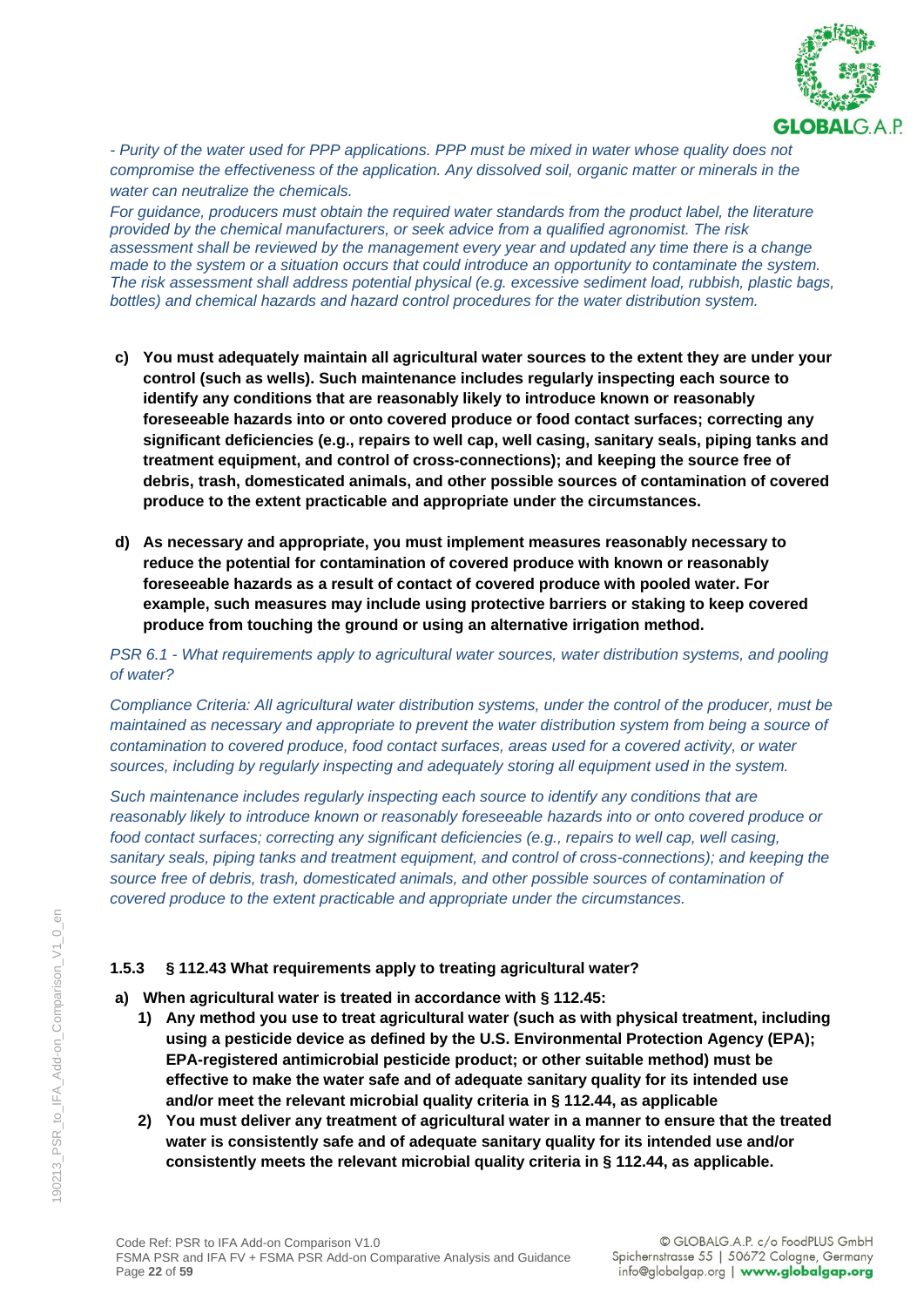*- Purity of the water used for PPP applications. PPP must be mixed in water whose quality does not compromise the effectiveness of the application. Any dissolved soil, organic matter or minerals in the water can neutralize the chemicals.*

*For guidance, producers must obtain the required water standards from the product label, the literature provided by the chemical manufacturers, or seek advice from a qualified agronomist. The risk assessment shall be reviewed by the management every year and updated any time there is a change made to the system or a situation occurs that could introduce an opportunity to contaminate the system. The risk assessment shall address potential physical (e.g. excessive sediment load, rubbish, plastic bags, bottles) and chemical hazards and hazard control procedures for the water distribution system.*

**c) You must adequately maintain all agricultural water sources to the extent they are under your control (such as wells). Such maintenance includes regularly inspecting each source to identify any conditions that are reasonably likely to introduce known or reasonably foreseeable hazards into or onto covered produce or food contact surfaces; correcting any significant deficiencies (e.g., repairs to well cap, well casing, sanitary seals, piping tanks and treatment equipment, and control of cross-connections); and keeping the source free of debris, trash, domesticated animals, and other possible sources of contamination of covered produce to the extent practicable and appropriate under the circumstances.**

**d) As necessary and appropriate, you must implement measures reasonably necessary to reduce the potential for contamination of covered produce with known or reasonably foreseeable hazards as a result of contact of covered produce with pooled water. For example, such measures may include using protective barriers or staking to keep covered produce from touching the ground or using an alternative irrigation method.**

*PSR 6.1 - What requirements apply to agricultural water sources, water distribution systems, and pooling of water?*

*Compliance Criteria: All agricultural water distribution systems, under the control of the producer, must be maintained as necessary and appropriate to prevent the water distribution system from being a source of contamination to covered produce, food contact surfaces, areas used for a covered activity, or water sources, including by regularly inspecting and adequately storing all equipment used in the system.*

*Such maintenance includes regularly inspecting each source to identify any conditions that are reasonably likely to introduce known or reasonably foreseeable hazards into or onto covered produce or food contact surfaces; correcting any significant deficiencies (e.g., repairs to well cap, well casing, sanitary seals, piping tanks and treatment equipment, and control of cross-connections); and keeping the source free of debris, trash, domesticated animals, and other possible sources of contamination of covered produce to the extent practicable and appropriate under the circumstances.*

### 1.5.3 § 112.43 What requirements apply to treating agricultural water?

**a) When agricultural water is treated in accordance with § 112.45:**

1. **Any method you use to treat agricultural water (such as with physical treatment, including using a pesticide device as defined by the U.S. Environmental Protection Agency (EPA); EPA-registered antimicrobial pesticide product; or other suitable method) must be effective to make the water safe and of adequate sanitary quality for its intended use and/or meet the relevant microbial quality criteria in § 112.44, as applicable**
2. **You must deliver any treatment of agricultural water in a manner to ensure that the treated water is consistently safe and of adequate sanitary quality for its intended use and/or consistently meets the relevant microbial quality criteria in § 112.44, as applicable.**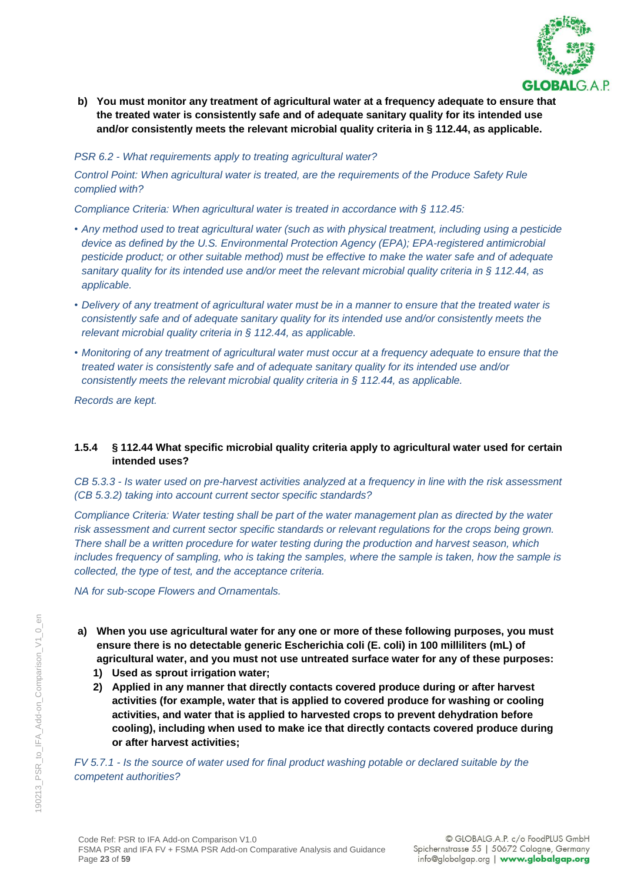**b) You must monitor any treatment of agricultural water at a frequency adequate to ensure that the treated water is consistently safe and of adequate sanitary quality for its intended use and/or consistently meets the relevant microbial quality criteria in § 112.44, as applicable.**

*PSR 6.2 - What requirements apply to treating agricultural water?*

*Control Point: When agricultural water is treated, are the requirements of the Produce Safety Rule complied with?*

*Compliance Criteria: When agricultural water is treated in accordance with § 112.45:*

- *Any method used to treat agricultural water (such as with physical treatment, including using a pesticide device as defined by the U.S. Environmental Protection Agency (EPA); EPA-registered antimicrobial pesticide product; or other suitable method) must be effective to make the water safe and of adequate sanitary quality for its intended use and/or meet the relevant microbial quality criteria in § 112.44, as applicable.*
- *Delivery of any treatment of agricultural water must be in a manner to ensure that the treated water is consistently safe and of adequate sanitary quality for its intended use and/or consistently meets the relevant microbial quality criteria in § 112.44, as applicable.*
- *Monitoring of any treatment of agricultural water must occur at a frequency adequate to ensure that the treated water is consistently safe and of adequate sanitary quality for its intended use and/or consistently meets the relevant microbial quality criteria in § 112.44, as applicable.*

*Records are kept.*

### 1.5.4 § 112.44 What specific microbial quality criteria apply to agricultural water used for certain intended uses?

*CB 5.3.3 - Is water used on pre-harvest activities analyzed at a frequency in line with the risk assessment (CB 5.3.2) taking into account current sector specific standards?*

*Compliance Criteria: Water testing shall be part of the water management plan as directed by the water risk assessment and current sector specific standards or relevant regulations for the crops being grown. There shall be a written procedure for water testing during the production and harvest season, which includes frequency of sampling, who is taking the samples, where the sample is taken, how the sample is collected, the type of test, and the acceptance criteria.*

*NA for sub-scope Flowers and Ornamentals.*

**a) When you use agricultural water for any one or more of these following purposes, you must ensure there is no detectable generic Escherichia coli (E. coli) in 100 milliliters (mL) of agricultural water, and you must not use untreated surface water for any of these purposes:**

1) **Used as sprout irrigation water;**
2) **Applied in any manner that directly contacts covered produce during or after harvest activities (for example, water that is applied to covered produce for washing or cooling activities, and water that is applied to harvested crops to prevent dehydration before cooling), including when used to make ice that directly contacts covered produce during or after harvest activities;**

*FV 5.7.1 - Is the source of water used for final product washing potable or declared suitable by the competent authorities?*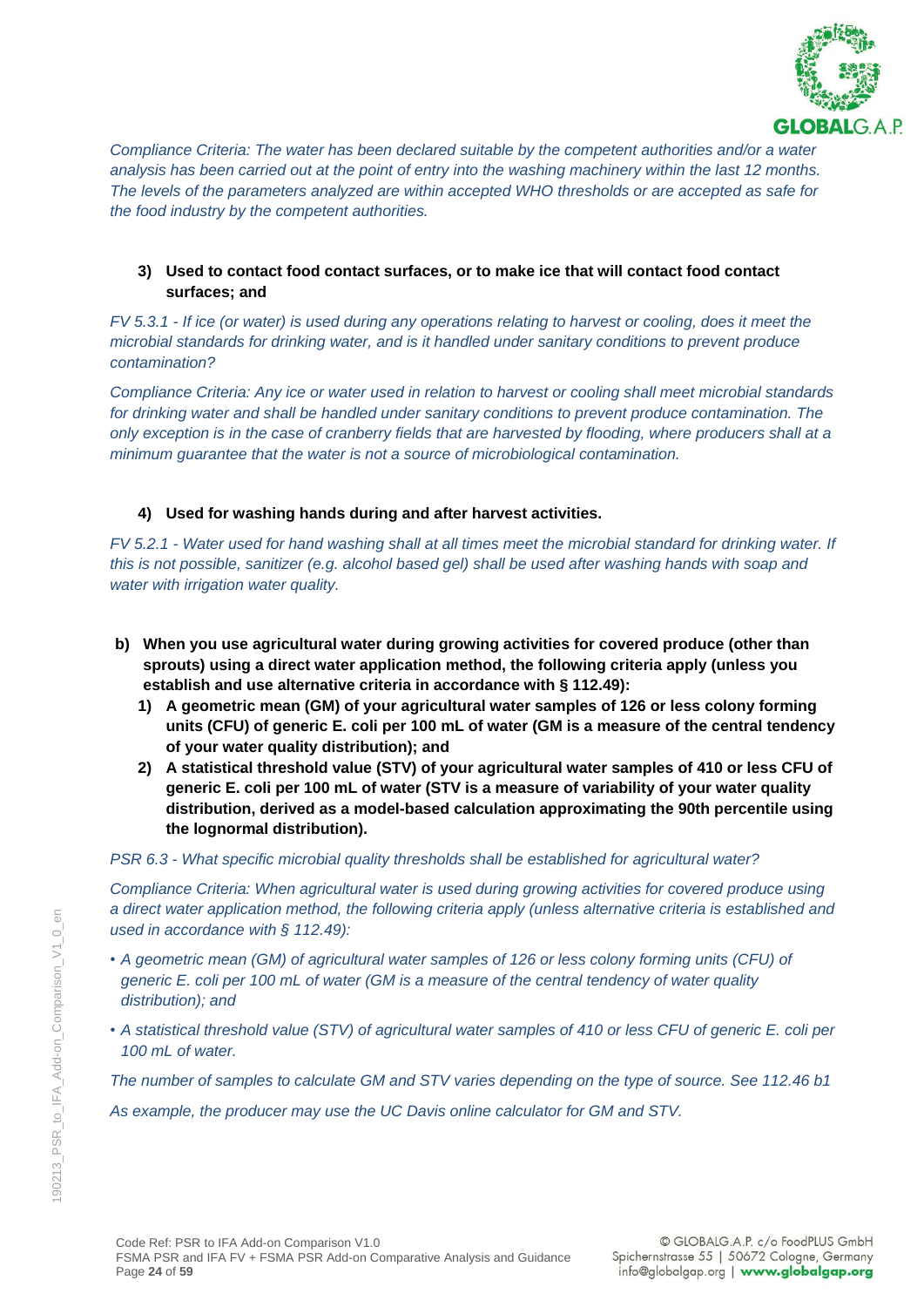*Compliance Criteria: The water has been declared suitable by the competent authorities and/or a water analysis has been carried out at the point of entry into the washing machinery within the last 12 months. The levels of the parameters analyzed are within accepted WHO thresholds or are accepted as safe for the food industry by the competent authorities.*

**3) Used to contact food contact surfaces, or to make ice that will contact food contact surfaces; and**

*FV 5.3.1 - If ice (or water) is used during any operations relating to harvest or cooling, does it meet the microbial standards for drinking water, and is it handled under sanitary conditions to prevent produce contamination?*

*Compliance Criteria: Any ice or water used in relation to harvest or cooling shall meet microbial standards for drinking water and shall be handled under sanitary conditions to prevent produce contamination. The only exception is in the case of cranberry fields that are harvested by flooding, where producers shall at a minimum guarantee that the water is not a source of microbiological contamination.*

**4) Used for washing hands during and after harvest activities.**

*FV 5.2.1 - Water used for hand washing shall at all times meet the microbial standard for drinking water. If this is not possible, sanitizer (e.g. alcohol based gel) shall be used after washing hands with soap and water with irrigation water quality.*

**b) When you use agricultural water during growing activities for covered produce (other than sprouts) using a direct water application method, the following criteria apply (unless you establish and use alternative criteria in accordance with § 112.49):**

**1) A geometric mean (GM) of your agricultural water samples of 126 or less colony forming units (CFU) of generic E. coli per 100 mL of water (GM is a measure of the central tendency of your water quality distribution); and**

**2) A statistical threshold value (STV) of your agricultural water samples of 410 or less CFU of generic E. coli per 100 mL of water (STV is a measure of variability of your water quality distribution, derived as a model-based calculation approximating the 90th percentile using the lognormal distribution).**

*PSR 6.3 - What specific microbial quality thresholds shall be established for agricultural water?*

*Compliance Criteria: When agricultural water is used during growing activities for covered produce using a direct water application method, the following criteria apply (unless alternative criteria is established and used in accordance with § 112.49):*

- *A geometric mean (GM) of agricultural water samples of 126 or less colony forming units (CFU) of generic E. coli per 100 mL of water (GM is a measure of the central tendency of water quality distribution); and*
- *A statistical threshold value (STV) of agricultural water samples of 410 or less CFU of generic E. coli per 100 mL of water.*

*The number of samples to calculate GM and STV varies depending on the type of source. See 112.46 b1*

*As example, the producer may use the UC Davis online calculator for GM and STV.*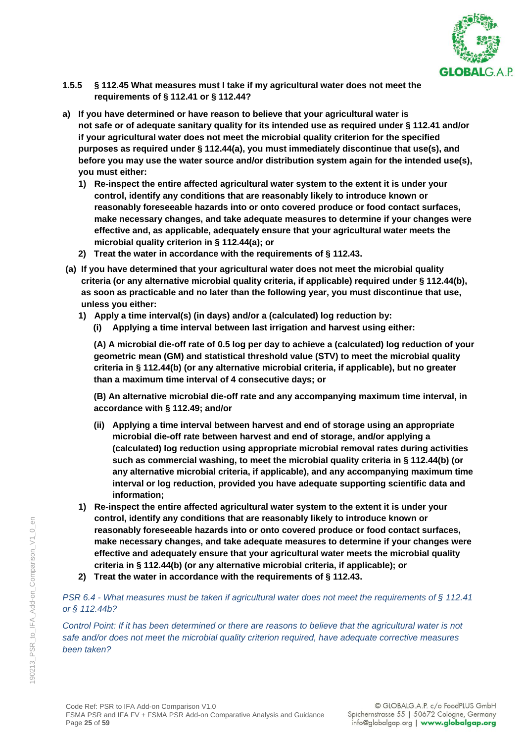### 1.5.5 § 112.45 What measures must I take if my agricultural water does not meet the requirements of § 112.41 or § 112.44?

**a) If you have determined or have reason to believe that your agricultural water is not safe or of adequate sanitary quality for its intended use as required under § 112.41 and/or if your agricultural water does not meet the microbial quality criterion for the specified purposes as required under § 112.44(a), you must immediately discontinue that use(s), and before you may use the water source and/or distribution system again for the intended use(s), you must either:**

**1) Re-inspect the entire affected agricultural water system to the extent it is under your control, identify any conditions that are reasonably likely to introduce known or reasonably foreseeable hazards into or onto covered produce or food contact surfaces, make necessary changes, and take adequate measures to determine if your changes were effective and, as applicable, adequately ensure that your agricultural water meets the microbial quality criterion in § 112.44(a); or**

**2) Treat the water in accordance with the requirements of § 112.43.**

**(a) If you have determined that your agricultural water does not meet the microbial quality criteria (or any alternative microbial quality criteria, if applicable) required under § 112.44(b), as soon as practicable and no later than the following year, you must discontinue that use, unless you either:**

**1) Apply a time interval(s) (in days) and/or a (calculated) log reduction by:**

**(i) Applying a time interval between last irrigation and harvest using either:**

**(A) A microbial die-off rate of 0.5 log per day to achieve a (calculated) log reduction of your geometric mean (GM) and statistical threshold value (STV) to meet the microbial quality criteria in § 112.44(b) (or any alternative microbial criteria, if applicable), but no greater than a maximum time interval of 4 consecutive days; or**

**(B) An alternative microbial die-off rate and any accompanying maximum time interval, in accordance with § 112.49; and/or**

**(ii) Applying a time interval between harvest and end of storage using an appropriate microbial die-off rate between harvest and end of storage, and/or applying a (calculated) log reduction using appropriate microbial removal rates during activities such as commercial washing, to meet the microbial quality criteria in § 112.44(b) (or any alternative microbial criteria, if applicable), and any accompanying maximum time interval or log reduction, provided you have adequate supporting scientific data and information;**

**1) Re-inspect the entire affected agricultural water system to the extent it is under your control, identify any conditions that are reasonably likely to introduce known or reasonably foreseeable hazards into or onto covered produce or food contact surfaces, make necessary changes, and take adequate measures to determine if your changes were effective and adequately ensure that your agricultural water meets the microbial quality criteria in § 112.44(b) (or any alternative microbial criteria, if applicable); or**

**2) Treat the water in accordance with the requirements of § 112.43.**

*PSR 6.4 - What measures must be taken if agricultural water does not meet the requirements of § 112.41 or § 112.44b?*

*Control Point: If it has been determined or there are reasons to believe that the agricultural water is not safe and/or does not meet the microbial quality criterion required, have adequate corrective measures been taken?*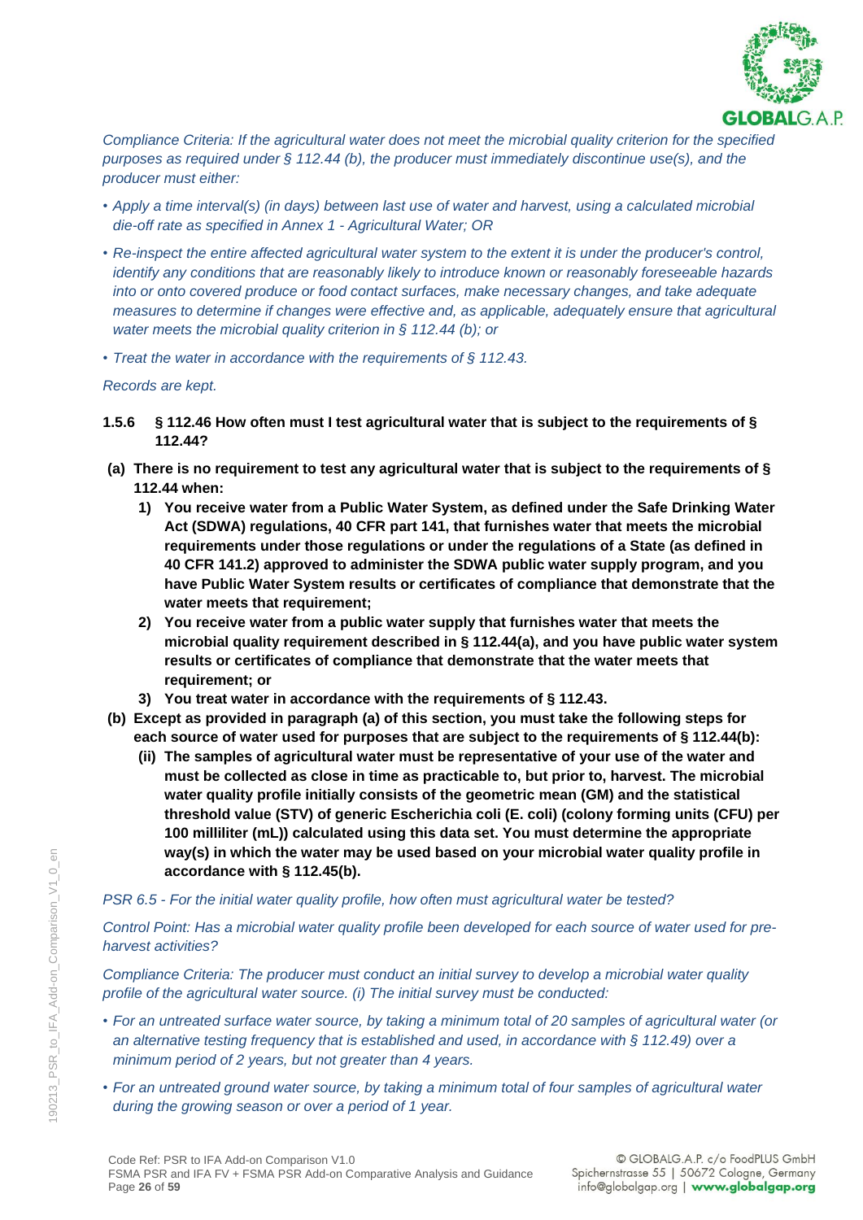*Compliance Criteria: If the agricultural water does not meet the microbial quality criterion for the specified purposes as required under § 112.44 (b), the producer must immediately discontinue use(s), and the producer must either:*

- *Apply a time interval(s) (in days) between last use of water and harvest, using a calculated microbial die-off rate as specified in Annex 1 - Agricultural Water; OR*
- *Re-inspect the entire affected agricultural water system to the extent it is under the producer's control, identify any conditions that are reasonably likely to introduce known or reasonably foreseeable hazards into or onto covered produce or food contact surfaces, make necessary changes, and take adequate measures to determine if changes were effective and, as applicable, adequately ensure that agricultural water meets the microbial quality criterion in § 112.44 (b); or*
- *Treat the water in accordance with the requirements of § 112.43.*

*Records are kept.*

**1.5.6 § 112.46 How often must I test agricultural water that is subject to the requirements of § 112.44?**

**(a) There is no requirement to test any agricultural water that is subject to the requirements of § 112.44 when:**

**1) You receive water from a Public Water System, as defined under the Safe Drinking Water Act (SDWA) regulations, 40 CFR part 141, that furnishes water that meets the microbial requirements under those regulations or under the regulations of a State (as defined in 40 CFR 141.2) approved to administer the SDWA public water supply program, and you have Public Water System results or certificates of compliance that demonstrate that the water meets that requirement;**

**2) You receive water from a public water supply that furnishes water that meets the microbial quality requirement described in § 112.44(a), and you have public water system results or certificates of compliance that demonstrate that the water meets that requirement; or**

**3) You treat water in accordance with the requirements of § 112.43.**

**(b) Except as provided in paragraph (a) of this section, you must take the following steps for each source of water used for purposes that are subject to the requirements of § 112.44(b):**

**(ii) The samples of agricultural water must be representative of your use of the water and must be collected as close in time as practicable to, but prior to, harvest. The microbial water quality profile initially consists of the geometric mean (GM) and the statistical threshold value (STV) of generic Escherichia coli (E. coli) (colony forming units (CFU) per 100 milliliter (mL)) calculated using this data set. You must determine the appropriate way(s) in which the water may be used based on your microbial water quality profile in accordance with § 112.45(b).**

*PSR 6.5 - For the initial water quality profile, how often must agricultural water be tested?*

*Control Point: Has a microbial water quality profile been developed for each source of water used for pre-harvest activities?*

*Compliance Criteria: The producer must conduct an initial survey to develop a microbial water quality profile of the agricultural water source. (i) The initial survey must be conducted:*

- *For an untreated surface water source, by taking a minimum total of 20 samples of agricultural water (or an alternative testing frequency that is established and used, in accordance with § 112.49) over a minimum period of 2 years, but not greater than 4 years.*
- *For an untreated ground water source, by taking a minimum total of four samples of agricultural water during the growing season or over a period of 1 year.*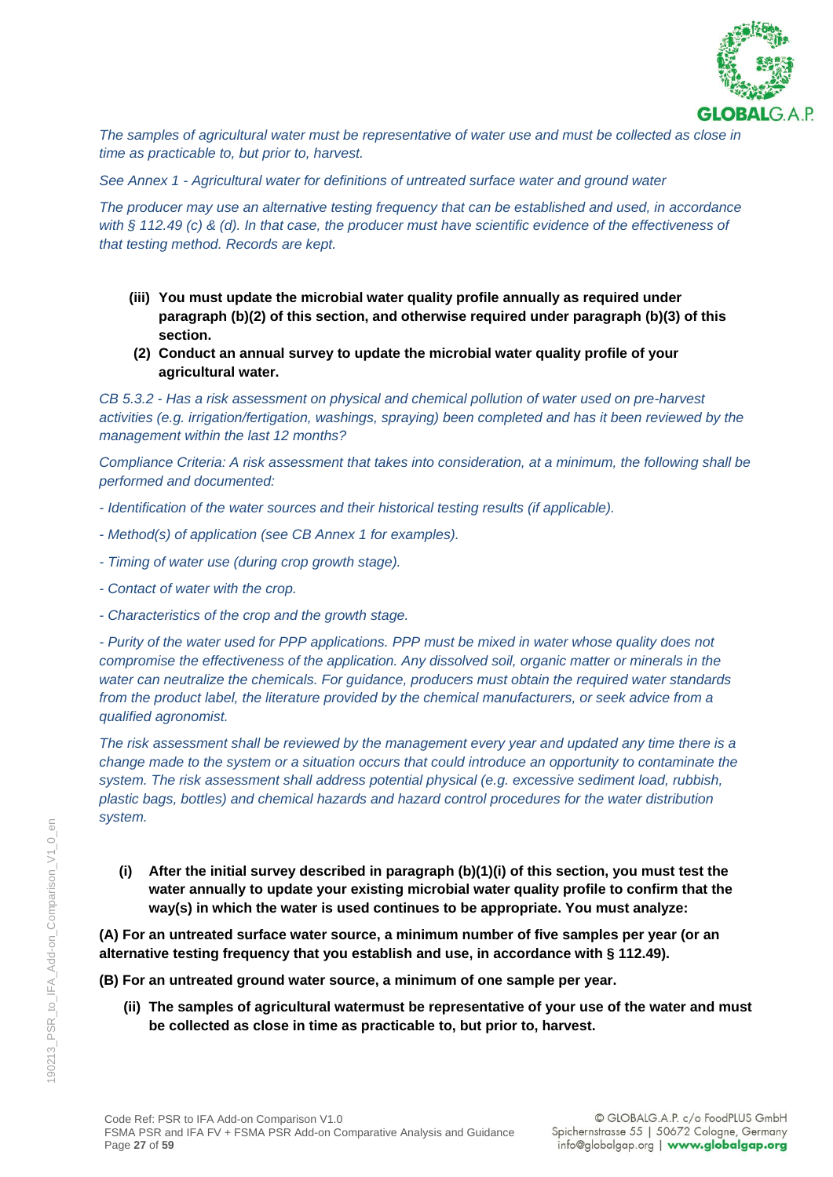*The samples of agricultural water must be representative of water use and must be collected as close in time as practicable to, but prior to, harvest.*

*See Annex 1 - Agricultural water for definitions of untreated surface water and ground water*

*The producer may use an alternative testing frequency that can be established and used, in accordance with § 112.49 (c) & (d). In that case, the producer must have scientific evidence of the effectiveness of that testing method. Records are kept.*

**(iii) You must update the microbial water quality profile annually as required under paragraph (b)(2) of this section, and otherwise required under paragraph (b)(3) of this section.**

**(2) Conduct an annual survey to update the microbial water quality profile of your agricultural water.**

*CB 5.3.2 - Has a risk assessment on physical and chemical pollution of water used on pre-harvest activities (e.g. irrigation/fertigation, washings, spraying) been completed and has it been reviewed by the management within the last 12 months?*

*Compliance Criteria: A risk assessment that takes into consideration, at a minimum, the following shall be performed and documented:*

*- Identification of the water sources and their historical testing results (if applicable).*

*- Method(s) of application (see CB Annex 1 for examples).*

*- Timing of water use (during crop growth stage).*

*- Contact of water with the crop.*

*- Characteristics of the crop and the growth stage.*

*- Purity of the water used for PPP applications. PPP must be mixed in water whose quality does not compromise the effectiveness of the application. Any dissolved soil, organic matter or minerals in the water can neutralize the chemicals. For guidance, producers must obtain the required water standards from the product label, the literature provided by the chemical manufacturers, or seek advice from a qualified agronomist.*

*The risk assessment shall be reviewed by the management every year and updated any time there is a change made to the system or a situation occurs that could introduce an opportunity to contaminate the system. The risk assessment shall address potential physical (e.g. excessive sediment load, rubbish, plastic bags, bottles) and chemical hazards and hazard control procedures for the water distribution system.*

**(i) After the initial survey described in paragraph (b)(1)(i) of this section, you must test the water annually to update your existing microbial water quality profile to confirm that the way(s) in which the water is used continues to be appropriate. You must analyze:**

**(A) For an untreated surface water source, a minimum number of five samples per year (or an alternative testing frequency that you establish and use, in accordance with § 112.49).**

**(B) For an untreated ground water source, a minimum of one sample per year.**

**(ii) The samples of agricultural watermust be representative of your use of the water and must be collected as close in time as practicable to, but prior to, harvest.**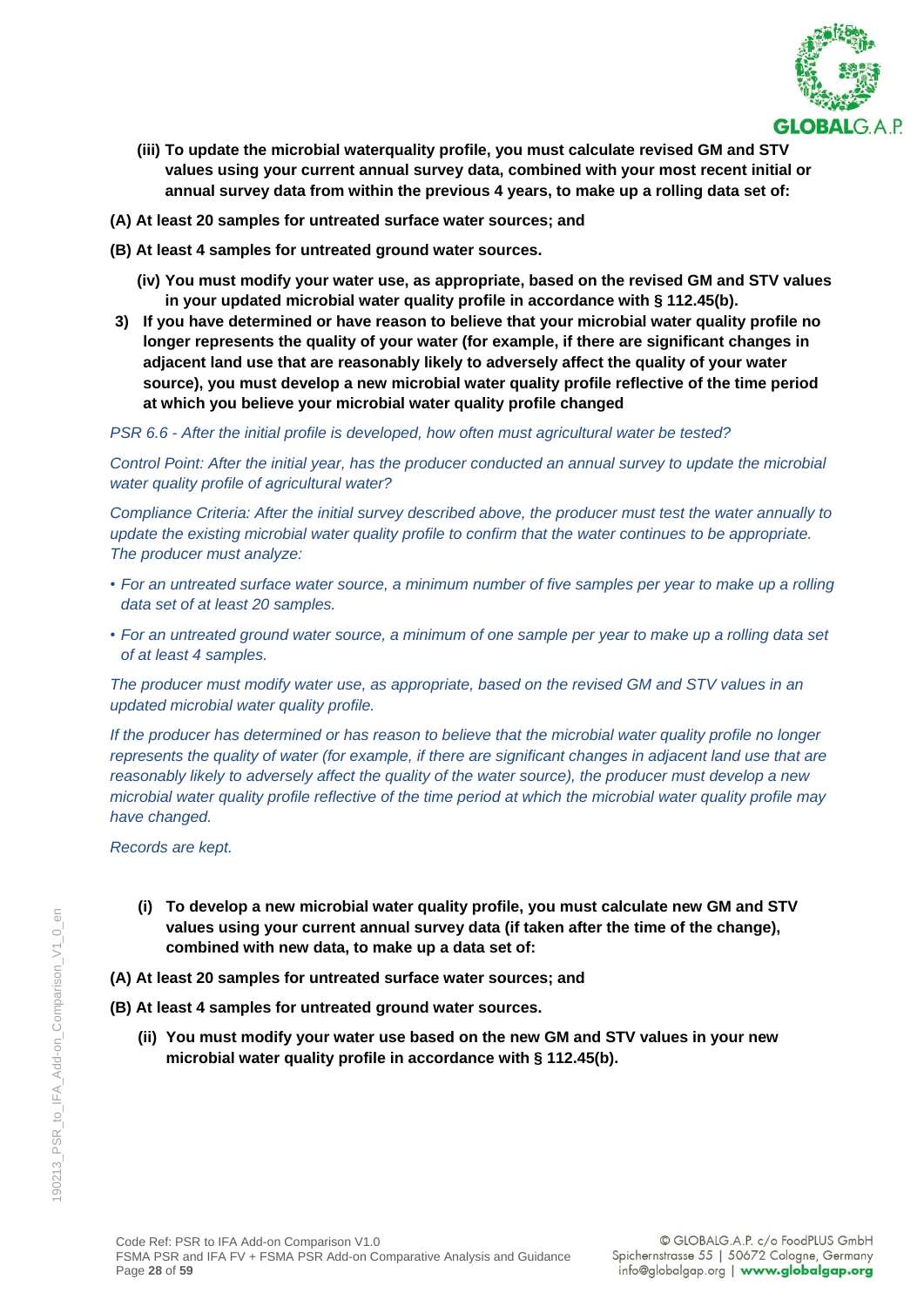**(iii) To update the microbial waterquality profile, you must calculate revised GM and STV values using your current annual survey data, combined with your most recent initial or annual survey data from within the previous 4 years, to make up a rolling data set of:**

**(A) At least 20 samples for untreated surface water sources; and**

**(B) At least 4 samples for untreated ground water sources.**

**(iv) You must modify your water use, as appropriate, based on the revised GM and STV values in your updated microbial water quality profile in accordance with § 112.45(b).**

**3) If you have determined or have reason to believe that your microbial water quality profile no longer represents the quality of your water (for example, if there are significant changes in adjacent land use that are reasonably likely to adversely affect the quality of your water source), you must develop a new microbial water quality profile reflective of the time period at which you believe your microbial water quality profile changed**

*PSR 6.6 - After the initial profile is developed, how often must agricultural water be tested?*

*Control Point: After the initial year, has the producer conducted an annual survey to update the microbial water quality profile of agricultural water?*

*Compliance Criteria: After the initial survey described above, the producer must test the water annually to update the existing microbial water quality profile to confirm that the water continues to be appropriate. The producer must analyze:*

- *For an untreated surface water source, a minimum number of five samples per year to make up a rolling data set of at least 20 samples.*
- *For an untreated ground water source, a minimum of one sample per year to make up a rolling data set of at least 4 samples.*

*The producer must modify water use, as appropriate, based on the revised GM and STV values in an updated microbial water quality profile.*

*If the producer has determined or has reason to believe that the microbial water quality profile no longer represents the quality of water (for example, if there are significant changes in adjacent land use that are reasonably likely to adversely affect the quality of the water source), the producer must develop a new microbial water quality profile reflective of the time period at which the microbial water quality profile may have changed.*

*Records are kept.*

**(i) To develop a new microbial water quality profile, you must calculate new GM and STV values using your current annual survey data (if taken after the time of the change), combined with new data, to make up a data set of:**

**(A) At least 20 samples for untreated surface water sources; and**

**(B) At least 4 samples for untreated ground water sources.**

**(ii) You must modify your water use based on the new GM and STV values in your new microbial water quality profile in accordance with § 112.45(b).**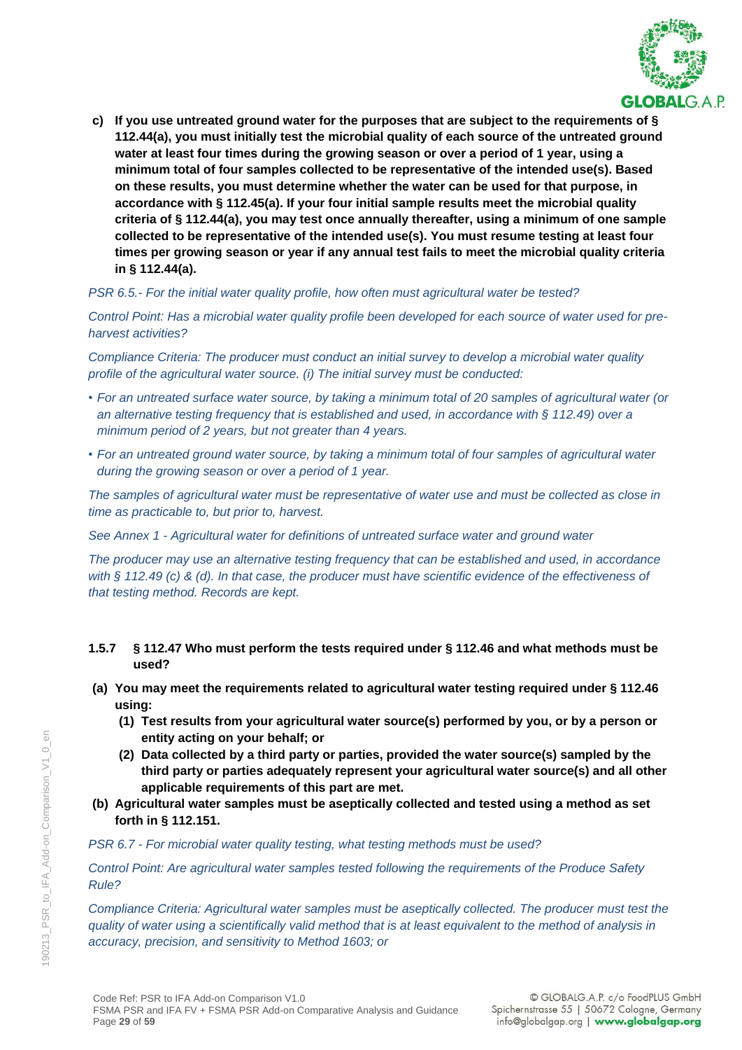**c) If you use untreated ground water for the purposes that are subject to the requirements of § 112.44(a), you must initially test the microbial quality of each source of the untreated ground water at least four times during the growing season or over a period of 1 year, using a minimum total of four samples collected to be representative of the intended use(s). Based on these results, you must determine whether the water can be used for that purpose, in accordance with § 112.45(a). If your four initial sample results meet the microbial quality criteria of § 112.44(a), you may test once annually thereafter, using a minimum of one sample collected to be representative of the intended use(s). You must resume testing at least four times per growing season or year if any annual test fails to meet the microbial quality criteria in § 112.44(a).**

*PSR 6.5.- For the initial water quality profile, how often must agricultural water be tested?*

*Control Point: Has a microbial water quality profile been developed for each source of water used for pre-harvest activities?*

*Compliance Criteria: The producer must conduct an initial survey to develop a microbial water quality profile of the agricultural water source. (i) The initial survey must be conducted:*

- *For an untreated surface water source, by taking a minimum total of 20 samples of agricultural water (or an alternative testing frequency that is established and used, in accordance with § 112.49) over a minimum period of 2 years, but not greater than 4 years.*
- *For an untreated ground water source, by taking a minimum total of four samples of agricultural water during the growing season or over a period of 1 year.*

*The samples of agricultural water must be representative of water use and must be collected as close in time as practicable to, but prior to, harvest.*

*See Annex 1 - Agricultural water for definitions of untreated surface water and ground water*

*The producer may use an alternative testing frequency that can be established and used, in accordance with § 112.49 (c) & (d). In that case, the producer must have scientific evidence of the effectiveness of that testing method. Records are kept.*

### 1.5.7 § 112.47 Who must perform the tests required under § 112.46 and what methods must be used?

**(a) You may meet the requirements related to agricultural water testing required under § 112.46 using:**

**(1) Test results from your agricultural water source(s) performed by you, or by a person or entity acting on your behalf; or**

**(2) Data collected by a third party or parties, provided the water source(s) sampled by the third party or parties adequately represent your agricultural water source(s) and all other applicable requirements of this part are met.**

**(b) Agricultural water samples must be aseptically collected and tested using a method as set forth in § 112.151.**

*PSR 6.7 - For microbial water quality testing, what testing methods must be used?*

*Control Point: Are agricultural water samples tested following the requirements of the Produce Safety Rule?*

*Compliance Criteria: Agricultural water samples must be aseptically collected. The producer must test the quality of water using a scientifically valid method that is at least equivalent to the method of analysis in accuracy, precision, and sensitivity to Method 1603; or*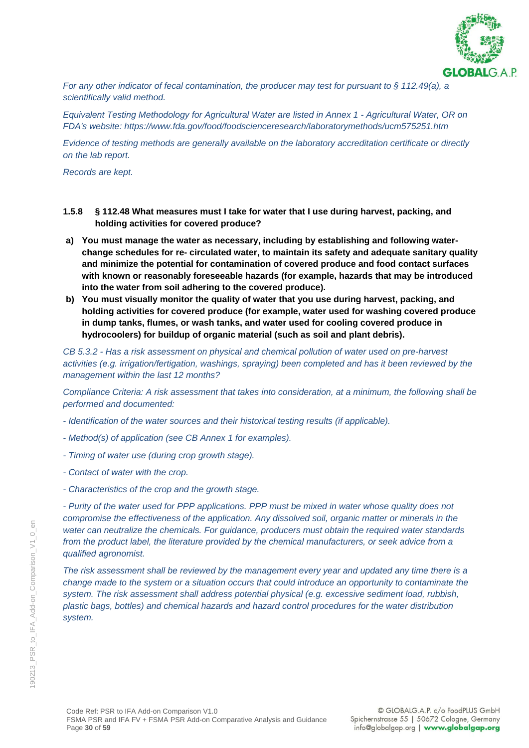*For any other indicator of fecal contamination, the producer may test for pursuant to § 112.49(a), a scientifically valid method.*

*Equivalent Testing Methodology for Agricultural Water are listed in Annex 1 - Agricultural Water, OR on FDA's website: https://www.fda.gov/food/foodscienceresearch/laboratorymethods/ucm575251.htm*

*Evidence of testing methods are generally available on the laboratory accreditation certificate or directly on the lab report.*

*Records are kept.*

### 1.5.8 § 112.48 What measures must I take for water that I use during harvest, packing, and holding activities for covered produce?

**a) You must manage the water as necessary, including by establishing and following water-change schedules for re- circulated water, to maintain its safety and adequate sanitary quality and minimize the potential for contamination of covered produce and food contact surfaces with known or reasonably foreseeable hazards (for example, hazards that may be introduced into the water from soil adhering to the covered produce).**

**b) You must visually monitor the quality of water that you use during harvest, packing, and holding activities for covered produce (for example, water used for washing covered produce in dump tanks, flumes, or wash tanks, and water used for cooling covered produce in hydrocoolers) for buildup of organic material (such as soil and plant debris).**

*CB 5.3.2 - Has a risk assessment on physical and chemical pollution of water used on pre-harvest activities (e.g. irrigation/fertigation, washings, spraying) been completed and has it been reviewed by the management within the last 12 months?*

*Compliance Criteria: A risk assessment that takes into consideration, at a minimum, the following shall be performed and documented:*

*- Identification of the water sources and their historical testing results (if applicable).*

*- Method(s) of application (see CB Annex 1 for examples).*

*- Timing of water use (during crop growth stage).*

*- Contact of water with the crop.*

*- Characteristics of the crop and the growth stage.*

*- Purity of the water used for PPP applications. PPP must be mixed in water whose quality does not compromise the effectiveness of the application. Any dissolved soil, organic matter or minerals in the water can neutralize the chemicals. For guidance, producers must obtain the required water standards from the product label, the literature provided by the chemical manufacturers, or seek advice from a qualified agronomist.*

*The risk assessment shall be reviewed by the management every year and updated any time there is a change made to the system or a situation occurs that could introduce an opportunity to contaminate the system. The risk assessment shall address potential physical (e.g. excessive sediment load, rubbish, plastic bags, bottles) and chemical hazards and hazard control procedures for the water distribution system.*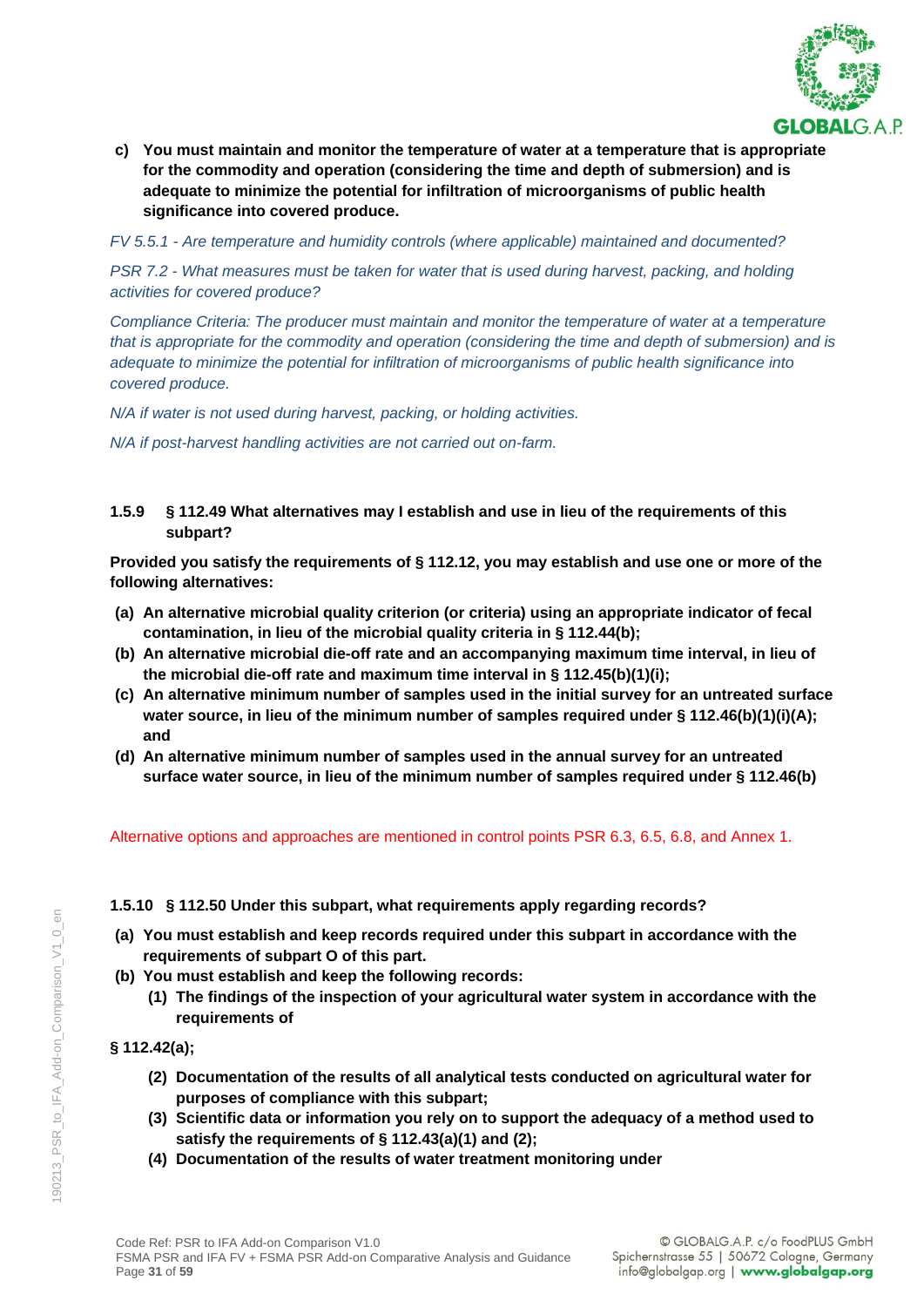**c) You must maintain and monitor the temperature of water at a temperature that is appropriate for the commodity and operation (considering the time and depth of submersion) and is adequate to minimize the potential for infiltration of microorganisms of public health significance into covered produce.**

*FV 5.5.1 - Are temperature and humidity controls (where applicable) maintained and documented?*

*PSR 7.2 - What measures must be taken for water that is used during harvest, packing, and holding activities for covered produce?*

*Compliance Criteria: The producer must maintain and monitor the temperature of water at a temperature that is appropriate for the commodity and operation (considering the time and depth of submersion) and is adequate to minimize the potential for infiltration of microorganisms of public health significance into covered produce.*

*N/A if water is not used during harvest, packing, or holding activities.*

*N/A if post-harvest handling activities are not carried out on-farm.*

### 1.5.9 § 112.49 What alternatives may I establish and use in lieu of the requirements of this subpart?

**Provided you satisfy the requirements of § 112.12, you may establish and use one or more of the following alternatives:**

- **(a) An alternative microbial quality criterion (or criteria) using an appropriate indicator of fecal contamination, in lieu of the microbial quality criteria in § 112.44(b);**
- **(b) An alternative microbial die-off rate and an accompanying maximum time interval, in lieu of the microbial die-off rate and maximum time interval in § 112.45(b)(1)(i);**
- **(c) An alternative minimum number of samples used in the initial survey for an untreated surface water source, in lieu of the minimum number of samples required under § 112.46(b)(1)(i)(A); and**
- **(d) An alternative minimum number of samples used in the annual survey for an untreated surface water source, in lieu of the minimum number of samples required under § 112.46(b)**

Alternative options and approaches are mentioned in control points PSR 6.3, 6.5, 6.8, and Annex 1.

### 1.5.10 § 112.50 Under this subpart, what requirements apply regarding records?

- **(a) You must establish and keep records required under this subpart in accordance with the requirements of subpart O of this part.**
- **(b) You must establish and keep the following records:**
  - **(1) The findings of the inspection of your agricultural water system in accordance with the requirements of**

**§ 112.42(a);**

  - **(2) Documentation of the results of all analytical tests conducted on agricultural water for purposes of compliance with this subpart;**
  - **(3) Scientific data or information you rely on to support the adequacy of a method used to satisfy the requirements of § 112.43(a)(1) and (2);**
  - **(4) Documentation of the results of water treatment monitoring under**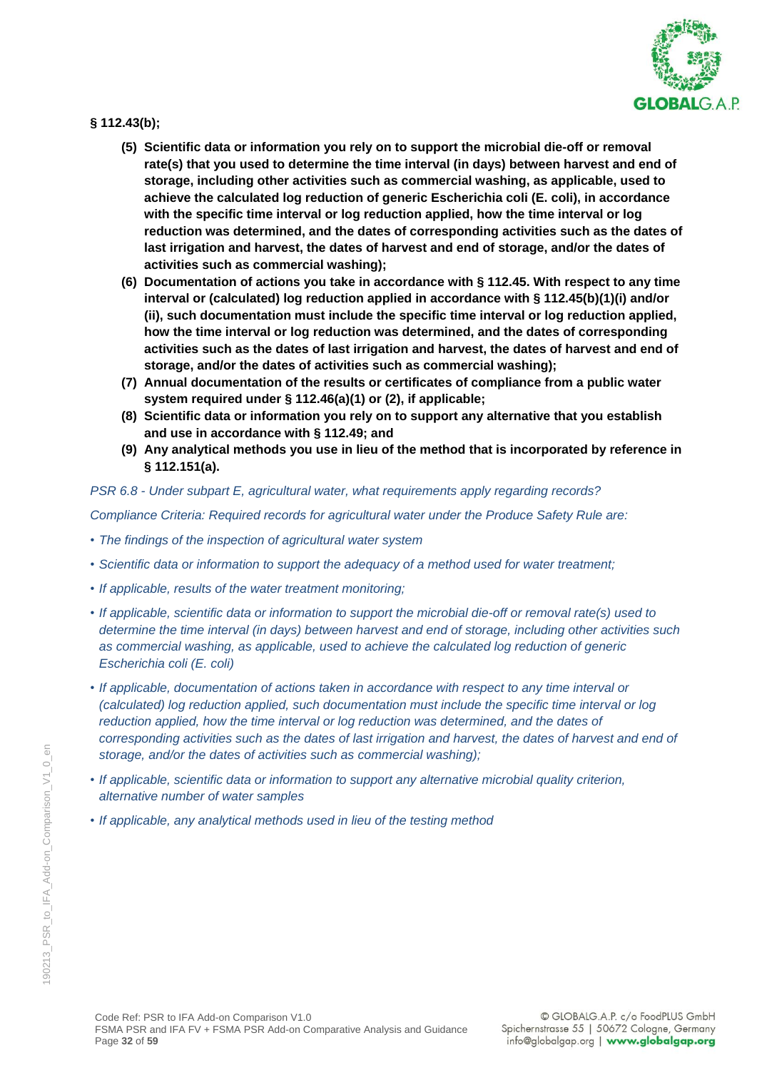**§ 112.43(b);**

**(5) Scientific data or information you rely on to support the microbial die-off or removal rate(s) that you used to determine the time interval (in days) between harvest and end of storage, including other activities such as commercial washing, as applicable, used to achieve the calculated log reduction of generic Escherichia coli (E. coli), in accordance with the specific time interval or log reduction applied, how the time interval or log reduction was determined, and the dates of corresponding activities such as the dates of last irrigation and harvest, the dates of harvest and end of storage, and/or the dates of activities such as commercial washing);**

**(6) Documentation of actions you take in accordance with § 112.45. With respect to any time interval or (calculated) log reduction applied in accordance with § 112.45(b)(1)(i) and/or (ii), such documentation must include the specific time interval or log reduction applied, how the time interval or log reduction was determined, and the dates of corresponding activities such as the dates of last irrigation and harvest, the dates of harvest and end of storage, and/or the dates of activities such as commercial washing);**

**(7) Annual documentation of the results or certificates of compliance from a public water system required under § 112.46(a)(1) or (2), if applicable;**

**(8) Scientific data or information you rely on to support any alternative that you establish and use in accordance with § 112.49; and**

**(9) Any analytical methods you use in lieu of the method that is incorporated by reference in § 112.151(a).**

*PSR 6.8 - Under subpart E, agricultural water, what requirements apply regarding records?*

*Compliance Criteria: Required records for agricultural water under the Produce Safety Rule are:*

- *The findings of the inspection of agricultural water system*
- *Scientific data or information to support the adequacy of a method used for water treatment;*
- *If applicable, results of the water treatment monitoring;*
- *If applicable, scientific data or information to support the microbial die-off or removal rate(s) used to determine the time interval (in days) between harvest and end of storage, including other activities such as commercial washing, as applicable, used to achieve the calculated log reduction of generic Escherichia coli (E. coli)*
- *If applicable, documentation of actions taken in accordance with respect to any time interval or (calculated) log reduction applied, such documentation must include the specific time interval or log reduction applied, how the time interval or log reduction was determined, and the dates of corresponding activities such as the dates of last irrigation and harvest, the dates of harvest and end of storage, and/or the dates of activities such as commercial washing);*
- *If applicable, scientific data or information to support any alternative microbial quality criterion, alternative number of water samples*
- *If applicable, any analytical methods used in lieu of the testing method*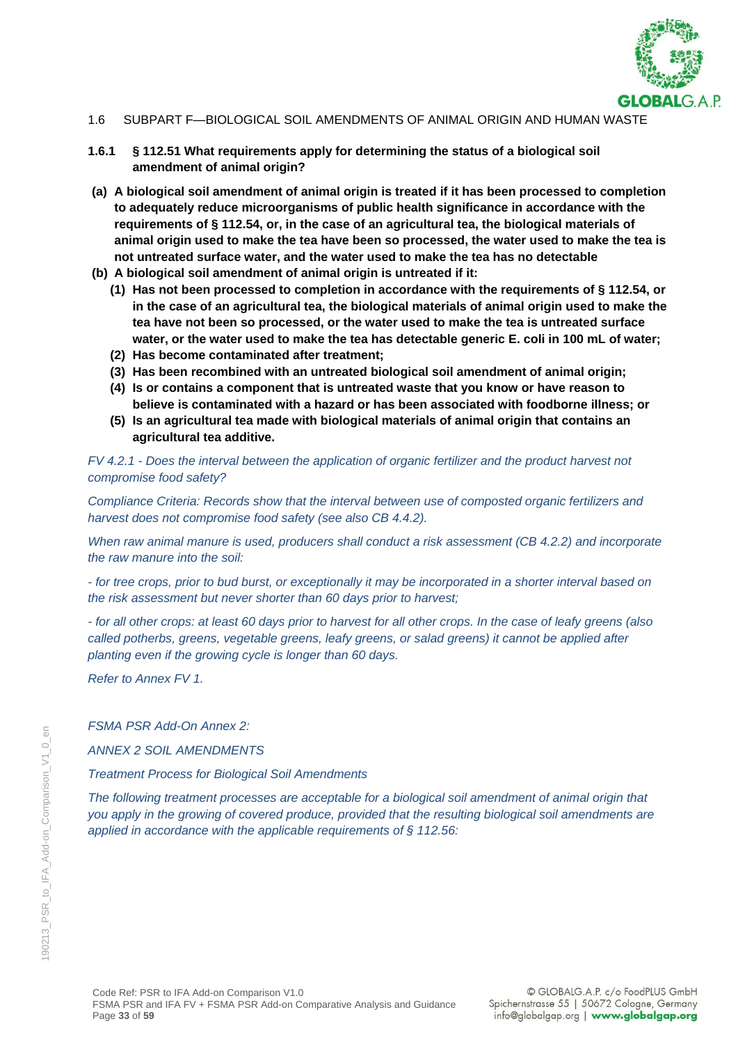## 1.6 SUBPART F—BIOLOGICAL SOIL AMENDMENTS OF ANIMAL ORIGIN AND HUMAN WASTE

### 1.6.1 § 112.51 What requirements apply for determining the status of a biological soil amendment of animal origin?

**(a) A biological soil amendment of animal origin is treated if it has been processed to completion to adequately reduce microorganisms of public health significance in accordance with the requirements of § 112.54, or, in the case of an agricultural tea, the biological materials of animal origin used to make the tea have been so processed, the water used to make the tea is not untreated surface water, and the water used to make the tea has no detectable**

**(b) A biological soil amendment of animal origin is untreated if it:**

- **(1) Has not been processed to completion in accordance with the requirements of § 112.54, or in the case of an agricultural tea, the biological materials of animal origin used to make the tea have not been so processed, or the water used to make the tea is untreated surface water, or the water used to make the tea has detectable generic E. coli in 100 mL of water;**
- **(2) Has become contaminated after treatment;**
- **(3) Has been recombined with an untreated biological soil amendment of animal origin;**
- **(4) Is or contains a component that is untreated waste that you know or have reason to believe is contaminated with a hazard or has been associated with foodborne illness; or**
- **(5) Is an agricultural tea made with biological materials of animal origin that contains an agricultural tea additive.**

*FV 4.2.1 - Does the interval between the application of organic fertilizer and the product harvest not compromise food safety?*

*Compliance Criteria: Records show that the interval between use of composted organic fertilizers and harvest does not compromise food safety (see also CB 4.4.2).*

*When raw animal manure is used, producers shall conduct a risk assessment (CB 4.2.2) and incorporate the raw manure into the soil:*

*- for tree crops, prior to bud burst, or exceptionally it may be incorporated in a shorter interval based on the risk assessment but never shorter than 60 days prior to harvest;*

*- for all other crops: at least 60 days prior to harvest for all other crops. In the case of leafy greens (also called potherbs, greens, vegetable greens, leafy greens, or salad greens) it cannot be applied after planting even if the growing cycle is longer than 60 days.*

*Refer to Annex FV 1.*

*FSMA PSR Add-On Annex 2:*

*ANNEX 2 SOIL AMENDMENTS*

*Treatment Process for Biological Soil Amendments*

*The following treatment processes are acceptable for a biological soil amendment of animal origin that you apply in the growing of covered produce, provided that the resulting biological soil amendments are applied in accordance with the applicable requirements of § 112.56:*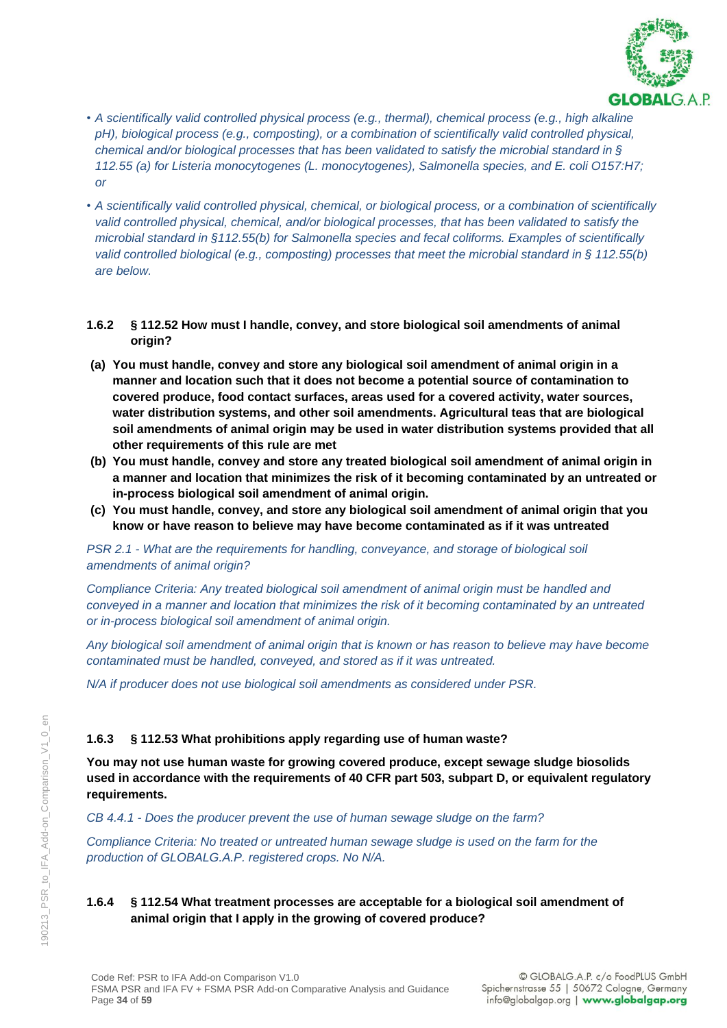- *A scientifically valid controlled physical process (e.g., thermal), chemical process (e.g., high alkaline pH), biological process (e.g., composting), or a combination of scientifically valid controlled physical, chemical and/or biological processes that has been validated to satisfy the microbial standard in § 112.55 (a) for Listeria monocytogenes (L. monocytogenes), Salmonella species, and E. coli O157:H7; or*
- *A scientifically valid controlled physical, chemical, or biological process, or a combination of scientifically valid controlled physical, chemical, and/or biological processes, that has been validated to satisfy the microbial standard in §112.55(b) for Salmonella species and fecal coliforms. Examples of scientifically valid controlled biological (e.g., composting) processes that meet the microbial standard in § 112.55(b) are below.*

### 1.6.2 § 112.52 How must I handle, convey, and store biological soil amendments of animal origin?

**(a) You must handle, convey and store any biological soil amendment of animal origin in a manner and location such that it does not become a potential source of contamination to covered produce, food contact surfaces, areas used for a covered activity, water sources, water distribution systems, and other soil amendments. Agricultural teas that are biological soil amendments of animal origin may be used in water distribution systems provided that all other requirements of this rule are met**

**(b) You must handle, convey and store any treated biological soil amendment of animal origin in a manner and location that minimizes the risk of it becoming contaminated by an untreated or in-process biological soil amendment of animal origin.**

**(c) You must handle, convey, and store any biological soil amendment of animal origin that you know or have reason to believe may have become contaminated as if it was untreated**

*PSR 2.1 - What are the requirements for handling, conveyance, and storage of biological soil amendments of animal origin?*

*Compliance Criteria: Any treated biological soil amendment of animal origin must be handled and conveyed in a manner and location that minimizes the risk of it becoming contaminated by an untreated or in-process biological soil amendment of animal origin.*

*Any biological soil amendment of animal origin that is known or has reason to believe may have become contaminated must be handled, conveyed, and stored as if it was untreated.*

*N/A if producer does not use biological soil amendments as considered under PSR.*

### 1.6.3 § 112.53 What prohibitions apply regarding use of human waste?

**You may not use human waste for growing covered produce, except sewage sludge biosolids used in accordance with the requirements of 40 CFR part 503, subpart D, or equivalent regulatory requirements.**

*CB 4.4.1 - Does the producer prevent the use of human sewage sludge on the farm?*

*Compliance Criteria: No treated or untreated human sewage sludge is used on the farm for the production of GLOBALG.A.P. registered crops. No N/A.*

### 1.6.4 § 112.54 What treatment processes are acceptable for a biological soil amendment of animal origin that I apply in the growing of covered produce?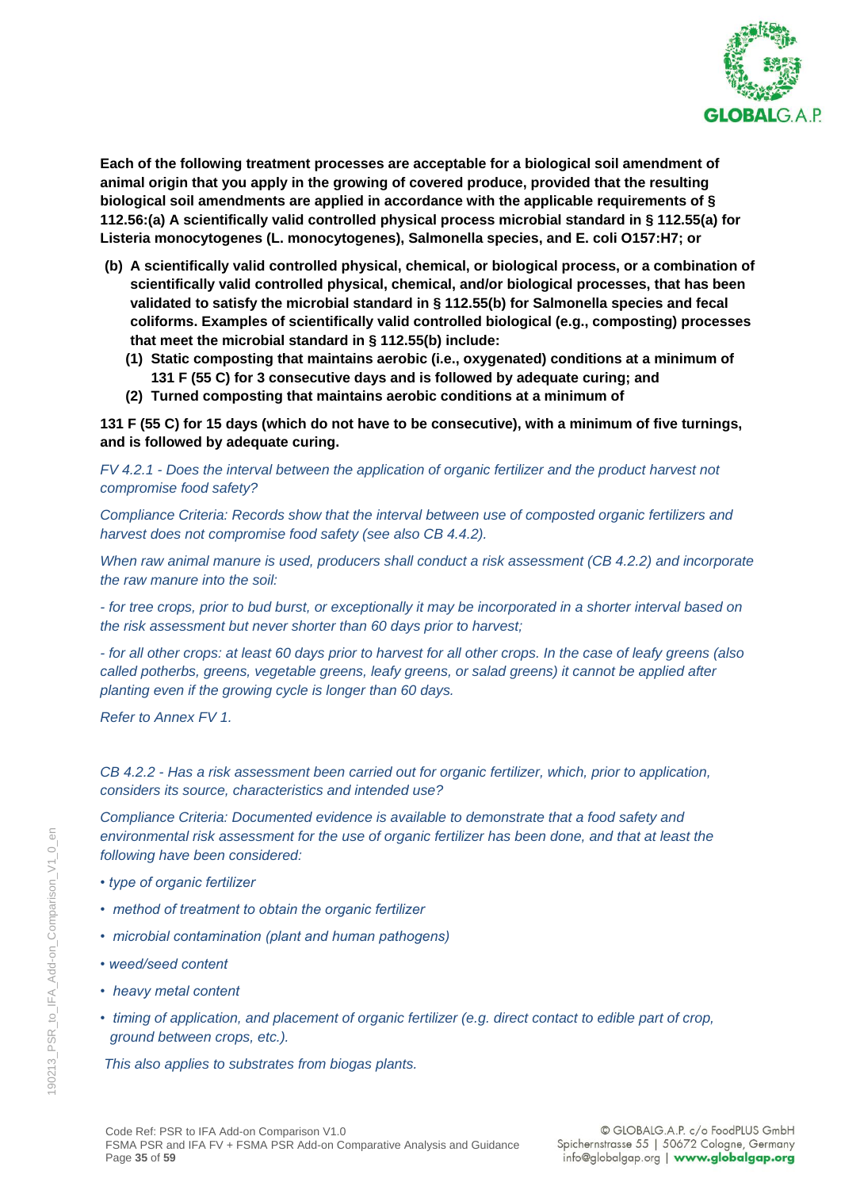**Each of the following treatment processes are acceptable for a biological soil amendment of animal origin that you apply in the growing of covered produce, provided that the resulting biological soil amendments are applied in accordance with the applicable requirements of § 112.56:(a) A scientifically valid controlled physical process microbial standard in § 112.55(a) for Listeria monocytogenes (L. monocytogenes), Salmonella species, and E. coli O157:H7; or**

**(b) A scientifically valid controlled physical, chemical, or biological process, or a combination of scientifically valid controlled physical, chemical, and/or biological processes, that has been validated to satisfy the microbial standard in § 112.55(b) for Salmonella species and fecal coliforms. Examples of scientifically valid controlled biological (e.g., composting) processes that meet the microbial standard in § 112.55(b) include:**

**(1) Static composting that maintains aerobic (i.e., oxygenated) conditions at a minimum of 131 F (55 C) for 3 consecutive days and is followed by adequate curing; and**

**(2) Turned composting that maintains aerobic conditions at a minimum of**

**131 F (55 C) for 15 days (which do not have to be consecutive), with a minimum of five turnings, and is followed by adequate curing.**

*FV 4.2.1 - Does the interval between the application of organic fertilizer and the product harvest not compromise food safety?*

*Compliance Criteria: Records show that the interval between use of composted organic fertilizers and harvest does not compromise food safety (see also CB 4.4.2).*

*When raw animal manure is used, producers shall conduct a risk assessment (CB 4.2.2) and incorporate the raw manure into the soil:*

*- for tree crops, prior to bud burst, or exceptionally it may be incorporated in a shorter interval based on the risk assessment but never shorter than 60 days prior to harvest;*

*- for all other crops: at least 60 days prior to harvest for all other crops. In the case of leafy greens (also called potherbs, greens, vegetable greens, leafy greens, or salad greens) it cannot be applied after planting even if the growing cycle is longer than 60 days.*

*Refer to Annex FV 1.*

*CB 4.2.2 - Has a risk assessment been carried out for organic fertilizer, which, prior to application, considers its source, characteristics and intended use?*

*Compliance Criteria: Documented evidence is available to demonstrate that a food safety and environmental risk assessment for the use of organic fertilizer has been done, and that at least the following have been considered:*

- *type of organic fertilizer*
- *method of treatment to obtain the organic fertilizer*
- *microbial contamination (plant and human pathogens)*
- *weed/seed content*
- *heavy metal content*
- *timing of application, and placement of organic fertilizer (e.g. direct contact to edible part of crop, ground between crops, etc.).*

*This also applies to substrates from biogas plants.*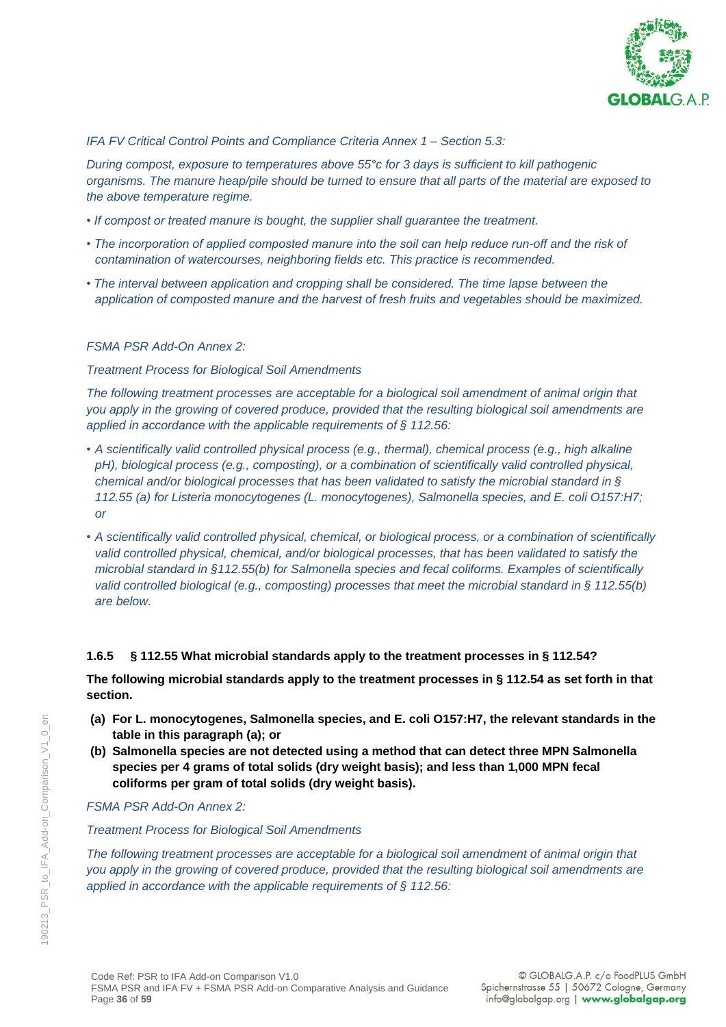*IFA FV Critical Control Points and Compliance Criteria Annex 1 – Section 5.3:*

*During compost, exposure to temperatures above 55°c for 3 days is sufficient to kill pathogenic organisms. The manure heap/pile should be turned to ensure that all parts of the material are exposed to the above temperature regime.*

- *If compost or treated manure is bought, the supplier shall guarantee the treatment.*
- *The incorporation of applied composted manure into the soil can help reduce run-off and the risk of contamination of watercourses, neighboring fields etc. This practice is recommended.*
- *The interval between application and cropping shall be considered. The time lapse between the application of composted manure and the harvest of fresh fruits and vegetables should be maximized.*

*FSMA PSR Add-On Annex 2:*

*Treatment Process for Biological Soil Amendments*

*The following treatment processes are acceptable for a biological soil amendment of animal origin that you apply in the growing of covered produce, provided that the resulting biological soil amendments are applied in accordance with the applicable requirements of § 112.56:*

- *A scientifically valid controlled physical process (e.g., thermal), chemical process (e.g., high alkaline pH), biological process (e.g., composting), or a combination of scientifically valid controlled physical, chemical and/or biological processes that has been validated to satisfy the microbial standard in § 112.55 (a) for Listeria monocytogenes (L. monocytogenes), Salmonella species, and E. coli O157:H7; or*
- *A scientifically valid controlled physical, chemical, or biological process, or a combination of scientifically valid controlled physical, chemical, and/or biological processes, that has been validated to satisfy the microbial standard in §112.55(b) for Salmonella species and fecal coliforms. Examples of scientifically valid controlled biological (e.g., composting) processes that meet the microbial standard in § 112.55(b) are below.*

### 1.6.5 § 112.55 What microbial standards apply to the treatment processes in § 112.54?

**The following microbial standards apply to the treatment processes in § 112.54 as set forth in that section.**

**(a) For L. monocytogenes, Salmonella species, and E. coli O157:H7, the relevant standards in the table in this paragraph (a); or**

**(b) Salmonella species are not detected using a method that can detect three MPN Salmonella species per 4 grams of total solids (dry weight basis); and less than 1,000 MPN fecal coliforms per gram of total solids (dry weight basis).**

*FSMA PSR Add-On Annex 2:*

*Treatment Process for Biological Soil Amendments*

*The following treatment processes are acceptable for a biological soil amendment of animal origin that you apply in the growing of covered produce, provided that the resulting biological soil amendments are applied in accordance with the applicable requirements of § 112.56:*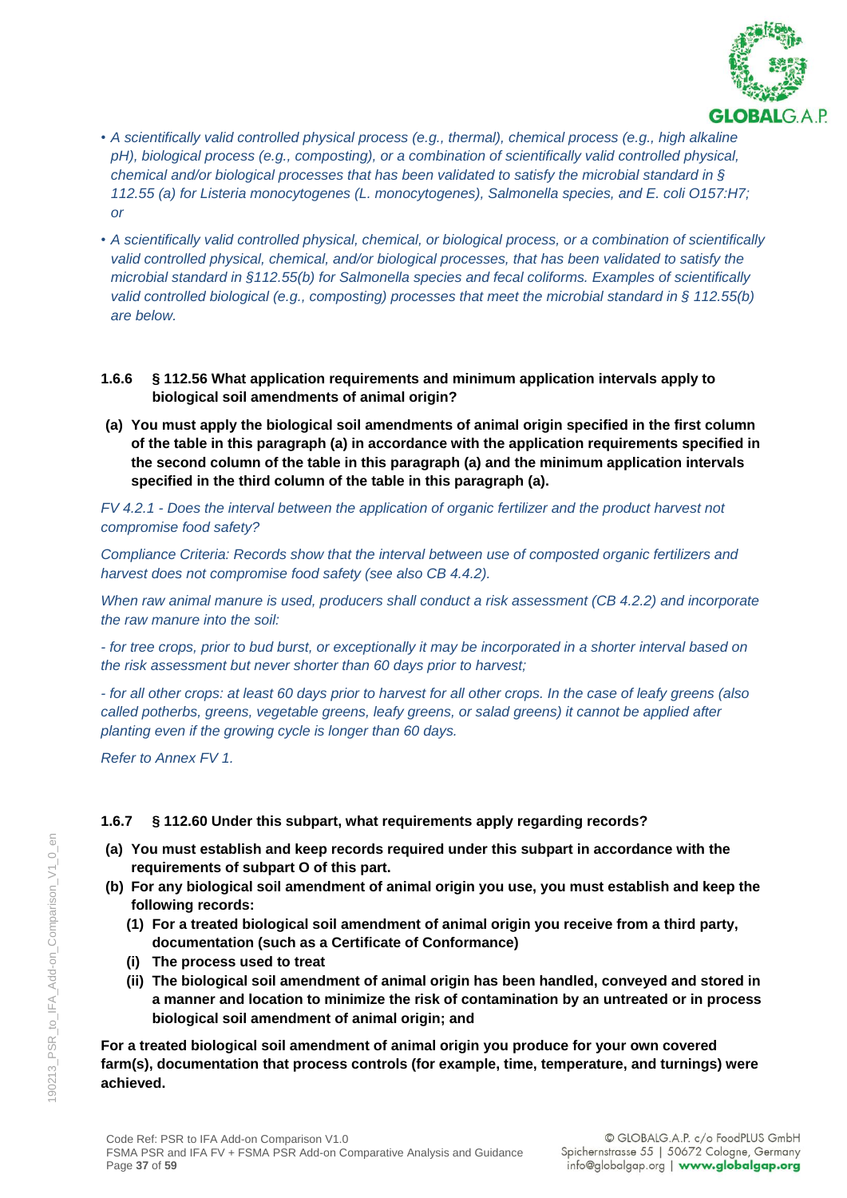- *A scientifically valid controlled physical process (e.g., thermal), chemical process (e.g., high alkaline pH), biological process (e.g., composting), or a combination of scientifically valid controlled physical, chemical and/or biological processes that has been validated to satisfy the microbial standard in § 112.55 (a) for Listeria monocytogenes (L. monocytogenes), Salmonella species, and E. coli O157:H7; or*
- *A scientifically valid controlled physical, chemical, or biological process, or a combination of scientifically valid controlled physical, chemical, and/or biological processes, that has been validated to satisfy the microbial standard in §112.55(b) for Salmonella species and fecal coliforms. Examples of scientifically valid controlled biological (e.g., composting) processes that meet the microbial standard in § 112.55(b) are below.*

### 1.6.6 § 112.56 What application requirements and minimum application intervals apply to biological soil amendments of animal origin?

**(a) You must apply the biological soil amendments of animal origin specified in the first column of the table in this paragraph (a) in accordance with the application requirements specified in the second column of the table in this paragraph (a) and the minimum application intervals specified in the third column of the table in this paragraph (a).**

*FV 4.2.1 - Does the interval between the application of organic fertilizer and the product harvest not compromise food safety?*

*Compliance Criteria: Records show that the interval between use of composted organic fertilizers and harvest does not compromise food safety (see also CB 4.4.2).*

*When raw animal manure is used, producers shall conduct a risk assessment (CB 4.2.2) and incorporate the raw manure into the soil:*

*- for tree crops, prior to bud burst, or exceptionally it may be incorporated in a shorter interval based on the risk assessment but never shorter than 60 days prior to harvest;*

*- for all other crops: at least 60 days prior to harvest for all other crops. In the case of leafy greens (also called potherbs, greens, vegetable greens, leafy greens, or salad greens) it cannot be applied after planting even if the growing cycle is longer than 60 days.*

*Refer to Annex FV 1.*

### 1.6.7 § 112.60 Under this subpart, what requirements apply regarding records?

**(a) You must establish and keep records required under this subpart in accordance with the requirements of subpart O of this part.**

**(b) For any biological soil amendment of animal origin you use, you must establish and keep the following records:**

**(1) For a treated biological soil amendment of animal origin you receive from a third party, documentation (such as a Certificate of Conformance)**

**(i) The process used to treat**

**(ii) The biological soil amendment of animal origin has been handled, conveyed and stored in a manner and location to minimize the risk of contamination by an untreated or in process biological soil amendment of animal origin; and**

**For a treated biological soil amendment of animal origin you produce for your own covered farm(s), documentation that process controls (for example, time, temperature, and turnings) were achieved.**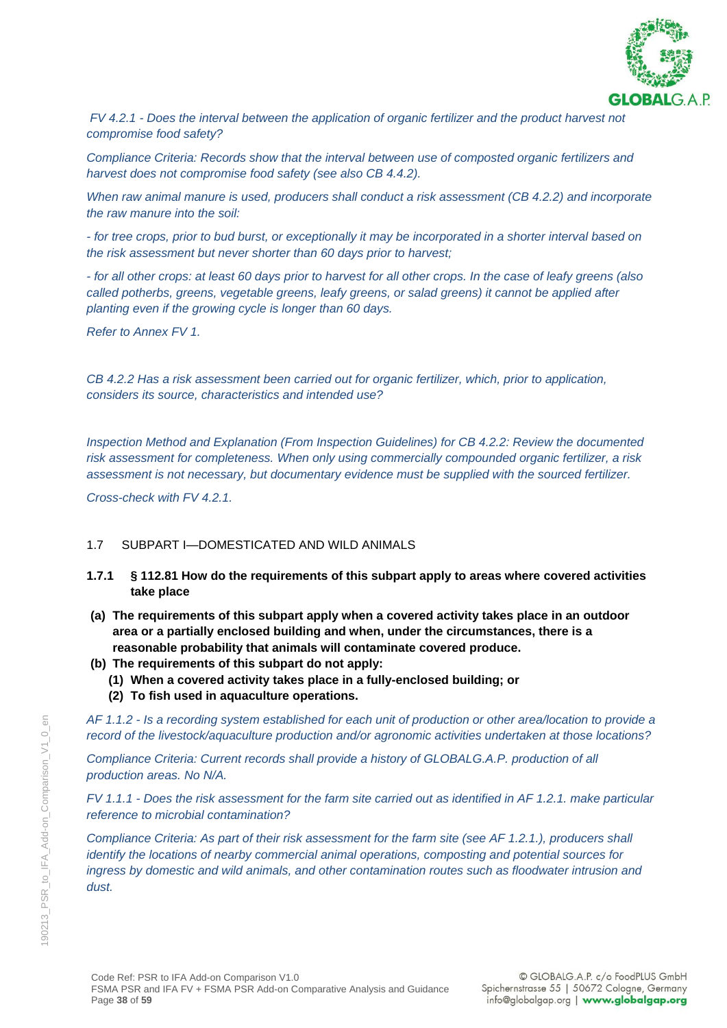*FV 4.2.1 - Does the interval between the application of organic fertilizer and the product harvest not compromise food safety?*

*Compliance Criteria: Records show that the interval between use of composted organic fertilizers and harvest does not compromise food safety (see also CB 4.4.2).*

*When raw animal manure is used, producers shall conduct a risk assessment (CB 4.2.2) and incorporate the raw manure into the soil:*

*- for tree crops, prior to bud burst, or exceptionally it may be incorporated in a shorter interval based on the risk assessment but never shorter than 60 days prior to harvest;*

*- for all other crops: at least 60 days prior to harvest for all other crops. In the case of leafy greens (also called potherbs, greens, vegetable greens, leafy greens, or salad greens) it cannot be applied after planting even if the growing cycle is longer than 60 days.*

*Refer to Annex FV 1.*

*CB 4.2.2 Has a risk assessment been carried out for organic fertilizer, which, prior to application, considers its source, characteristics and intended use?*

*Inspection Method and Explanation (From Inspection Guidelines) for CB 4.2.2: Review the documented risk assessment for completeness. When only using commercially compounded organic fertilizer, a risk assessment is not necessary, but documentary evidence must be supplied with the sourced fertilizer.*

*Cross-check with FV 4.2.1.*

## 1.7 SUBPART I—DOMESTICATED AND WILD ANIMALS

### 1.7.1 § 112.81 How do the requirements of this subpart apply to areas where covered activities take place

**(a) The requirements of this subpart apply when a covered activity takes place in an outdoor area or a partially enclosed building and when, under the circumstances, there is a reasonable probability that animals will contaminate covered produce.**

**(b) The requirements of this subpart do not apply:**

**(1) When a covered activity takes place in a fully-enclosed building; or**

**(2) To fish used in aquaculture operations.**

*AF 1.1.2 - Is a recording system established for each unit of production or other area/location to provide a record of the livestock/aquaculture production and/or agronomic activities undertaken at those locations?*

*Compliance Criteria: Current records shall provide a history of GLOBALG.A.P. production of all production areas. No N/A.*

*FV 1.1.1 - Does the risk assessment for the farm site carried out as identified in AF 1.2.1. make particular reference to microbial contamination?*

*Compliance Criteria: As part of their risk assessment for the farm site (see AF 1.2.1.), producers shall identify the locations of nearby commercial animal operations, composting and potential sources for ingress by domestic and wild animals, and other contamination routes such as floodwater intrusion and dust.*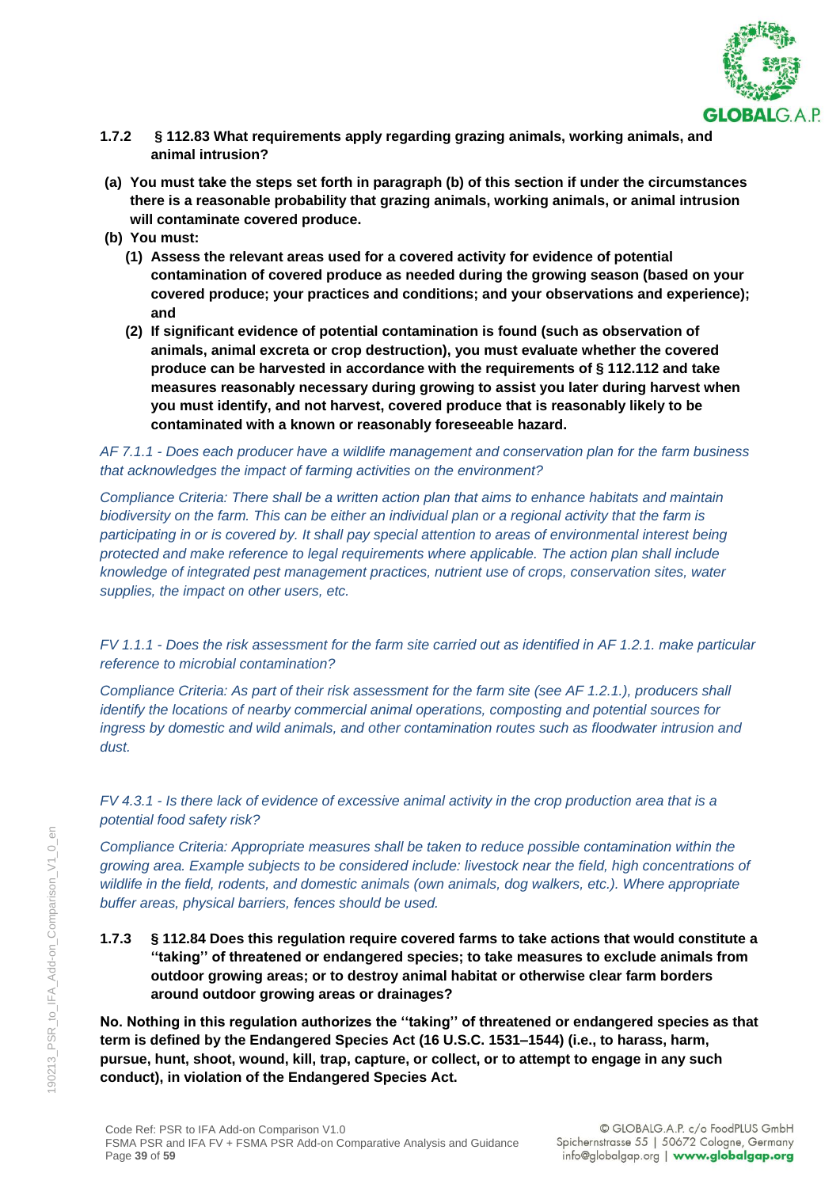**1.7.2 § 112.83 What requirements apply regarding grazing animals, working animals, and animal intrusion?**

**(a) You must take the steps set forth in paragraph (b) of this section if under the circumstances there is a reasonable probability that grazing animals, working animals, or animal intrusion will contaminate covered produce.**

**(b) You must:**

**(1) Assess the relevant areas used for a covered activity for evidence of potential contamination of covered produce as needed during the growing season (based on your covered produce; your practices and conditions; and your observations and experience); and**

**(2) If significant evidence of potential contamination is found (such as observation of animals, animal excreta or crop destruction), you must evaluate whether the covered produce can be harvested in accordance with the requirements of § 112.112 and take measures reasonably necessary during growing to assist you later during harvest when you must identify, and not harvest, covered produce that is reasonably likely to be contaminated with a known or reasonably foreseeable hazard.**

*AF 7.1.1 - Does each producer have a wildlife management and conservation plan for the farm business that acknowledges the impact of farming activities on the environment?*

*Compliance Criteria: There shall be a written action plan that aims to enhance habitats and maintain biodiversity on the farm. This can be either an individual plan or a regional activity that the farm is participating in or is covered by. It shall pay special attention to areas of environmental interest being protected and make reference to legal requirements where applicable. The action plan shall include knowledge of integrated pest management practices, nutrient use of crops, conservation sites, water supplies, the impact on other users, etc.*

*FV 1.1.1 - Does the risk assessment for the farm site carried out as identified in AF 1.2.1. make particular reference to microbial contamination?*

*Compliance Criteria: As part of their risk assessment for the farm site (see AF 1.2.1.), producers shall identify the locations of nearby commercial animal operations, composting and potential sources for ingress by domestic and wild animals, and other contamination routes such as floodwater intrusion and dust.*

*FV 4.3.1 - Is there lack of evidence of excessive animal activity in the crop production area that is a potential food safety risk?*

*Compliance Criteria: Appropriate measures shall be taken to reduce possible contamination within the growing area. Example subjects to be considered include: livestock near the field, high concentrations of wildlife in the field, rodents, and domestic animals (own animals, dog walkers, etc.). Where appropriate buffer areas, physical barriers, fences should be used.*

**1.7.3 § 112.84 Does this regulation require covered farms to take actions that would constitute a ''taking'' of threatened or endangered species; to take measures to exclude animals from outdoor growing areas; or to destroy animal habitat or otherwise clear farm borders around outdoor growing areas or drainages?**

**No. Nothing in this regulation authorizes the ''taking'' of threatened or endangered species as that term is defined by the Endangered Species Act (16 U.S.C. 1531–1544) (i.e., to harass, harm, pursue, hunt, shoot, wound, kill, trap, capture, or collect, or to attempt to engage in any such conduct), in violation of the Endangered Species Act.**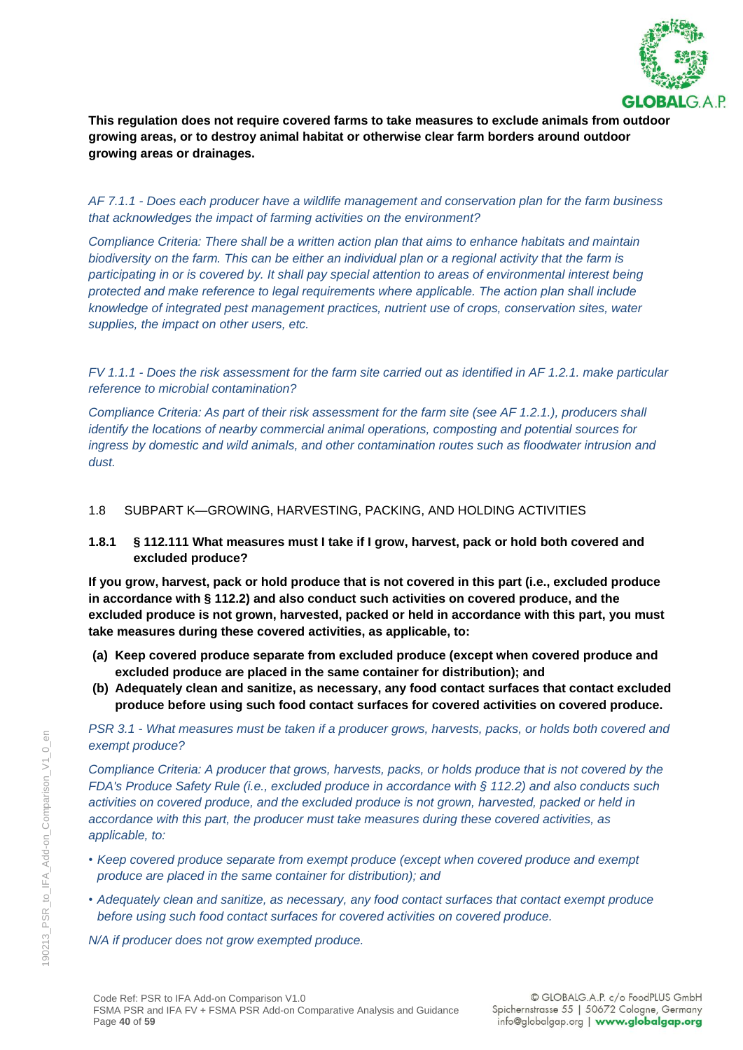**This regulation does not require covered farms to take measures to exclude animals from outdoor growing areas, or to destroy animal habitat or otherwise clear farm borders around outdoor growing areas or drainages.**

*AF 7.1.1 - Does each producer have a wildlife management and conservation plan for the farm business that acknowledges the impact of farming activities on the environment?*

*Compliance Criteria: There shall be a written action plan that aims to enhance habitats and maintain biodiversity on the farm. This can be either an individual plan or a regional activity that the farm is participating in or is covered by. It shall pay special attention to areas of environmental interest being protected and make reference to legal requirements where applicable. The action plan shall include knowledge of integrated pest management practices, nutrient use of crops, conservation sites, water supplies, the impact on other users, etc.*

*FV 1.1.1 - Does the risk assessment for the farm site carried out as identified in AF 1.2.1. make particular reference to microbial contamination?*

*Compliance Criteria: As part of their risk assessment for the farm site (see AF 1.2.1.), producers shall identify the locations of nearby commercial animal operations, composting and potential sources for ingress by domestic and wild animals, and other contamination routes such as floodwater intrusion and dust.*

## 1.8 SUBPART K—GROWING, HARVESTING, PACKING, AND HOLDING ACTIVITIES

### 1.8.1 § 112.111 What measures must I take if I grow, harvest, pack or hold both covered and excluded produce?

**If you grow, harvest, pack or hold produce that is not covered in this part (i.e., excluded produce in accordance with § 112.2) and also conduct such activities on covered produce, and the excluded produce is not grown, harvested, packed or held in accordance with this part, you must take measures during these covered activities, as applicable, to:**

**(a) Keep covered produce separate from excluded produce (except when covered produce and excluded produce are placed in the same container for distribution); and**

**(b) Adequately clean and sanitize, as necessary, any food contact surfaces that contact excluded produce before using such food contact surfaces for covered activities on covered produce.**

*PSR 3.1 - What measures must be taken if a producer grows, harvests, packs, or holds both covered and exempt produce?*

*Compliance Criteria: A producer that grows, harvests, packs, or holds produce that is not covered by the FDA's Produce Safety Rule (i.e., excluded produce in accordance with § 112.2) and also conducts such activities on covered produce, and the excluded produce is not grown, harvested, packed or held in accordance with this part, the producer must take measures during these covered activities, as applicable, to:*

- *Keep covered produce separate from exempt produce (except when covered produce and exempt produce are placed in the same container for distribution); and*
- *Adequately clean and sanitize, as necessary, any food contact surfaces that contact exempt produce before using such food contact surfaces for covered activities on covered produce.*

*N/A if producer does not grow exempted produce.*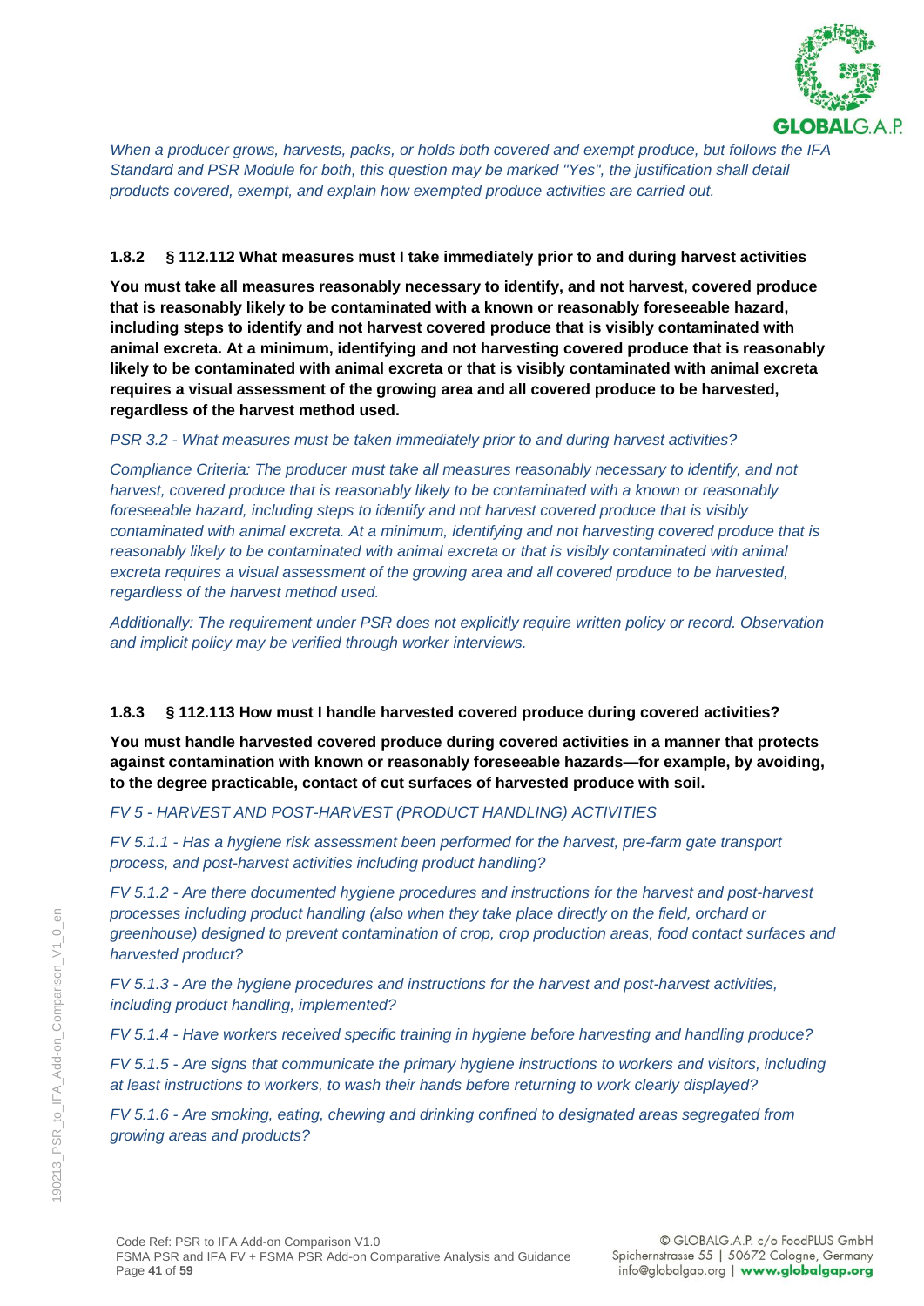*When a producer grows, harvests, packs, or holds both covered and exempt produce, but follows the IFA Standard and PSR Module for both, this question may be marked "Yes", the justification shall detail products covered, exempt, and explain how exempted produce activities are carried out.*

### 1.8.2 § 112.112 What measures must I take immediately prior to and during harvest activities

**You must take all measures reasonably necessary to identify, and not harvest, covered produce that is reasonably likely to be contaminated with a known or reasonably foreseeable hazard, including steps to identify and not harvest covered produce that is visibly contaminated with animal excreta. At a minimum, identifying and not harvesting covered produce that is reasonably likely to be contaminated with animal excreta or that is visibly contaminated with animal excreta requires a visual assessment of the growing area and all covered produce to be harvested, regardless of the harvest method used.**

*PSR 3.2 - What measures must be taken immediately prior to and during harvest activities?*

*Compliance Criteria: The producer must take all measures reasonably necessary to identify, and not harvest, covered produce that is reasonably likely to be contaminated with a known or reasonably foreseeable hazard, including steps to identify and not harvest covered produce that is visibly contaminated with animal excreta. At a minimum, identifying and not harvesting covered produce that is reasonably likely to be contaminated with animal excreta or that is visibly contaminated with animal excreta requires a visual assessment of the growing area and all covered produce to be harvested, regardless of the harvest method used.*

*Additionally: The requirement under PSR does not explicitly require written policy or record. Observation and implicit policy may be verified through worker interviews.*

### 1.8.3 § 112.113 How must I handle harvested covered produce during covered activities?

**You must handle harvested covered produce during covered activities in a manner that protects against contamination with known or reasonably foreseeable hazards—for example, by avoiding, to the degree practicable, contact of cut surfaces of harvested produce with soil.**

*FV 5 - HARVEST AND POST-HARVEST (PRODUCT HANDLING) ACTIVITIES*

*FV 5.1.1 - Has a hygiene risk assessment been performed for the harvest, pre-farm gate transport process, and post-harvest activities including product handling?*

*FV 5.1.2 - Are there documented hygiene procedures and instructions for the harvest and post-harvest processes including product handling (also when they take place directly on the field, orchard or greenhouse) designed to prevent contamination of crop, crop production areas, food contact surfaces and harvested product?*

*FV 5.1.3 - Are the hygiene procedures and instructions for the harvest and post-harvest activities, including product handling, implemented?*

*FV 5.1.4 - Have workers received specific training in hygiene before harvesting and handling produce?*

*FV 5.1.5 - Are signs that communicate the primary hygiene instructions to workers and visitors, including at least instructions to workers, to wash their hands before returning to work clearly displayed?*

*FV 5.1.6 - Are smoking, eating, chewing and drinking confined to designated areas segregated from growing areas and products?*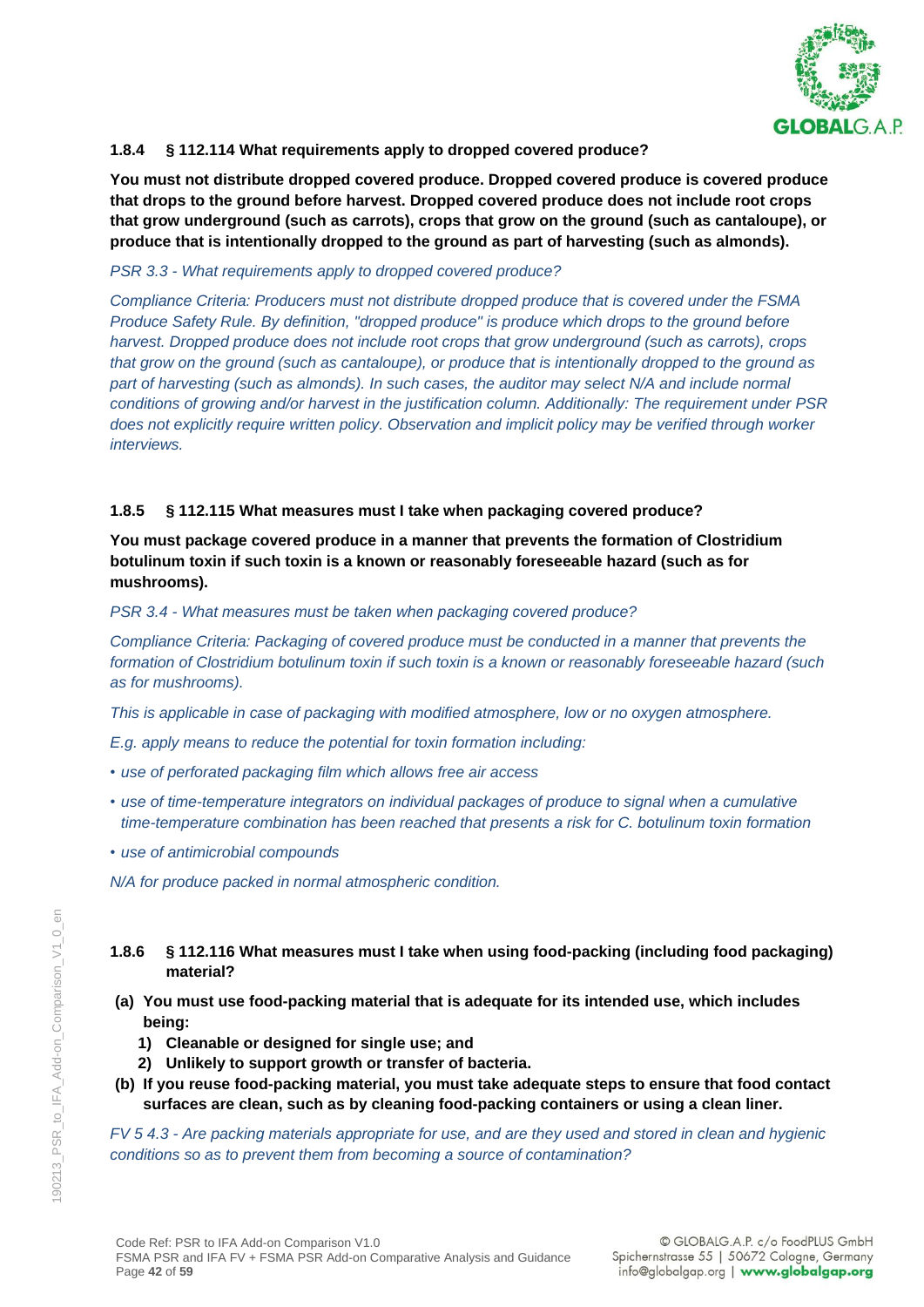### 1.8.4 § 112.114 What requirements apply to dropped covered produce?

**You must not distribute dropped covered produce. Dropped covered produce is covered produce that drops to the ground before harvest. Dropped covered produce does not include root crops that grow underground (such as carrots), crops that grow on the ground (such as cantaloupe), or produce that is intentionally dropped to the ground as part of harvesting (such as almonds).**

*PSR 3.3 - What requirements apply to dropped covered produce?*

*Compliance Criteria: Producers must not distribute dropped produce that is covered under the FSMA Produce Safety Rule. By definition, "dropped produce" is produce which drops to the ground before harvest. Dropped produce does not include root crops that grow underground (such as carrots), crops that grow on the ground (such as cantaloupe), or produce that is intentionally dropped to the ground as part of harvesting (such as almonds). In such cases, the auditor may select N/A and include normal conditions of growing and/or harvest in the justification column. Additionally: The requirement under PSR does not explicitly require written policy. Observation and implicit policy may be verified through worker interviews.*

### 1.8.5 § 112.115 What measures must I take when packaging covered produce?

**You must package covered produce in a manner that prevents the formation of Clostridium botulinum toxin if such toxin is a known or reasonably foreseeable hazard (such as for mushrooms).**

*PSR 3.4 - What measures must be taken when packaging covered produce?*

*Compliance Criteria: Packaging of covered produce must be conducted in a manner that prevents the formation of Clostridium botulinum toxin if such toxin is a known or reasonably foreseeable hazard (such as for mushrooms).*

*This is applicable in case of packaging with modified atmosphere, low or no oxygen atmosphere.*

*E.g. apply means to reduce the potential for toxin formation including:*

- *use of perforated packaging film which allows free air access*
- *use of time-temperature integrators on individual packages of produce to signal when a cumulative time-temperature combination has been reached that presents a risk for C. botulinum toxin formation*
- *use of antimicrobial compounds*

*N/A for produce packed in normal atmospheric condition.*

### 1.8.6 § 112.116 What measures must I take when using food-packing (including food packaging) material?

**(a) You must use food-packing material that is adequate for its intended use, which includes being:**

1) **Cleanable or designed for single use; and**
2) **Unlikely to support growth or transfer of bacteria.**

**(b) If you reuse food-packing material, you must take adequate steps to ensure that food contact surfaces are clean, such as by cleaning food-packing containers or using a clean liner.**

*FV 5 4.3 - Are packing materials appropriate for use, and are they used and stored in clean and hygienic conditions so as to prevent them from becoming a source of contamination?*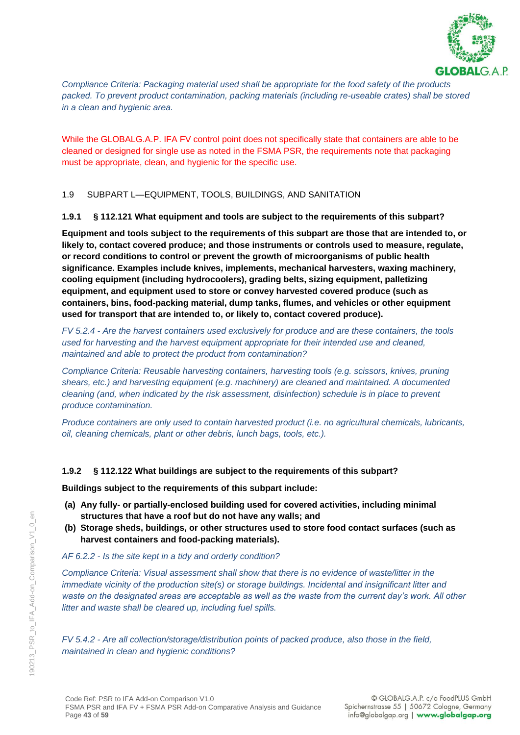*Compliance Criteria: Packaging material used shall be appropriate for the food safety of the products packed. To prevent product contamination, packing materials (including re-useable crates) shall be stored in a clean and hygienic area.*

While the GLOBALG.A.P. IFA FV control point does not specifically state that containers are able to be cleaned or designed for single use as noted in the FSMA PSR, the requirements note that packaging must be appropriate, clean, and hygienic for the specific use.

## 1.9 SUBPART L—EQUIPMENT, TOOLS, BUILDINGS, AND SANITATION

### 1.9.1 § 112.121 What equipment and tools are subject to the requirements of this subpart?

**Equipment and tools subject to the requirements of this subpart are those that are intended to, or likely to, contact covered produce; and those instruments or controls used to measure, regulate, or record conditions to control or prevent the growth of microorganisms of public health significance. Examples include knives, implements, mechanical harvesters, waxing machinery, cooling equipment (including hydrocoolers), grading belts, sizing equipment, palletizing equipment, and equipment used to store or convey harvested covered produce (such as containers, bins, food-packing material, dump tanks, flumes, and vehicles or other equipment used for transport that are intended to, or likely to, contact covered produce).**

*FV 5.2.4 - Are the harvest containers used exclusively for produce and are these containers, the tools used for harvesting and the harvest equipment appropriate for their intended use and cleaned, maintained and able to protect the product from contamination?*

*Compliance Criteria: Reusable harvesting containers, harvesting tools (e.g. scissors, knives, pruning shears, etc.) and harvesting equipment (e.g. machinery) are cleaned and maintained. A documented cleaning (and, when indicated by the risk assessment, disinfection) schedule is in place to prevent produce contamination.*

*Produce containers are only used to contain harvested product (i.e. no agricultural chemicals, lubricants, oil, cleaning chemicals, plant or other debris, lunch bags, tools, etc.).*

### 1.9.2 § 112.122 What buildings are subject to the requirements of this subpart?

**Buildings subject to the requirements of this subpart include:**

- **(a) Any fully- or partially-enclosed building used for covered activities, including minimal structures that have a roof but do not have any walls; and**
- **(b) Storage sheds, buildings, or other structures used to store food contact surfaces (such as harvest containers and food-packing materials).**

*AF 6.2.2 - Is the site kept in a tidy and orderly condition?*

*Compliance Criteria: Visual assessment shall show that there is no evidence of waste/litter in the immediate vicinity of the production site(s) or storage buildings. Incidental and insignificant litter and waste on the designated areas are acceptable as well as the waste from the current day's work. All other litter and waste shall be cleared up, including fuel spills.*

*FV 5.4.2 - Are all collection/storage/distribution points of packed produce, also those in the field, maintained in clean and hygienic conditions?*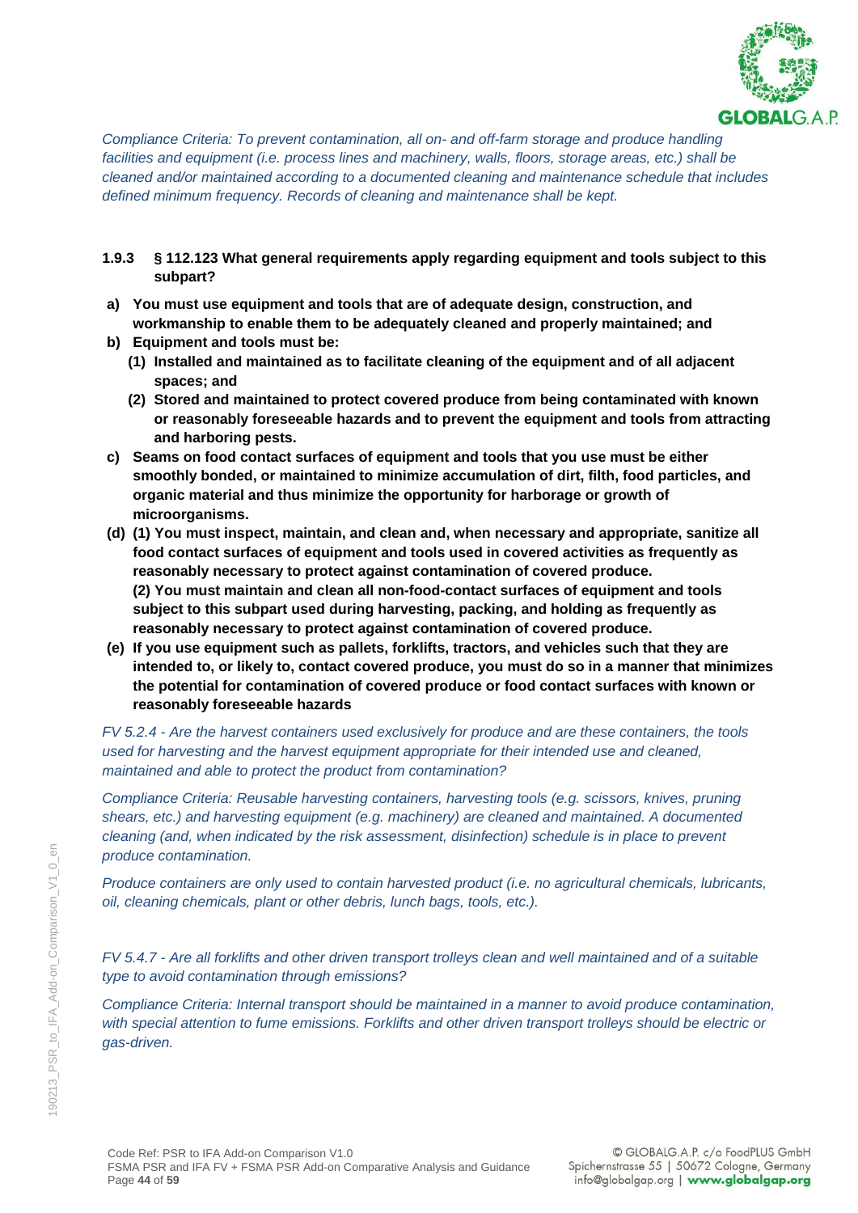*Compliance Criteria: To prevent contamination, all on- and off-farm storage and produce handling facilities and equipment (i.e. process lines and machinery, walls, floors, storage areas, etc.) shall be cleaned and/or maintained according to a documented cleaning and maintenance schedule that includes defined minimum frequency. Records of cleaning and maintenance shall be kept.*

**1.9.3 § 112.123 What general requirements apply regarding equipment and tools subject to this subpart?**

**a) You must use equipment and tools that are of adequate design, construction, and workmanship to enable them to be adequately cleaned and properly maintained; and**

**b) Equipment and tools must be:**

**(1) Installed and maintained as to facilitate cleaning of the equipment and of all adjacent spaces; and**

**(2) Stored and maintained to protect covered produce from being contaminated with known or reasonably foreseeable hazards and to prevent the equipment and tools from attracting and harboring pests.**

**c) Seams on food contact surfaces of equipment and tools that you use must be either smoothly bonded, or maintained to minimize accumulation of dirt, filth, food particles, and organic material and thus minimize the opportunity for harborage or growth of microorganisms.**

**(d) (1) You must inspect, maintain, and clean and, when necessary and appropriate, sanitize all food contact surfaces of equipment and tools used in covered activities as frequently as reasonably necessary to protect against contamination of covered produce.**
**(2) You must maintain and clean all non-food-contact surfaces of equipment and tools subject to this subpart used during harvesting, packing, and holding as frequently as reasonably necessary to protect against contamination of covered produce.**

**(e) If you use equipment such as pallets, forklifts, tractors, and vehicles such that they are intended to, or likely to, contact covered produce, you must do so in a manner that minimizes the potential for contamination of covered produce or food contact surfaces with known or reasonably foreseeable hazards**

*FV 5.2.4 - Are the harvest containers used exclusively for produce and are these containers, the tools used for harvesting and the harvest equipment appropriate for their intended use and cleaned, maintained and able to protect the product from contamination?*

*Compliance Criteria: Reusable harvesting containers, harvesting tools (e.g. scissors, knives, pruning shears, etc.) and harvesting equipment (e.g. machinery) are cleaned and maintained. A documented cleaning (and, when indicated by the risk assessment, disinfection) schedule is in place to prevent produce contamination.*

*Produce containers are only used to contain harvested product (i.e. no agricultural chemicals, lubricants, oil, cleaning chemicals, plant or other debris, lunch bags, tools, etc.).*

*FV 5.4.7 - Are all forklifts and other driven transport trolleys clean and well maintained and of a suitable type to avoid contamination through emissions?*

*Compliance Criteria: Internal transport should be maintained in a manner to avoid produce contamination, with special attention to fume emissions. Forklifts and other driven transport trolleys should be electric or gas-driven.*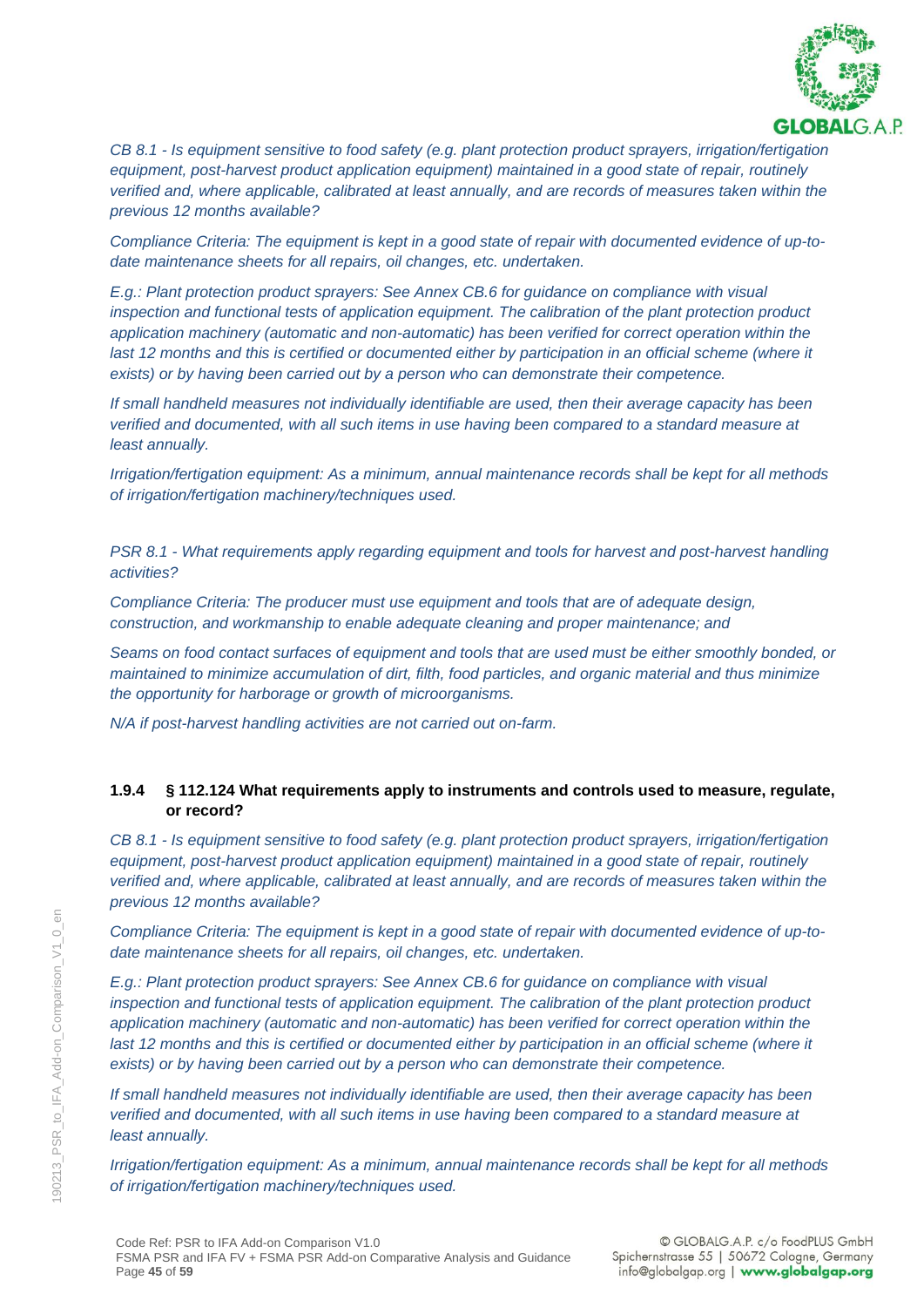*CB 8.1 - Is equipment sensitive to food safety (e.g. plant protection product sprayers, irrigation/fertigation equipment, post-harvest product application equipment) maintained in a good state of repair, routinely verified and, where applicable, calibrated at least annually, and are records of measures taken within the previous 12 months available?*

*Compliance Criteria: The equipment is kept in a good state of repair with documented evidence of up-to-date maintenance sheets for all repairs, oil changes, etc. undertaken.*

*E.g.: Plant protection product sprayers: See Annex CB.6 for guidance on compliance with visual inspection and functional tests of application equipment. The calibration of the plant protection product application machinery (automatic and non-automatic) has been verified for correct operation within the last 12 months and this is certified or documented either by participation in an official scheme (where it exists) or by having been carried out by a person who can demonstrate their competence.*

*If small handheld measures not individually identifiable are used, then their average capacity has been verified and documented, with all such items in use having been compared to a standard measure at least annually.*

*Irrigation/fertigation equipment: As a minimum, annual maintenance records shall be kept for all methods of irrigation/fertigation machinery/techniques used.*

*PSR 8.1 - What requirements apply regarding equipment and tools for harvest and post-harvest handling activities?*

*Compliance Criteria: The producer must use equipment and tools that are of adequate design, construction, and workmanship to enable adequate cleaning and proper maintenance; and*

*Seams on food contact surfaces of equipment and tools that are used must be either smoothly bonded, or maintained to minimize accumulation of dirt, filth, food particles, and organic material and thus minimize the opportunity for harborage or growth of microorganisms.*

*N/A if post-harvest handling activities are not carried out on-farm.*

#### 1.9.4 § 112.124 What requirements apply to instruments and controls used to measure, regulate, or record?

*CB 8.1 - Is equipment sensitive to food safety (e.g. plant protection product sprayers, irrigation/fertigation equipment, post-harvest product application equipment) maintained in a good state of repair, routinely verified and, where applicable, calibrated at least annually, and are records of measures taken within the previous 12 months available?*

*Compliance Criteria: The equipment is kept in a good state of repair with documented evidence of up-to-date maintenance sheets for all repairs, oil changes, etc. undertaken.*

*E.g.: Plant protection product sprayers: See Annex CB.6 for guidance on compliance with visual inspection and functional tests of application equipment. The calibration of the plant protection product application machinery (automatic and non-automatic) has been verified for correct operation within the last 12 months and this is certified or documented either by participation in an official scheme (where it exists) or by having been carried out by a person who can demonstrate their competence.*

*If small handheld measures not individually identifiable are used, then their average capacity has been verified and documented, with all such items in use having been compared to a standard measure at least annually.*

*Irrigation/fertigation equipment: As a minimum, annual maintenance records shall be kept for all methods of irrigation/fertigation machinery/techniques used.*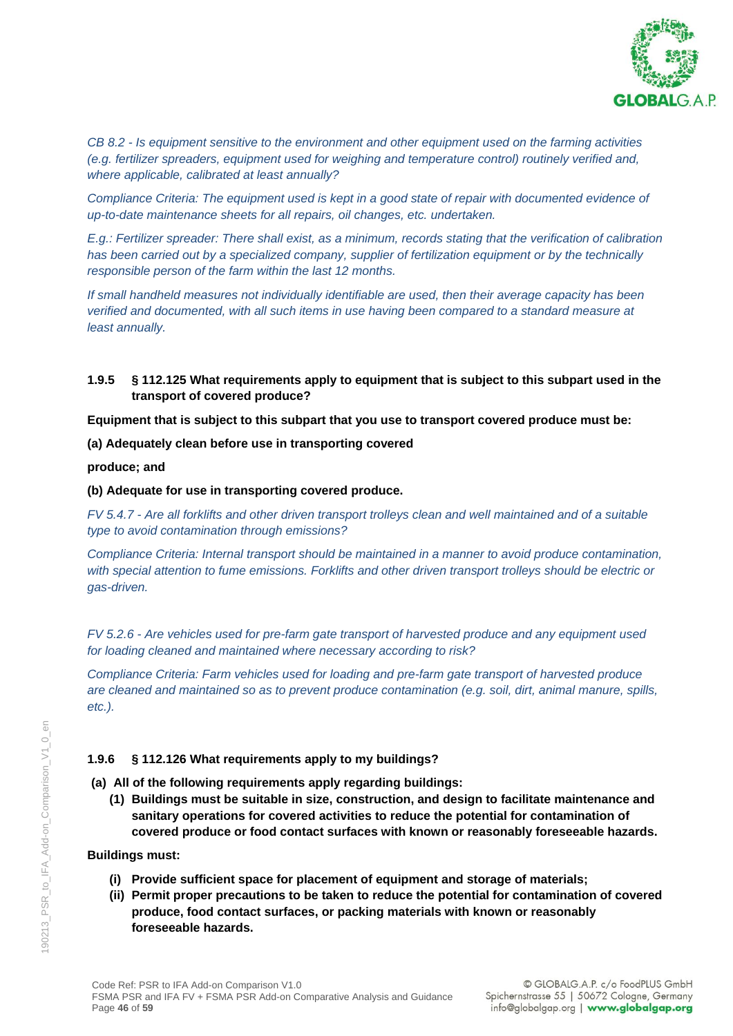*CB 8.2 - Is equipment sensitive to the environment and other equipment used on the farming activities (e.g. fertilizer spreaders, equipment used for weighing and temperature control) routinely verified and, where applicable, calibrated at least annually?*

*Compliance Criteria: The equipment used is kept in a good state of repair with documented evidence of up-to-date maintenance sheets for all repairs, oil changes, etc. undertaken.*

*E.g.: Fertilizer spreader: There shall exist, as a minimum, records stating that the verification of calibration has been carried out by a specialized company, supplier of fertilization equipment or by the technically responsible person of the farm within the last 12 months.*

*If small handheld measures not individually identifiable are used, then their average capacity has been verified and documented, with all such items in use having been compared to a standard measure at least annually.*

### 1.9.5 § 112.125 What requirements apply to equipment that is subject to this subpart used in the transport of covered produce?

**Equipment that is subject to this subpart that you use to transport covered produce must be:**

**(a) Adequately clean before use in transporting covered**

**produce; and**

**(b) Adequate for use in transporting covered produce.**

*FV 5.4.7 - Are all forklifts and other driven transport trolleys clean and well maintained and of a suitable type to avoid contamination through emissions?*

*Compliance Criteria: Internal transport should be maintained in a manner to avoid produce contamination, with special attention to fume emissions. Forklifts and other driven transport trolleys should be electric or gas-driven.*

*FV 5.2.6 - Are vehicles used for pre-farm gate transport of harvested produce and any equipment used for loading cleaned and maintained where necessary according to risk?*

*Compliance Criteria: Farm vehicles used for loading and pre-farm gate transport of harvested produce are cleaned and maintained so as to prevent produce contamination (e.g. soil, dirt, animal manure, spills, etc.).*

### 1.9.6 § 112.126 What requirements apply to my buildings?

**(a) All of the following requirements apply regarding buildings:**

- **(1) Buildings must be suitable in size, construction, and design to facilitate maintenance and sanitary operations for covered activities to reduce the potential for contamination of covered produce or food contact surfaces with known or reasonably foreseeable hazards.**

**Buildings must:**

- **(i) Provide sufficient space for placement of equipment and storage of materials;**
- **(ii) Permit proper precautions to be taken to reduce the potential for contamination of covered produce, food contact surfaces, or packing materials with known or reasonably foreseeable hazards.**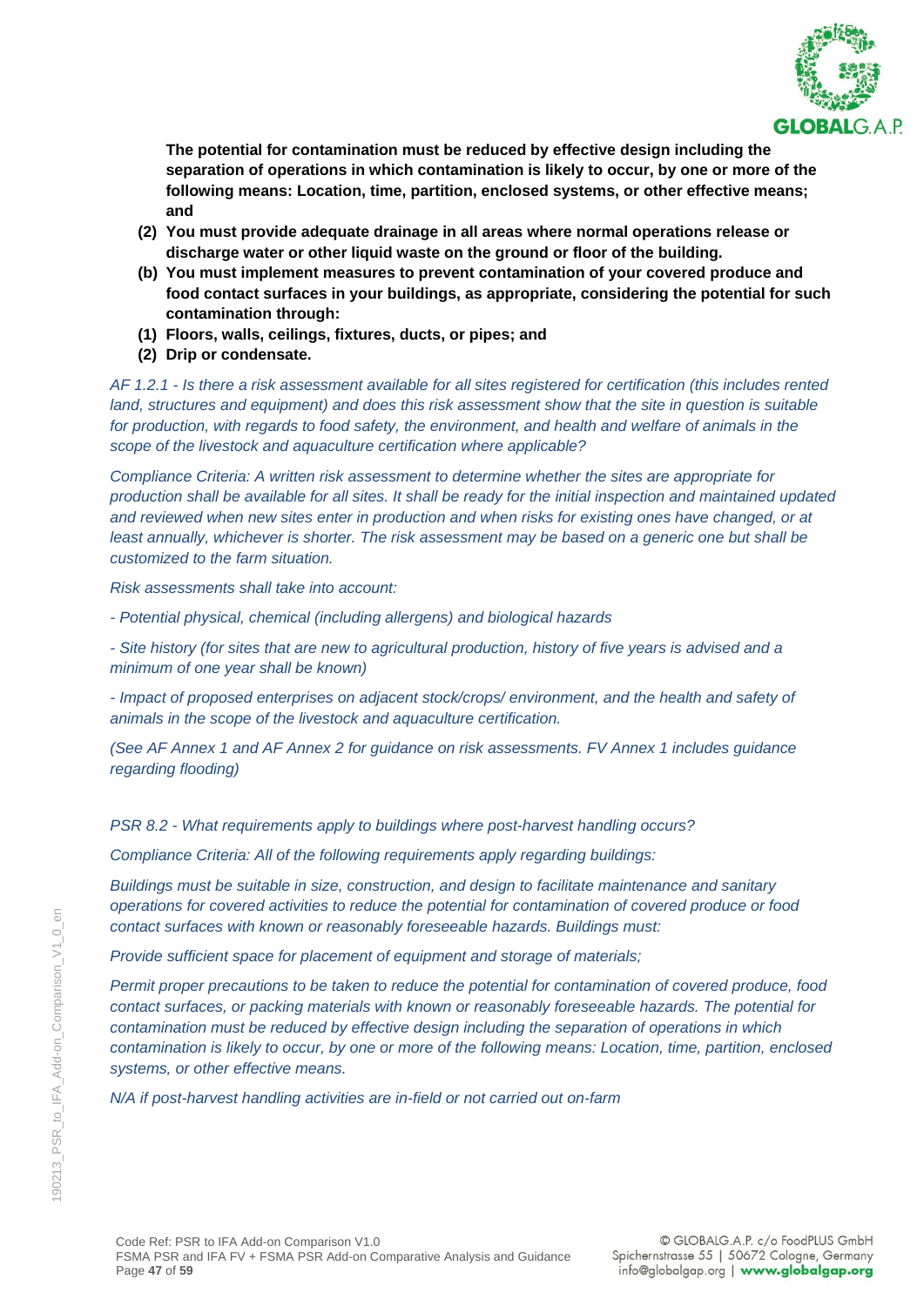**The potential for contamination must be reduced by effective design including the separation of operations in which contamination is likely to occur, by one or more of the following means: Location, time, partition, enclosed systems, or other effective means; and**

**(2) You must provide adequate drainage in all areas where normal operations release or discharge water or other liquid waste on the ground or floor of the building.**

**(b) You must implement measures to prevent contamination of your covered produce and food contact surfaces in your buildings, as appropriate, considering the potential for such contamination through:**

**(1) Floors, walls, ceilings, fixtures, ducts, or pipes; and**

**(2) Drip or condensate.**

*AF 1.2.1 - Is there a risk assessment available for all sites registered for certification (this includes rented land, structures and equipment) and does this risk assessment show that the site in question is suitable for production, with regards to food safety, the environment, and health and welfare of animals in the scope of the livestock and aquaculture certification where applicable?*

*Compliance Criteria: A written risk assessment to determine whether the sites are appropriate for production shall be available for all sites. It shall be ready for the initial inspection and maintained updated and reviewed when new sites enter in production and when risks for existing ones have changed, or at least annually, whichever is shorter. The risk assessment may be based on a generic one but shall be customized to the farm situation.*

*Risk assessments shall take into account:*

*- Potential physical, chemical (including allergens) and biological hazards*

*- Site history (for sites that are new to agricultural production, history of five years is advised and a minimum of one year shall be known)*

*- Impact of proposed enterprises on adjacent stock/crops/ environment, and the health and safety of animals in the scope of the livestock and aquaculture certification.*

*(See AF Annex 1 and AF Annex 2 for guidance on risk assessments. FV Annex 1 includes guidance regarding flooding)*

*PSR 8.2 - What requirements apply to buildings where post-harvest handling occurs?*

*Compliance Criteria: All of the following requirements apply regarding buildings:*

*Buildings must be suitable in size, construction, and design to facilitate maintenance and sanitary operations for covered activities to reduce the potential for contamination of covered produce or food contact surfaces with known or reasonably foreseeable hazards. Buildings must:*

*Provide sufficient space for placement of equipment and storage of materials;*

*Permit proper precautions to be taken to reduce the potential for contamination of covered produce, food contact surfaces, or packing materials with known or reasonably foreseeable hazards. The potential for contamination must be reduced by effective design including the separation of operations in which contamination is likely to occur, by one or more of the following means: Location, time, partition, enclosed systems, or other effective means.*

*N/A if post-harvest handling activities are in-field or not carried out on-farm*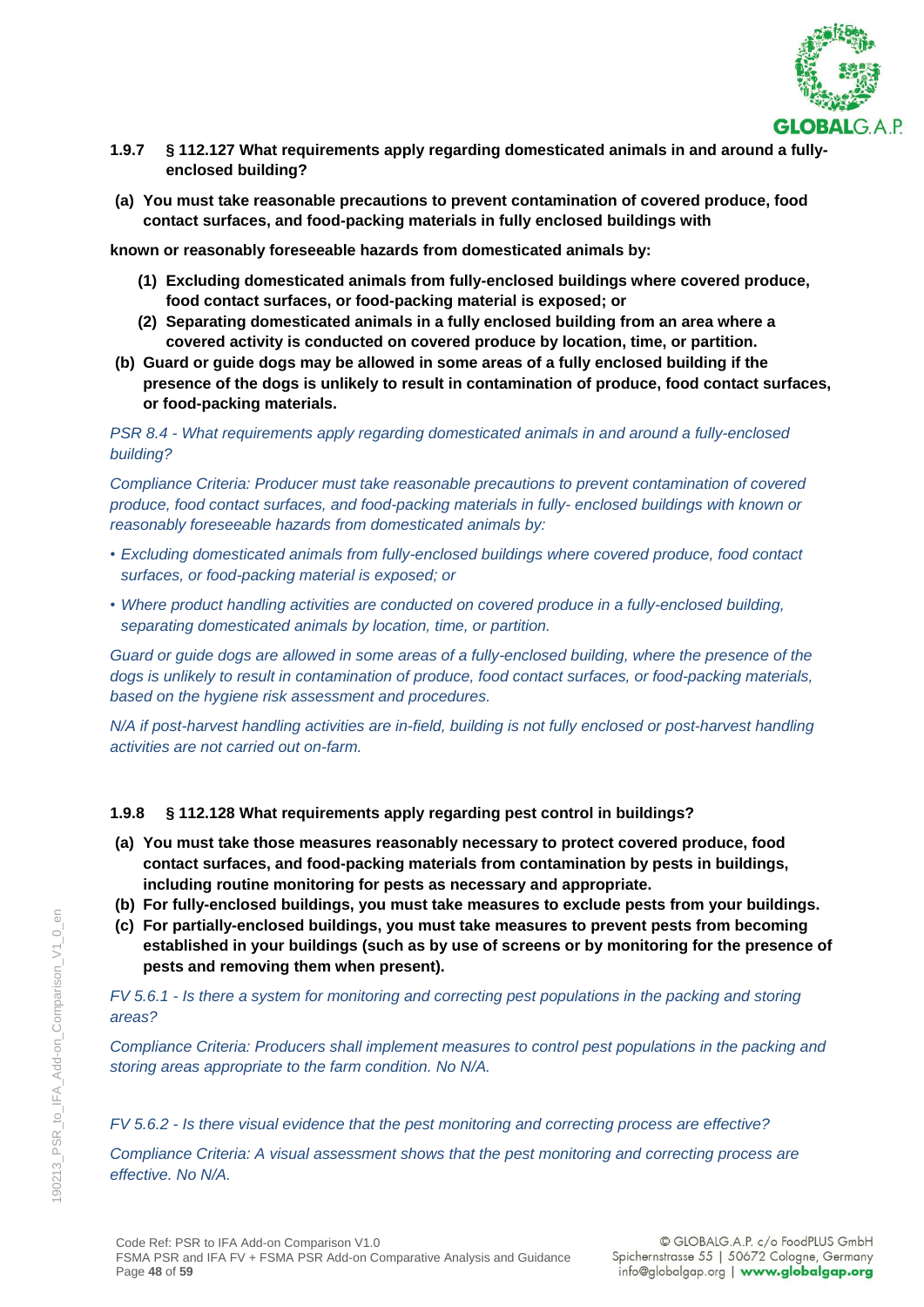### 1.9.7 § 112.127 What requirements apply regarding domesticated animals in and around a fully-enclosed building?

**(a) You must take reasonable precautions to prevent contamination of covered produce, food contact surfaces, and food-packing materials in fully enclosed buildings with**

**known or reasonably foreseeable hazards from domesticated animals by:**

**(1) Excluding domesticated animals from fully-enclosed buildings where covered produce, food contact surfaces, or food-packing material is exposed; or**

**(2) Separating domesticated animals in a fully enclosed building from an area where a covered activity is conducted on covered produce by location, time, or partition.**

**(b) Guard or guide dogs may be allowed in some areas of a fully enclosed building if the presence of the dogs is unlikely to result in contamination of produce, food contact surfaces, or food-packing materials.**

*PSR 8.4 - What requirements apply regarding domesticated animals in and around a fully-enclosed building?*

*Compliance Criteria: Producer must take reasonable precautions to prevent contamination of covered produce, food contact surfaces, and food-packing materials in fully- enclosed buildings with known or reasonably foreseeable hazards from domesticated animals by:*

- *Excluding domesticated animals from fully-enclosed buildings where covered produce, food contact surfaces, or food-packing material is exposed; or*
- *Where product handling activities are conducted on covered produce in a fully-enclosed building, separating domesticated animals by location, time, or partition.*

*Guard or guide dogs are allowed in some areas of a fully-enclosed building, where the presence of the dogs is unlikely to result in contamination of produce, food contact surfaces, or food-packing materials, based on the hygiene risk assessment and procedures.*

*N/A if post-harvest handling activities are in-field, building is not fully enclosed or post-harvest handling activities are not carried out on-farm.*

### 1.9.8 § 112.128 What requirements apply regarding pest control in buildings?

**(a) You must take those measures reasonably necessary to protect covered produce, food contact surfaces, and food-packing materials from contamination by pests in buildings, including routine monitoring for pests as necessary and appropriate.**

**(b) For fully-enclosed buildings, you must take measures to exclude pests from your buildings.**

**(c) For partially-enclosed buildings, you must take measures to prevent pests from becoming established in your buildings (such as by use of screens or by monitoring for the presence of pests and removing them when present).**

*FV 5.6.1 - Is there a system for monitoring and correcting pest populations in the packing and storing areas?*

*Compliance Criteria: Producers shall implement measures to control pest populations in the packing and storing areas appropriate to the farm condition. No N/A.*

*FV 5.6.2 - Is there visual evidence that the pest monitoring and correcting process are effective?*

*Compliance Criteria: A visual assessment shows that the pest monitoring and correcting process are effective. No N/A.*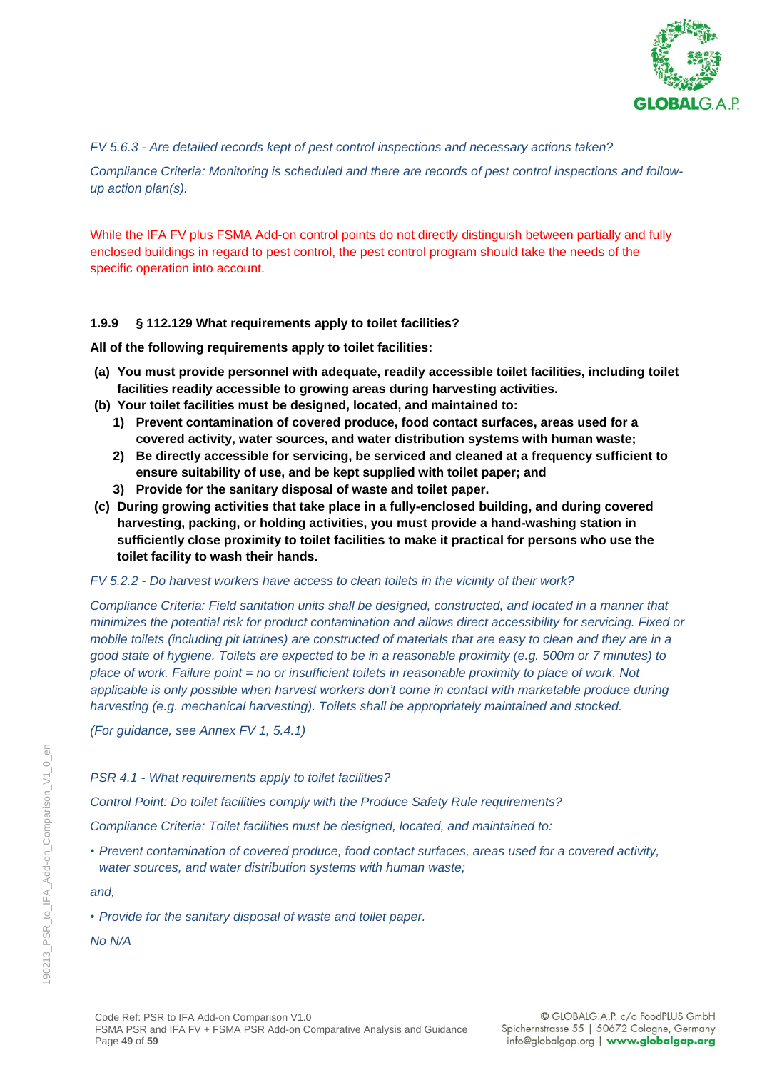*FV 5.6.3 - Are detailed records kept of pest control inspections and necessary actions taken?*

*Compliance Criteria: Monitoring is scheduled and there are records of pest control inspections and follow-up action plan(s).*

While the IFA FV plus FSMA Add-on control points do not directly distinguish between partially and fully enclosed buildings in regard to pest control, the pest control program should take the needs of the specific operation into account.

### 1.9.9 § 112.129 What requirements apply to toilet facilities?

**All of the following requirements apply to toilet facilities:**

- **(a) You must provide personnel with adequate, readily accessible toilet facilities, including toilet facilities readily accessible to growing areas during harvesting activities.**
- **(b) Your toilet facilities must be designed, located, and maintained to:**
  - **1) Prevent contamination of covered produce, food contact surfaces, areas used for a covered activity, water sources, and water distribution systems with human waste;**
  - **2) Be directly accessible for servicing, be serviced and cleaned at a frequency sufficient to ensure suitability of use, and be kept supplied with toilet paper; and**
  - **3) Provide for the sanitary disposal of waste and toilet paper.**
- **(c) During growing activities that take place in a fully-enclosed building, and during covered harvesting, packing, or holding activities, you must provide a hand-washing station in sufficiently close proximity to toilet facilities to make it practical for persons who use the toilet facility to wash their hands.**

*FV 5.2.2 - Do harvest workers have access to clean toilets in the vicinity of their work?*

*Compliance Criteria: Field sanitation units shall be designed, constructed, and located in a manner that minimizes the potential risk for product contamination and allows direct accessibility for servicing. Fixed or mobile toilets (including pit latrines) are constructed of materials that are easy to clean and they are in a good state of hygiene. Toilets are expected to be in a reasonable proximity (e.g. 500m or 7 minutes) to place of work. Failure point = no or insufficient toilets in reasonable proximity to place of work. Not applicable is only possible when harvest workers don't come in contact with marketable produce during harvesting (e.g. mechanical harvesting). Toilets shall be appropriately maintained and stocked.*

*(For guidance, see Annex FV 1, 5.4.1)*

*PSR 4.1 - What requirements apply to toilet facilities?*

*Control Point: Do toilet facilities comply with the Produce Safety Rule requirements?*

*Compliance Criteria: Toilet facilities must be designed, located, and maintained to:*

- *Prevent contamination of covered produce, food contact surfaces, areas used for a covered activity, water sources, and water distribution systems with human waste;*

*and,*

- *Provide for the sanitary disposal of waste and toilet paper.*

*No N/A*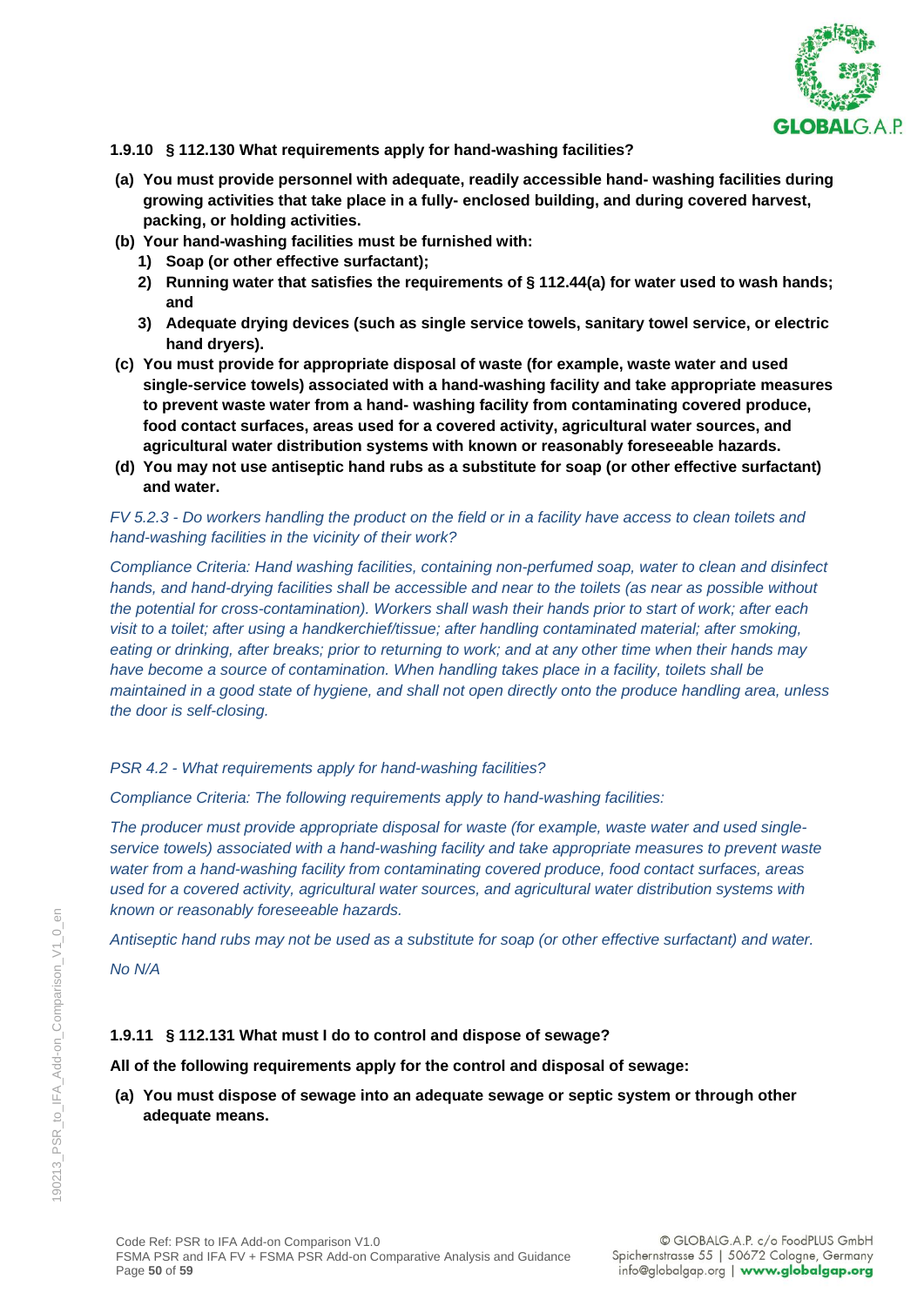**1.9.10 § 112.130 What requirements apply for hand-washing facilities?**

**(a) You must provide personnel with adequate, readily accessible hand- washing facilities during growing activities that take place in a fully- enclosed building, and during covered harvest, packing, or holding activities.**

**(b) Your hand-washing facilities must be furnished with:**

1) **Soap (or other effective surfactant);**
2) **Running water that satisfies the requirements of § 112.44(a) for water used to wash hands; and**
3) **Adequate drying devices (such as single service towels, sanitary towel service, or electric hand dryers).**

**(c) You must provide for appropriate disposal of waste (for example, waste water and used single-service towels) associated with a hand-washing facility and take appropriate measures to prevent waste water from a hand- washing facility from contaminating covered produce, food contact surfaces, areas used for a covered activity, agricultural water sources, and agricultural water distribution systems with known or reasonably foreseeable hazards.**

**(d) You may not use antiseptic hand rubs as a substitute for soap (or other effective surfactant) and water.**

*FV 5.2.3 - Do workers handling the product on the field or in a facility have access to clean toilets and hand-washing facilities in the vicinity of their work?*

*Compliance Criteria: Hand washing facilities, containing non-perfumed soap, water to clean and disinfect hands, and hand-drying facilities shall be accessible and near to the toilets (as near as possible without the potential for cross-contamination). Workers shall wash their hands prior to start of work; after each visit to a toilet; after using a handkerchief/tissue; after handling contaminated material; after smoking, eating or drinking, after breaks; prior to returning to work; and at any other time when their hands may have become a source of contamination. When handling takes place in a facility, toilets shall be maintained in a good state of hygiene, and shall not open directly onto the produce handling area, unless the door is self-closing.*

*PSR 4.2 - What requirements apply for hand-washing facilities?*

*Compliance Criteria: The following requirements apply to hand-washing facilities:*

*The producer must provide appropriate disposal for waste (for example, waste water and used single-service towels) associated with a hand-washing facility and take appropriate measures to prevent waste water from a hand-washing facility from contaminating covered produce, food contact surfaces, areas used for a covered activity, agricultural water sources, and agricultural water distribution systems with known or reasonably foreseeable hazards.*

*Antiseptic hand rubs may not be used as a substitute for soap (or other effective surfactant) and water.*

*No N/A*

**1.9.11 § 112.131 What must I do to control and dispose of sewage?**

**All of the following requirements apply for the control and disposal of sewage:**

**(a) You must dispose of sewage into an adequate sewage or septic system or through other adequate means.**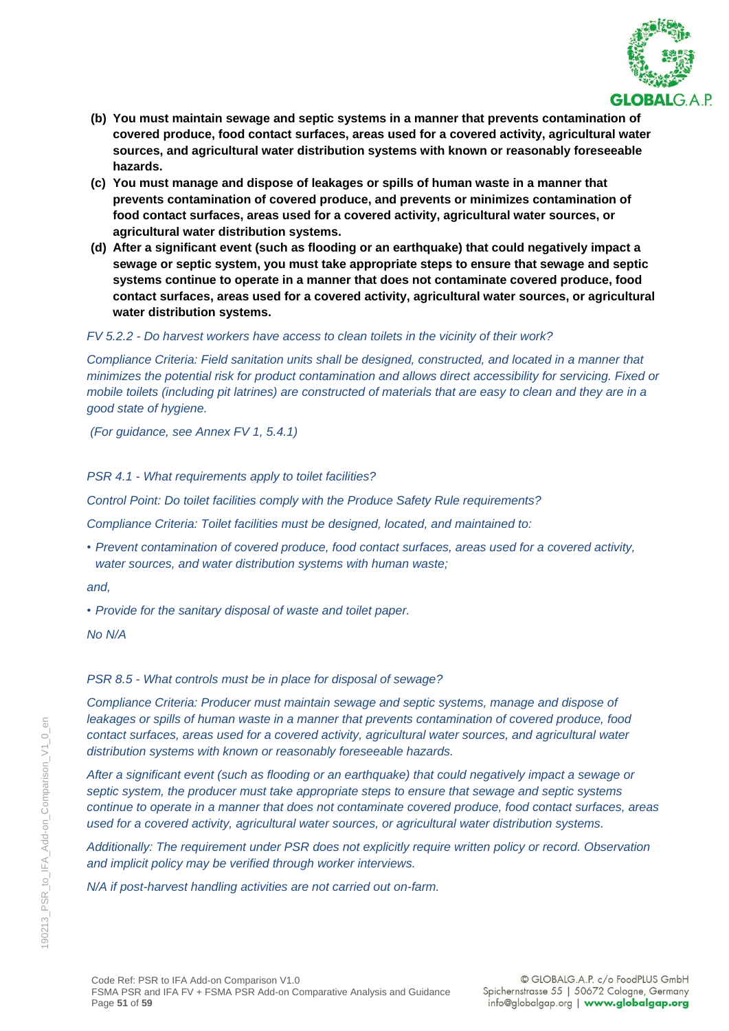**(b) You must maintain sewage and septic systems in a manner that prevents contamination of covered produce, food contact surfaces, areas used for a covered activity, agricultural water sources, and agricultural water distribution systems with known or reasonably foreseeable hazards.**

**(c) You must manage and dispose of leakages or spills of human waste in a manner that prevents contamination of covered produce, and prevents or minimizes contamination of food contact surfaces, areas used for a covered activity, agricultural water sources, or agricultural water distribution systems.**

**(d) After a significant event (such as flooding or an earthquake) that could negatively impact a sewage or septic system, you must take appropriate steps to ensure that sewage and septic systems continue to operate in a manner that does not contaminate covered produce, food contact surfaces, areas used for a covered activity, agricultural water sources, or agricultural water distribution systems.**

*FV 5.2.2 - Do harvest workers have access to clean toilets in the vicinity of their work?*

*Compliance Criteria: Field sanitation units shall be designed, constructed, and located in a manner that minimizes the potential risk for product contamination and allows direct accessibility for servicing. Fixed or mobile toilets (including pit latrines) are constructed of materials that are easy to clean and they are in a good state of hygiene.*

*(For guidance, see Annex FV 1, 5.4.1)*

*PSR 4.1 - What requirements apply to toilet facilities?*

*Control Point: Do toilet facilities comply with the Produce Safety Rule requirements?*

*Compliance Criteria: Toilet facilities must be designed, located, and maintained to:*

- *Prevent contamination of covered produce, food contact surfaces, areas used for a covered activity, water sources, and water distribution systems with human waste;*

*and,*

- *Provide for the sanitary disposal of waste and toilet paper.*

*No N/A*

*PSR 8.5 - What controls must be in place for disposal of sewage?*

*Compliance Criteria: Producer must maintain sewage and septic systems, manage and dispose of leakages or spills of human waste in a manner that prevents contamination of covered produce, food contact surfaces, areas used for a covered activity, agricultural water sources, and agricultural water distribution systems with known or reasonably foreseeable hazards.*

*After a significant event (such as flooding or an earthquake) that could negatively impact a sewage or septic system, the producer must take appropriate steps to ensure that sewage and septic systems continue to operate in a manner that does not contaminate covered produce, food contact surfaces, areas used for a covered activity, agricultural water sources, or agricultural water distribution systems.*

*Additionally: The requirement under PSR does not explicitly require written policy or record. Observation and implicit policy may be verified through worker interviews.*

*N/A if post-harvest handling activities are not carried out on-farm.*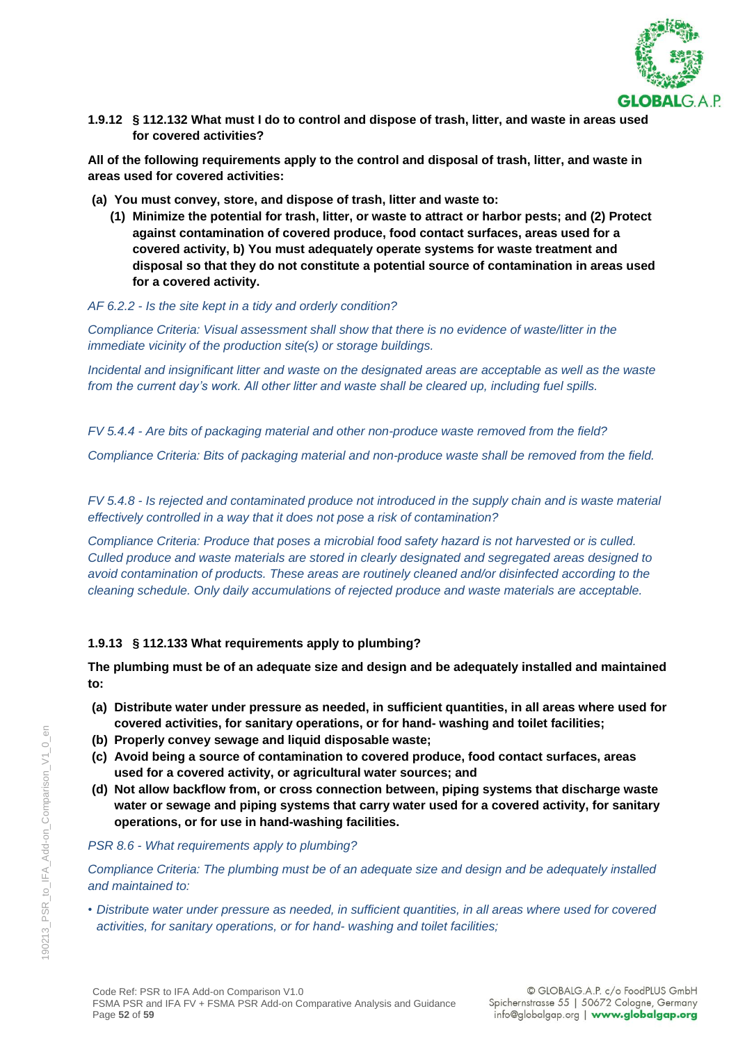### 1.9.12 § 112.132 What must I do to control and dispose of trash, litter, and waste in areas used for covered activities?

**All of the following requirements apply to the control and disposal of trash, litter, and waste in areas used for covered activities:**

**(a) You must convey, store, and dispose of trash, litter and waste to:**

**(1) Minimize the potential for trash, litter, or waste to attract or harbor pests; and (2) Protect against contamination of covered produce, food contact surfaces, areas used for a covered activity, b) You must adequately operate systems for waste treatment and disposal so that they do not constitute a potential source of contamination in areas used for a covered activity.**

*AF 6.2.2 - Is the site kept in a tidy and orderly condition?*

*Compliance Criteria: Visual assessment shall show that there is no evidence of waste/litter in the immediate vicinity of the production site(s) or storage buildings.*

*Incidental and insignificant litter and waste on the designated areas are acceptable as well as the waste from the current day's work. All other litter and waste shall be cleared up, including fuel spills.*

*FV 5.4.4 - Are bits of packaging material and other non-produce waste removed from the field?*

*Compliance Criteria: Bits of packaging material and non-produce waste shall be removed from the field.*

*FV 5.4.8 - Is rejected and contaminated produce not introduced in the supply chain and is waste material effectively controlled in a way that it does not pose a risk of contamination?*

*Compliance Criteria: Produce that poses a microbial food safety hazard is not harvested or is culled. Culled produce and waste materials are stored in clearly designated and segregated areas designed to avoid contamination of products. These areas are routinely cleaned and/or disinfected according to the cleaning schedule. Only daily accumulations of rejected produce and waste materials are acceptable.*

### 1.9.13 § 112.133 What requirements apply to plumbing?

**The plumbing must be of an adequate size and design and be adequately installed and maintained to:**

- **(a) Distribute water under pressure as needed, in sufficient quantities, in all areas where used for covered activities, for sanitary operations, or for hand- washing and toilet facilities;**
- **(b) Properly convey sewage and liquid disposable waste;**
- **(c) Avoid being a source of contamination to covered produce, food contact surfaces, areas used for a covered activity, or agricultural water sources; and**
- **(d) Not allow backflow from, or cross connection between, piping systems that discharge waste water or sewage and piping systems that carry water used for a covered activity, for sanitary operations, or for use in hand-washing facilities.**

*PSR 8.6 - What requirements apply to plumbing?*

*Compliance Criteria: The plumbing must be of an adequate size and design and be adequately installed and maintained to:*

- *Distribute water under pressure as needed, in sufficient quantities, in all areas where used for covered activities, for sanitary operations, or for hand- washing and toilet facilities;*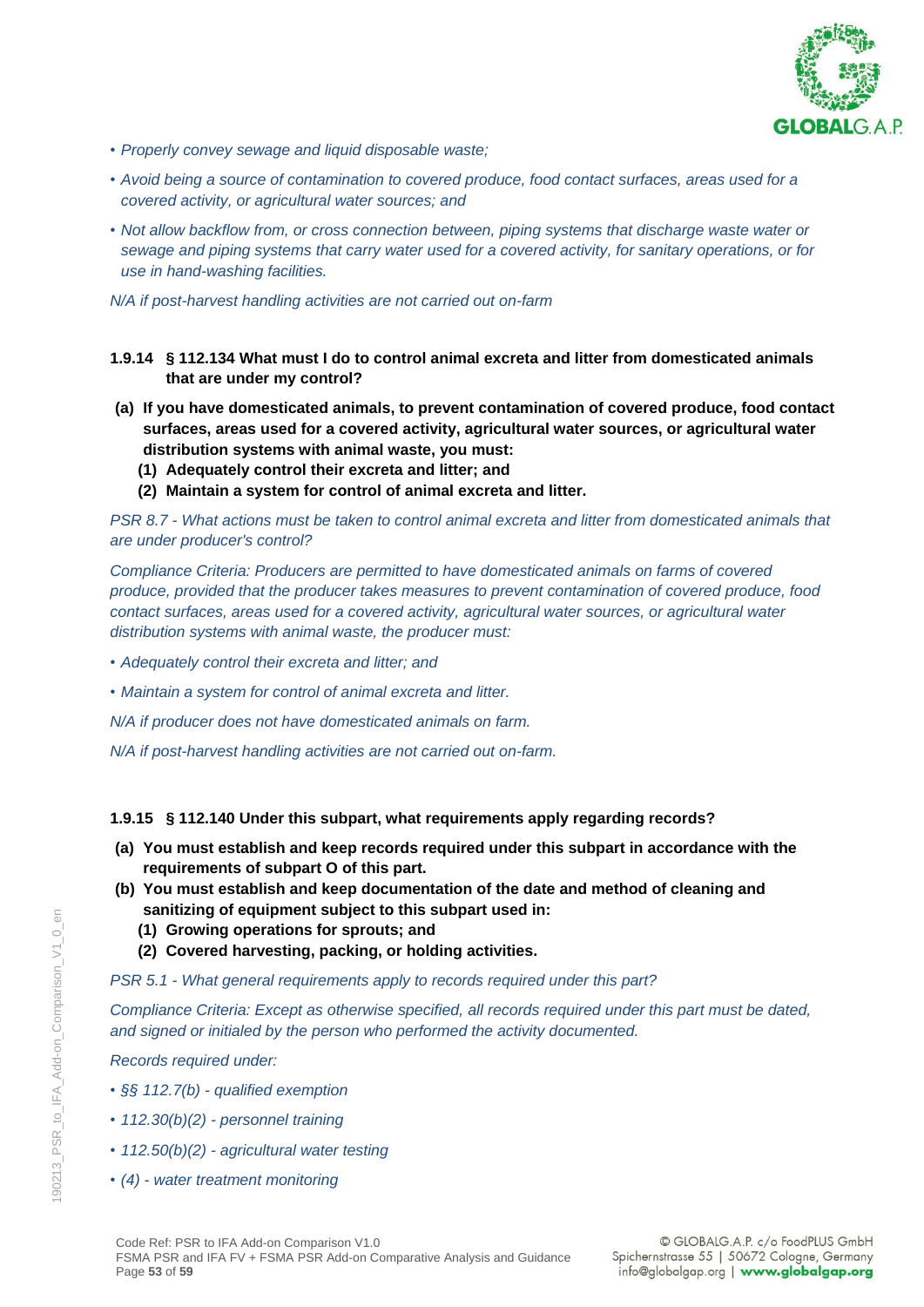*• Properly convey sewage and liquid disposable waste;*

*• Avoid being a source of contamination to covered produce, food contact surfaces, areas used for a covered activity, or agricultural water sources; and*

*• Not allow backflow from, or cross connection between, piping systems that discharge waste water or sewage and piping systems that carry water used for a covered activity, for sanitary operations, or for use in hand-washing facilities.*

*N/A if post-harvest handling activities are not carried out on-farm*

### 1.9.14 § 112.134 What must I do to control animal excreta and litter from domesticated animals that are under my control?

**(a) If you have domesticated animals, to prevent contamination of covered produce, food contact surfaces, areas used for a covered activity, agricultural water sources, or agricultural water distribution systems with animal waste, you must:**

**(1) Adequately control their excreta and litter; and**

**(2) Maintain a system for control of animal excreta and litter.**

*PSR 8.7 - What actions must be taken to control animal excreta and litter from domesticated animals that are under producer's control?*

*Compliance Criteria: Producers are permitted to have domesticated animals on farms of covered produce, provided that the producer takes measures to prevent contamination of covered produce, food contact surfaces, areas used for a covered activity, agricultural water sources, or agricultural water distribution systems with animal waste, the producer must:*

*• Adequately control their excreta and litter; and*

*• Maintain a system for control of animal excreta and litter.*

*N/A if producer does not have domesticated animals on farm.*

*N/A if post-harvest handling activities are not carried out on-farm.*

### 1.9.15 § 112.140 Under this subpart, what requirements apply regarding records?

**(a) You must establish and keep records required under this subpart in accordance with the requirements of subpart O of this part.**

**(b) You must establish and keep documentation of the date and method of cleaning and sanitizing of equipment subject to this subpart used in:**

**(1) Growing operations for sprouts; and**

**(2) Covered harvesting, packing, or holding activities.**

*PSR 5.1 - What general requirements apply to records required under this part?*

*Compliance Criteria: Except as otherwise specified, all records required under this part must be dated, and signed or initialed by the person who performed the activity documented.*

*Records required under:*

*• §§ 112.7(b) - qualified exemption*

*• 112.30(b)(2) - personnel training*

*• 112.50(b)(2) - agricultural water testing*

*• (4) - water treatment monitoring*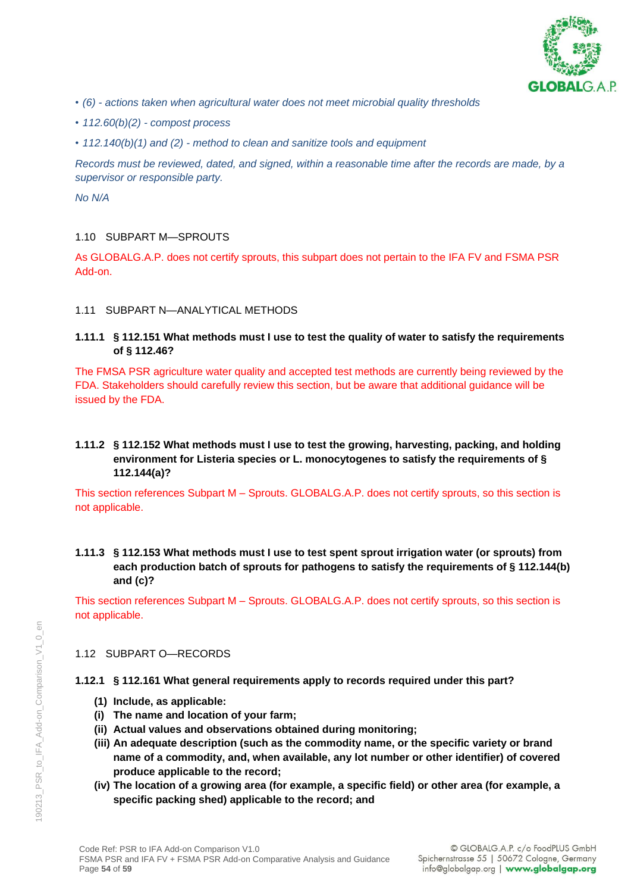*• (6) - actions taken when agricultural water does not meet microbial quality thresholds*

*• 112.60(b)(2) - compost process*

*• 112.140(b)(1) and (2) - method to clean and sanitize tools and equipment*

*Records must be reviewed, dated, and signed, within a reasonable time after the records are made, by a supervisor or responsible party.*

*No N/A*

## 1.10 SUBPART M—SPROUTS

As GLOBALG.A.P. does not certify sprouts, this subpart does not pertain to the IFA FV and FSMA PSR Add-on.

## 1.11 SUBPART N—ANALYTICAL METHODS

### 1.11.1 § 112.151 What methods must I use to test the quality of water to satisfy the requirements of § 112.46?

The FMSA PSR agriculture water quality and accepted test methods are currently being reviewed by the FDA. Stakeholders should carefully review this section, but be aware that additional guidance will be issued by the FDA.

### 1.11.2 § 112.152 What methods must I use to test the growing, harvesting, packing, and holding environment for Listeria species or L. monocytogenes to satisfy the requirements of § 112.144(a)?

This section references Subpart M – Sprouts. GLOBALG.A.P. does not certify sprouts, so this section is not applicable.

### 1.11.3 § 112.153 What methods must I use to test spent sprout irrigation water (or sprouts) from each production batch of sprouts for pathogens to satisfy the requirements of § 112.144(b) and (c)?

This section references Subpart M – Sprouts. GLOBALG.A.P. does not certify sprouts, so this section is not applicable.

## 1.12 SUBPART O—RECORDS

### 1.12.1 § 112.161 What general requirements apply to records required under this part?

**(1) Include, as applicable:**

**(i) The name and location of your farm;**

**(ii) Actual values and observations obtained during monitoring;**

**(iii) An adequate description (such as the commodity name, or the specific variety or brand name of a commodity, and, when available, any lot number or other identifier) of covered produce applicable to the record;**

**(iv) The location of a growing area (for example, a specific field) or other area (for example, a specific packing shed) applicable to the record; and**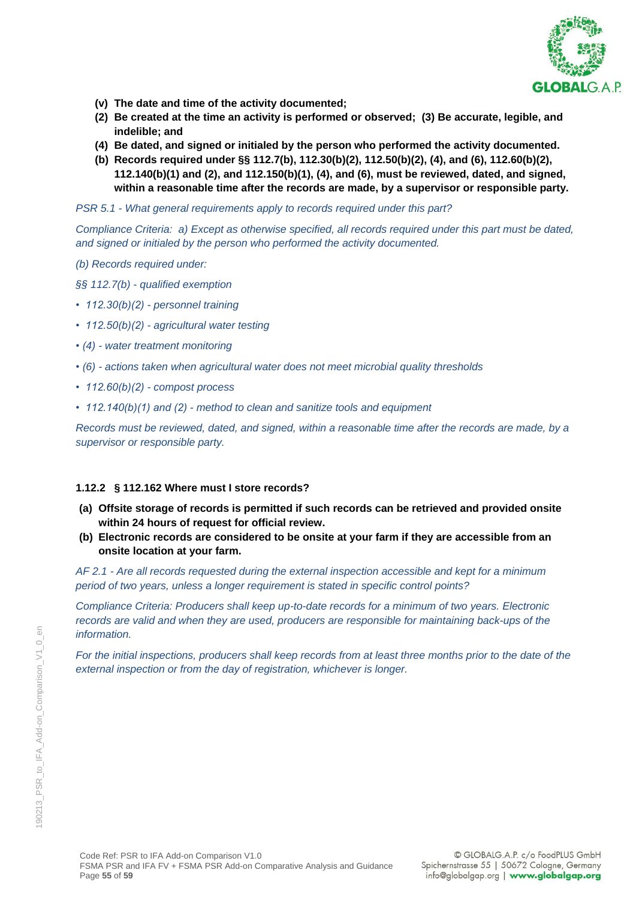- **(v) The date and time of the activity documented;**
- **(2) Be created at the time an activity is performed or observed; (3) Be accurate, legible, and indelible; and**
- **(4) Be dated, and signed or initialed by the person who performed the activity documented.**
- **(b) Records required under §§ 112.7(b), 112.30(b)(2), 112.50(b)(2), (4), and (6), 112.60(b)(2), 112.140(b)(1) and (2), and 112.150(b)(1), (4), and (6), must be reviewed, dated, and signed, within a reasonable time after the records are made, by a supervisor or responsible party.**

*PSR 5.1 - What general requirements apply to records required under this part?*

*Compliance Criteria: a) Except as otherwise specified, all records required under this part must be dated, and signed or initialed by the person who performed the activity documented.*

*(b) Records required under:*

*§§ 112.7(b) - qualified exemption*

- *112.30(b)(2) - personnel training*
- *112.50(b)(2) - agricultural water testing*
- *(4) - water treatment monitoring*
- *(6) - actions taken when agricultural water does not meet microbial quality thresholds*
- *112.60(b)(2) - compost process*
- *112.140(b)(1) and (2) - method to clean and sanitize tools and equipment*

*Records must be reviewed, dated, and signed, within a reasonable time after the records are made, by a supervisor or responsible party.*

### 1.12.2 § 112.162 Where must I store records?

- **(a) Offsite storage of records is permitted if such records can be retrieved and provided onsite within 24 hours of request for official review.**
- **(b) Electronic records are considered to be onsite at your farm if they are accessible from an onsite location at your farm.**

*AF 2.1 - Are all records requested during the external inspection accessible and kept for a minimum period of two years, unless a longer requirement is stated in specific control points?*

*Compliance Criteria: Producers shall keep up-to-date records for a minimum of two years. Electronic records are valid and when they are used, producers are responsible for maintaining back-ups of the information.*

*For the initial inspections, producers shall keep records from at least three months prior to the date of the external inspection or from the day of registration, whichever is longer.*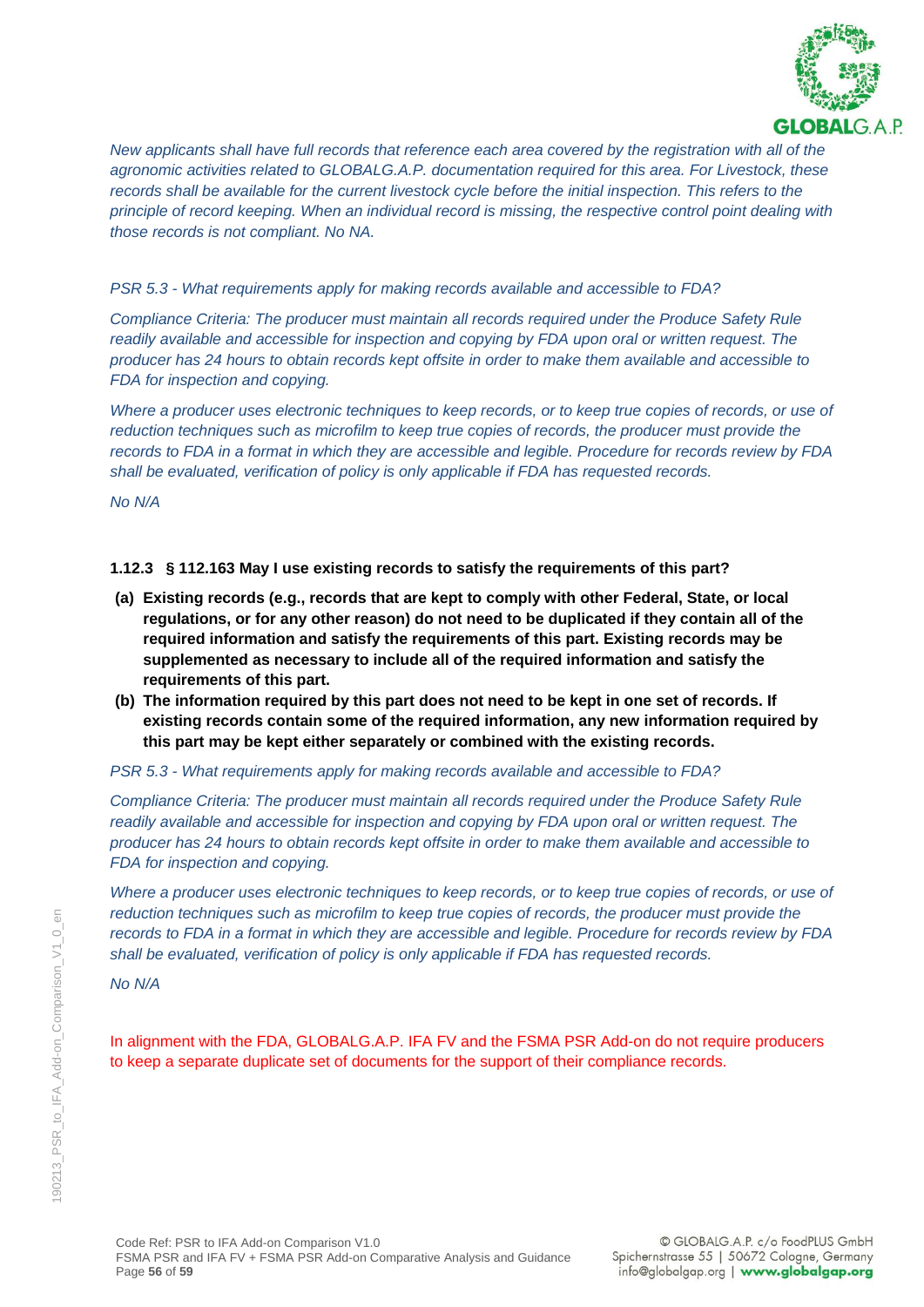*New applicants shall have full records that reference each area covered by the registration with all of the agronomic activities related to GLOBALG.A.P. documentation required for this area. For Livestock, these records shall be available for the current livestock cycle before the initial inspection. This refers to the principle of record keeping. When an individual record is missing, the respective control point dealing with those records is not compliant. No NA.*

*PSR 5.3 - What requirements apply for making records available and accessible to FDA?*

*Compliance Criteria: The producer must maintain all records required under the Produce Safety Rule readily available and accessible for inspection and copying by FDA upon oral or written request. The producer has 24 hours to obtain records kept offsite in order to make them available and accessible to FDA for inspection and copying.*

*Where a producer uses electronic techniques to keep records, or to keep true copies of records, or use of reduction techniques such as microfilm to keep true copies of records, the producer must provide the records to FDA in a format in which they are accessible and legible. Procedure for records review by FDA shall be evaluated, verification of policy is only applicable if FDA has requested records.*

*No N/A*

**1.12.3 § 112.163 May I use existing records to satisfy the requirements of this part?**

**(a) Existing records (e.g., records that are kept to comply with other Federal, State, or local regulations, or for any other reason) do not need to be duplicated if they contain all of the required information and satisfy the requirements of this part. Existing records may be supplemented as necessary to include all of the required information and satisfy the requirements of this part.**

**(b) The information required by this part does not need to be kept in one set of records. If existing records contain some of the required information, any new information required by this part may be kept either separately or combined with the existing records.**

*PSR 5.3 - What requirements apply for making records available and accessible to FDA?*

*Compliance Criteria: The producer must maintain all records required under the Produce Safety Rule readily available and accessible for inspection and copying by FDA upon oral or written request. The producer has 24 hours to obtain records kept offsite in order to make them available and accessible to FDA for inspection and copying.*

*Where a producer uses electronic techniques to keep records, or to keep true copies of records, or use of reduction techniques such as microfilm to keep true copies of records, the producer must provide the records to FDA in a format in which they are accessible and legible. Procedure for records review by FDA shall be evaluated, verification of policy is only applicable if FDA has requested records.*

*No N/A*

In alignment with the FDA, GLOBALG.A.P. IFA FV and the FSMA PSR Add-on do not require producers to keep a separate duplicate set of documents for the support of their compliance records.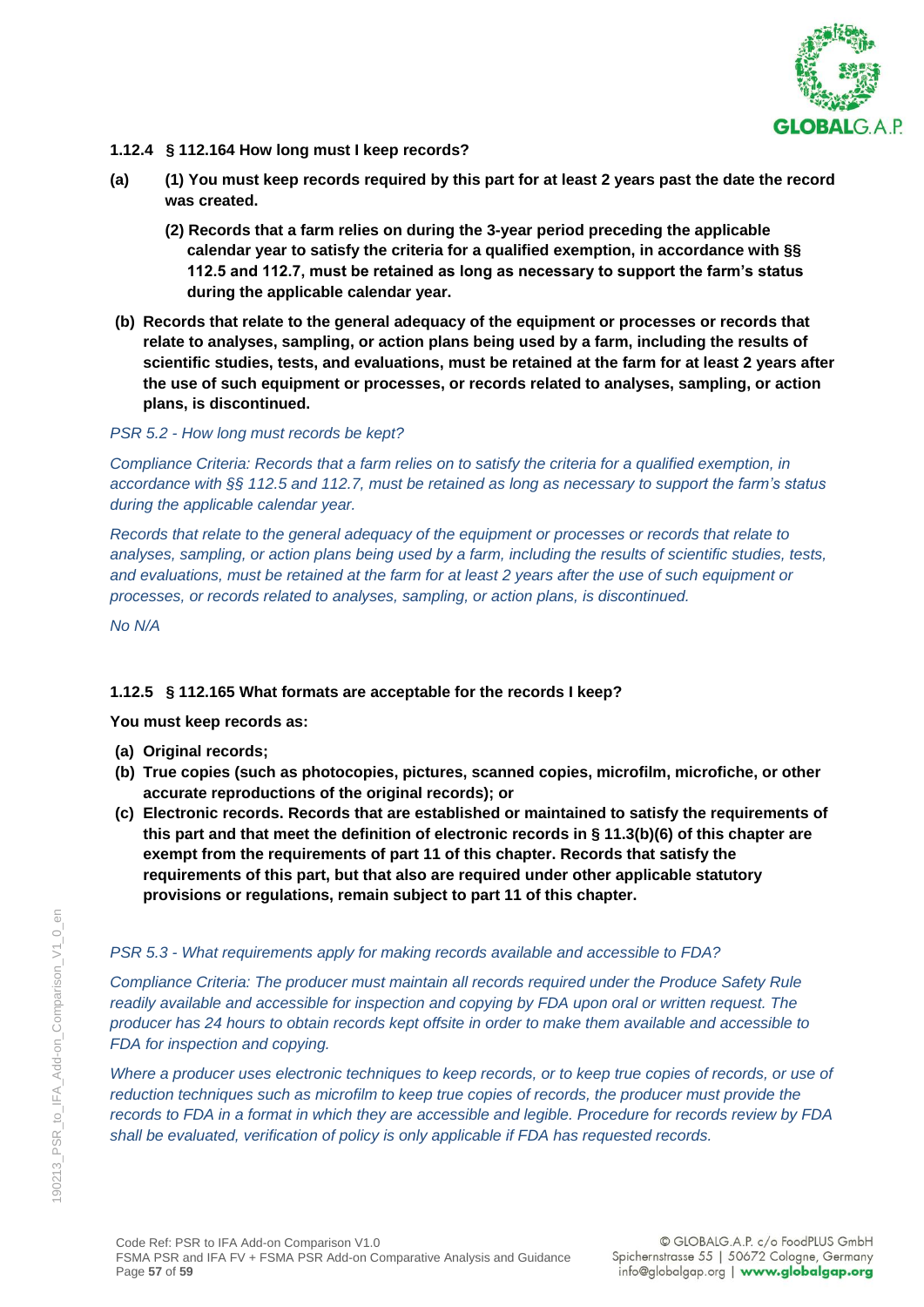**1.12.4 § 112.164 How long must I keep records?**

**(a)** **(1) You must keep records required by this part for at least 2 years past the date the record was created.**

**(2) Records that a farm relies on during the 3-year period preceding the applicable calendar year to satisfy the criteria for a qualified exemption, in accordance with §§ 112.5 and 112.7, must be retained as long as necessary to support the farm's status during the applicable calendar year.**

**(b) Records that relate to the general adequacy of the equipment or processes or records that relate to analyses, sampling, or action plans being used by a farm, including the results of scientific studies, tests, and evaluations, must be retained at the farm for at least 2 years after the use of such equipment or processes, or records related to analyses, sampling, or action plans, is discontinued.**

*PSR 5.2 - How long must records be kept?*

*Compliance Criteria: Records that a farm relies on to satisfy the criteria for a qualified exemption, in accordance with §§ 112.5 and 112.7, must be retained as long as necessary to support the farm's status during the applicable calendar year.*

*Records that relate to the general adequacy of the equipment or processes or records that relate to analyses, sampling, or action plans being used by a farm, including the results of scientific studies, tests, and evaluations, must be retained at the farm for at least 2 years after the use of such equipment or processes, or records related to analyses, sampling, or action plans, is discontinued.*

*No N/A*

**1.12.5 § 112.165 What formats are acceptable for the records I keep?**

**You must keep records as:**

**(a) Original records;**

**(b) True copies (such as photocopies, pictures, scanned copies, microfilm, microfiche, or other accurate reproductions of the original records); or**

**(c) Electronic records. Records that are established or maintained to satisfy the requirements of this part and that meet the definition of electronic records in § 11.3(b)(6) of this chapter are exempt from the requirements of part 11 of this chapter. Records that satisfy the requirements of this part, but that also are required under other applicable statutory provisions or regulations, remain subject to part 11 of this chapter.**

*PSR 5.3 - What requirements apply for making records available and accessible to FDA?*

*Compliance Criteria: The producer must maintain all records required under the Produce Safety Rule readily available and accessible for inspection and copying by FDA upon oral or written request. The producer has 24 hours to obtain records kept offsite in order to make them available and accessible to FDA for inspection and copying.*

*Where a producer uses electronic techniques to keep records, or to keep true copies of records, or use of reduction techniques such as microfilm to keep true copies of records, the producer must provide the records to FDA in a format in which they are accessible and legible. Procedure for records review by FDA shall be evaluated, verification of policy is only applicable if FDA has requested records.*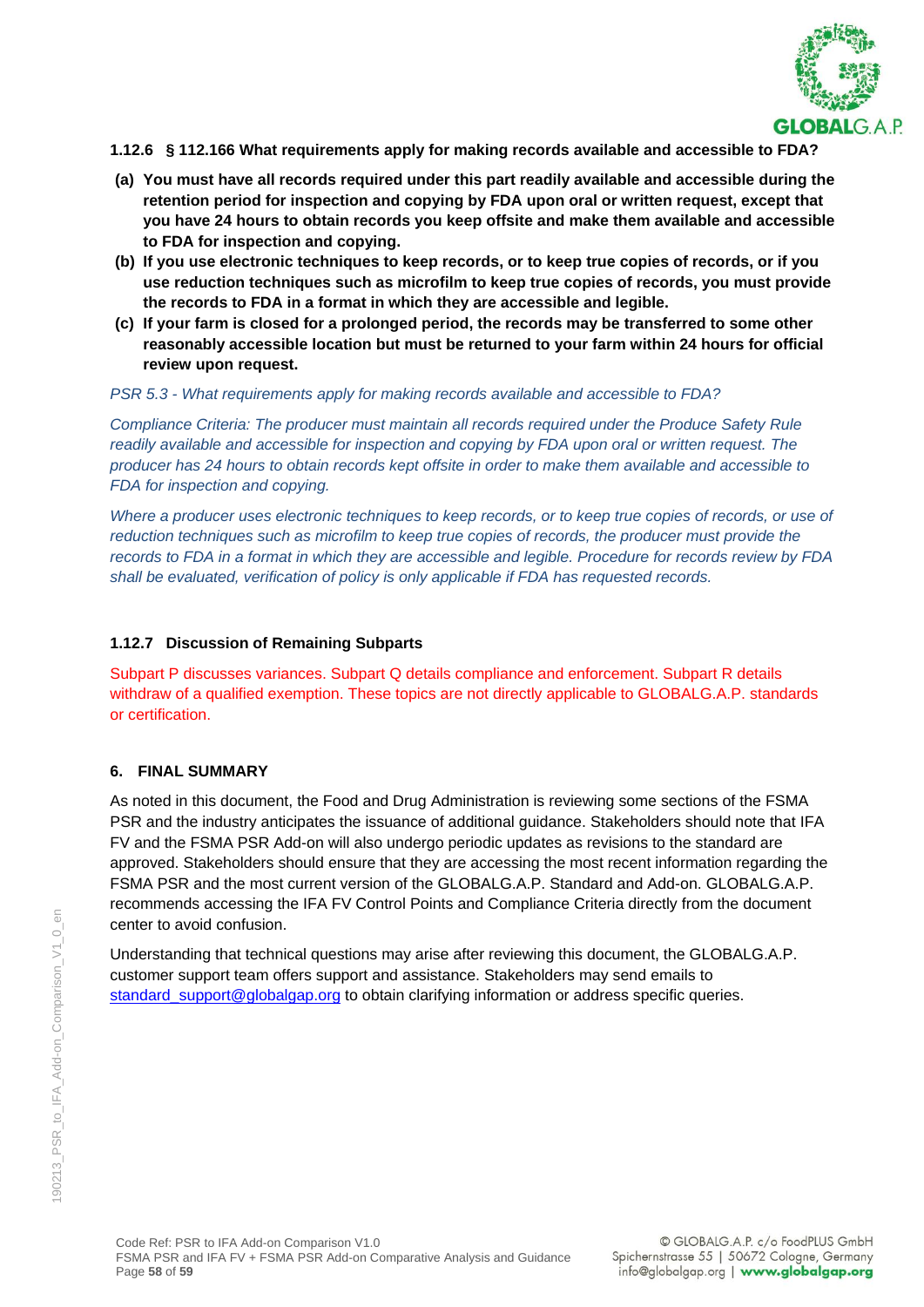### 1.12.6 § 112.166 What requirements apply for making records available and accessible to FDA?

**(a) You must have all records required under this part readily available and accessible during the retention period for inspection and copying by FDA upon oral or written request, except that you have 24 hours to obtain records you keep offsite and make them available and accessible to FDA for inspection and copying.**

**(b) If you use electronic techniques to keep records, or to keep true copies of records, or if you use reduction techniques such as microfilm to keep true copies of records, you must provide the records to FDA in a format in which they are accessible and legible.**

**(c) If your farm is closed for a prolonged period, the records may be transferred to some other reasonably accessible location but must be returned to your farm within 24 hours for official review upon request.**

*PSR 5.3 - What requirements apply for making records available and accessible to FDA?*

*Compliance Criteria: The producer must maintain all records required under the Produce Safety Rule readily available and accessible for inspection and copying by FDA upon oral or written request. The producer has 24 hours to obtain records kept offsite in order to make them available and accessible to FDA for inspection and copying.*

*Where a producer uses electronic techniques to keep records, or to keep true copies of records, or use of reduction techniques such as microfilm to keep true copies of records, the producer must provide the records to FDA in a format in which they are accessible and legible. Procedure for records review by FDA shall be evaluated, verification of policy is only applicable if FDA has requested records.*

### 1.12.7 Discussion of Remaining Subparts

Subpart P discusses variances. Subpart Q details compliance and enforcement. Subpart R details withdraw of a qualified exemption. These topics are not directly applicable to GLOBALG.A.P. standards or certification.

## 6. FINAL SUMMARY

As noted in this document, the Food and Drug Administration is reviewing some sections of the FSMA PSR and the industry anticipates the issuance of additional guidance. Stakeholders should note that IFA FV and the FSMA PSR Add-on will also undergo periodic updates as revisions to the standard are approved. Stakeholders should ensure that they are accessing the most recent information regarding the FSMA PSR and the most current version of the GLOBALG.A.P. Standard and Add-on. GLOBALG.A.P. recommends accessing the IFA FV Control Points and Compliance Criteria directly from the document center to avoid confusion.

Understanding that technical questions may arise after reviewing this document, the GLOBALG.A.P. customer support team offers support and assistance. Stakeholders may send emails to standard_support@globalgap.org to obtain clarifying information or address specific queries.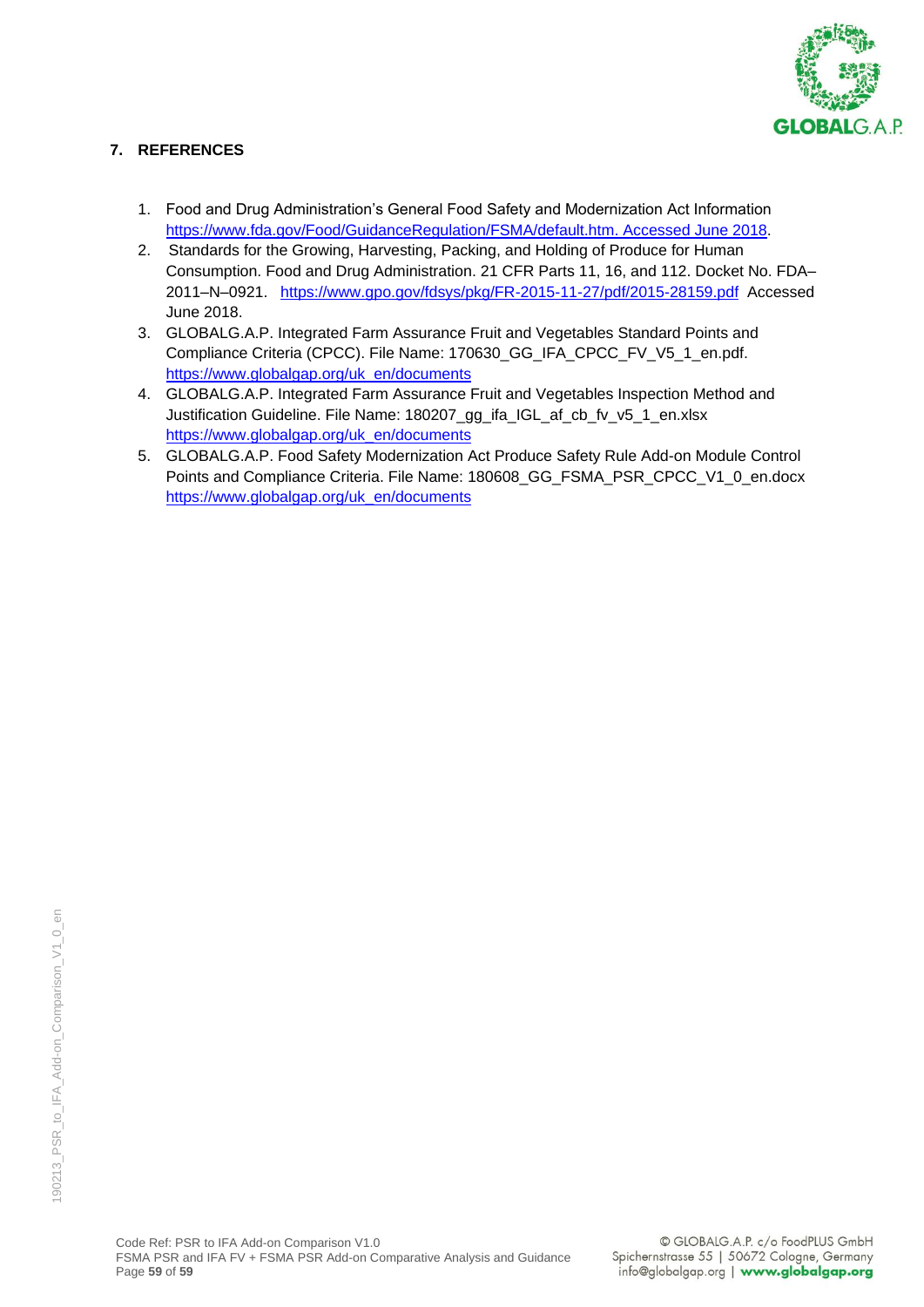## 7. REFERENCES

1. Food and Drug Administration's General Food Safety and Modernization Act Information https://www.fda.gov/Food/GuidanceRegulation/FSMA/default.htm. Accessed June 2018.
2. Standards for the Growing, Harvesting, Packing, and Holding of Produce for Human Consumption. Food and Drug Administration. 21 CFR Parts 11, 16, and 112. Docket No. FDA–2011–N–0921. https://www.gpo.gov/fdsys/pkg/FR-2015-11-27/pdf/2015-28159.pdf Accessed June 2018.
3. GLOBALG.A.P. Integrated Farm Assurance Fruit and Vegetables Standard Points and Compliance Criteria (CPCC). File Name: 170630_GG_IFA_CPCC_FV_V5_1_en.pdf. https://www.globalgap.org/uk_en/documents
4. GLOBALG.A.P. Integrated Farm Assurance Fruit and Vegetables Inspection Method and Justification Guideline. File Name: 180207_gg_ifa_IGL_af_cb_fv_v5_1_en.xlsx https://www.globalgap.org/uk_en/documents
5. GLOBALG.A.P. Food Safety Modernization Act Produce Safety Rule Add-on Module Control Points and Compliance Criteria. File Name: 180608_GG_FSMA_PSR_CPCC_V1_0_en.docx https://www.globalgap.org/uk_en/documents